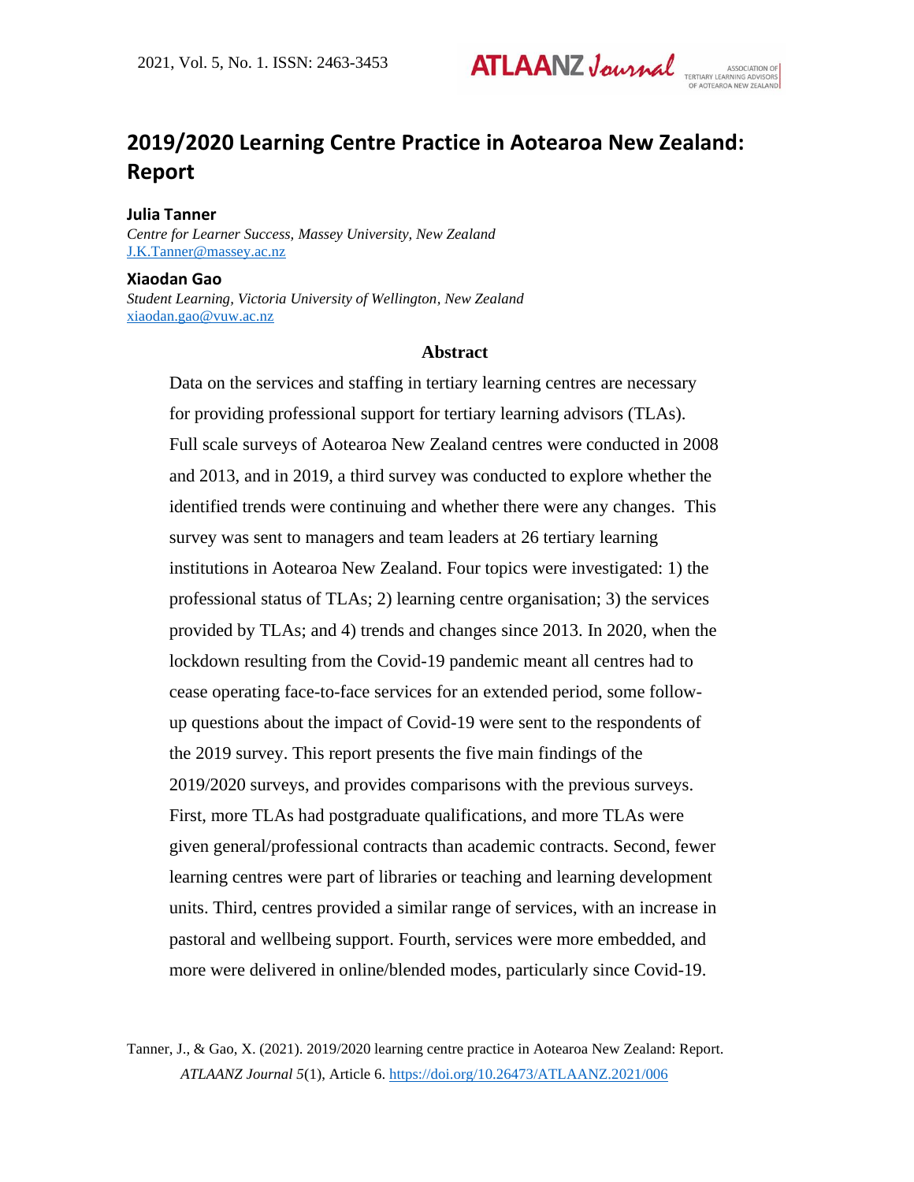# 2019/2020 Learning Centre Practice in Aotearoa New Zealand: Report

**Julia Tanner**

*Centre for Learner Success, Massey University, New Zealand*
J.K.Tanner@massey.ac.nz

**Xiaodan Gao**

*Student Learning, Victoria University of Wellington, New Zealand*
xiaodan.gao@vuw.ac.nz

## Abstract

Data on the services and staffing in tertiary learning centres are necessary for providing professional support for tertiary learning advisors (TLAs). Full scale surveys of Aotearoa New Zealand centres were conducted in 2008 and 2013, and in 2019, a third survey was conducted to explore whether the identified trends were continuing and whether there were any changes. This survey was sent to managers and team leaders at 26 tertiary learning institutions in Aotearoa New Zealand. Four topics were investigated: 1) the professional status of TLAs; 2) learning centre organisation; 3) the services provided by TLAs; and 4) trends and changes since 2013. In 2020, when the lockdown resulting from the Covid-19 pandemic meant all centres had to cease operating face-to-face services for an extended period, some follow-up questions about the impact of Covid-19 were sent to the respondents of the 2019 survey. This report presents the five main findings of the 2019/2020 surveys, and provides comparisons with the previous surveys. First, more TLAs had postgraduate qualifications, and more TLAs were given general/professional contracts than academic contracts. Second, fewer learning centres were part of libraries or teaching and learning development units. Third, centres provided a similar range of services, with an increase in pastoral and wellbeing support. Fourth, services were more embedded, and more were delivered in online/blended modes, particularly since Covid-19.

Tanner, J., & Gao, X. (2021). 2019/2020 learning centre practice in Aotearoa New Zealand: Report. *ATLAANZ Journal 5*(1), Article 6. https://doi.org/10.26473/ATLAANZ.2021/006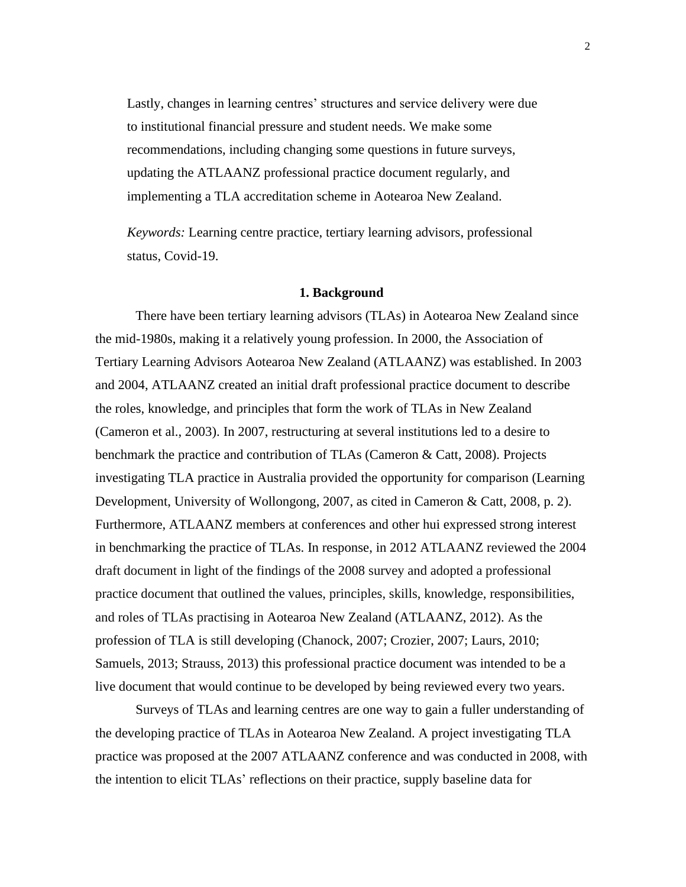Lastly, changes in learning centres' structures and service delivery were due to institutional financial pressure and student needs. We make some recommendations, including changing some questions in future surveys, updating the ATLAANZ professional practice document regularly, and implementing a TLA accreditation scheme in Aotearoa New Zealand.

*Keywords:* Learning centre practice, tertiary learning advisors, professional status, Covid-19.

## 1. Background

There have been tertiary learning advisors (TLAs) in Aotearoa New Zealand since the mid-1980s, making it a relatively young profession. In 2000, the Association of Tertiary Learning Advisors Aotearoa New Zealand (ATLAANZ) was established. In 2003 and 2004, ATLAANZ created an initial draft professional practice document to describe the roles, knowledge, and principles that form the work of TLAs in New Zealand (Cameron et al., 2003). In 2007, restructuring at several institutions led to a desire to benchmark the practice and contribution of TLAs (Cameron & Catt, 2008). Projects investigating TLA practice in Australia provided the opportunity for comparison (Learning Development, University of Wollongong, 2007, as cited in Cameron & Catt, 2008, p. 2). Furthermore, ATLAANZ members at conferences and other hui expressed strong interest in benchmarking the practice of TLAs. In response, in 2012 ATLAANZ reviewed the 2004 draft document in light of the findings of the 2008 survey and adopted a professional practice document that outlined the values, principles, skills, knowledge, responsibilities, and roles of TLAs practising in Aotearoa New Zealand (ATLAANZ, 2012). As the profession of TLA is still developing (Chanock, 2007; Crozier, 2007; Laurs, 2010; Samuels, 2013; Strauss, 2013) this professional practice document was intended to be a live document that would continue to be developed by being reviewed every two years.

Surveys of TLAs and learning centres are one way to gain a fuller understanding of the developing practice of TLAs in Aotearoa New Zealand. A project investigating TLA practice was proposed at the 2007 ATLAANZ conference and was conducted in 2008, with the intention to elicit TLAs' reflections on their practice, supply baseline data for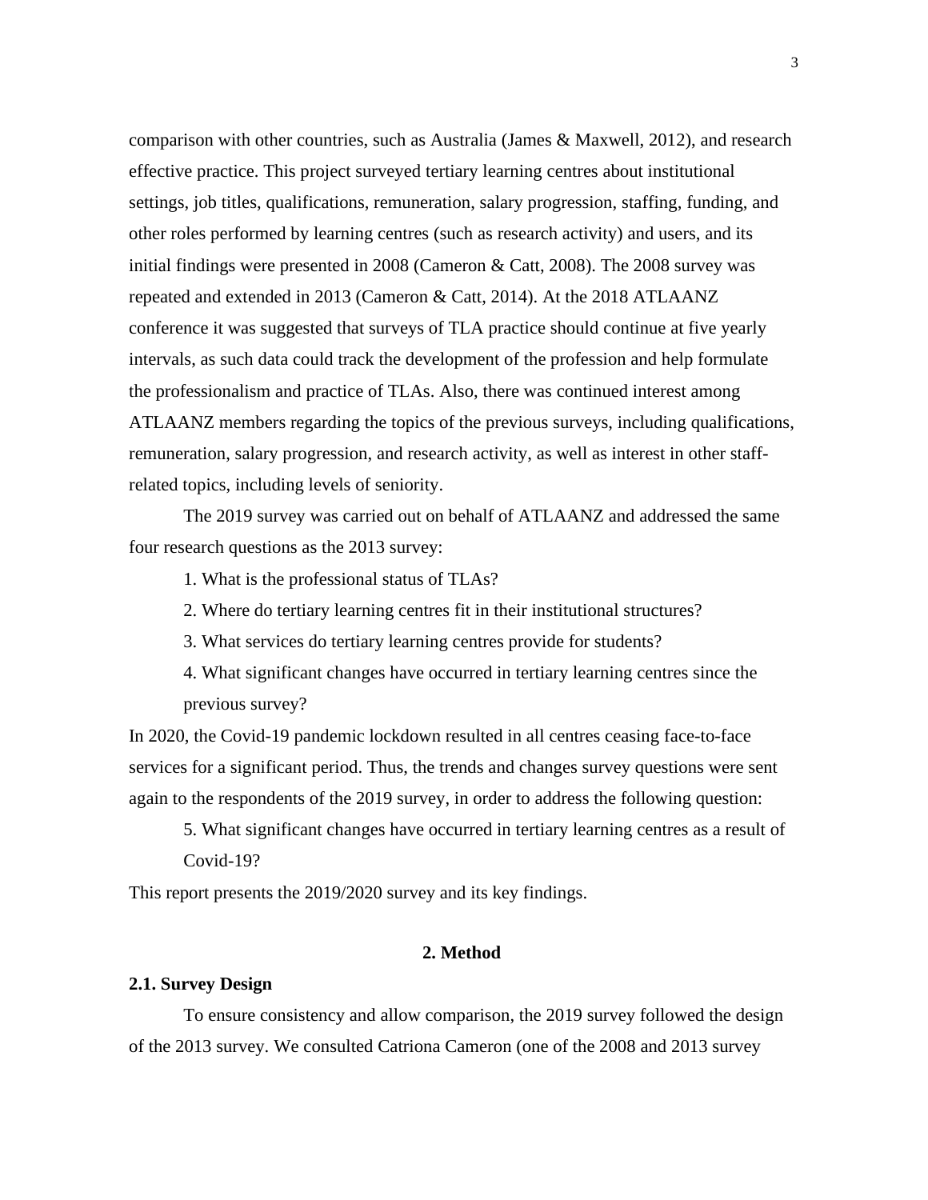comparison with other countries, such as Australia (James & Maxwell, 2012), and research effective practice. This project surveyed tertiary learning centres about institutional settings, job titles, qualifications, remuneration, salary progression, staffing, funding, and other roles performed by learning centres (such as research activity) and users, and its initial findings were presented in 2008 (Cameron & Catt, 2008). The 2008 survey was repeated and extended in 2013 (Cameron & Catt, 2014). At the 2018 ATLAANZ conference it was suggested that surveys of TLA practice should continue at five yearly intervals, as such data could track the development of the profession and help formulate the professionalism and practice of TLAs. Also, there was continued interest among ATLAANZ members regarding the topics of the previous surveys, including qualifications, remuneration, salary progression, and research activity, as well as interest in other staff-related topics, including levels of seniority.

The 2019 survey was carried out on behalf of ATLAANZ and addressed the same four research questions as the 2013 survey:

1. What is the professional status of TLAs?
2. Where do tertiary learning centres fit in their institutional structures?
3. What services do tertiary learning centres provide for students?
4. What significant changes have occurred in tertiary learning centres since the previous survey?

In 2020, the Covid-19 pandemic lockdown resulted in all centres ceasing face-to-face services for a significant period. Thus, the trends and changes survey questions were sent again to the respondents of the 2019 survey, in order to address the following question:

5. What significant changes have occurred in tertiary learning centres as a result of Covid-19?

This report presents the 2019/2020 survey and its key findings.

## 2. Method

### 2.1. Survey Design

To ensure consistency and allow comparison, the 2019 survey followed the design of the 2013 survey. We consulted Catriona Cameron (one of the 2008 and 2013 survey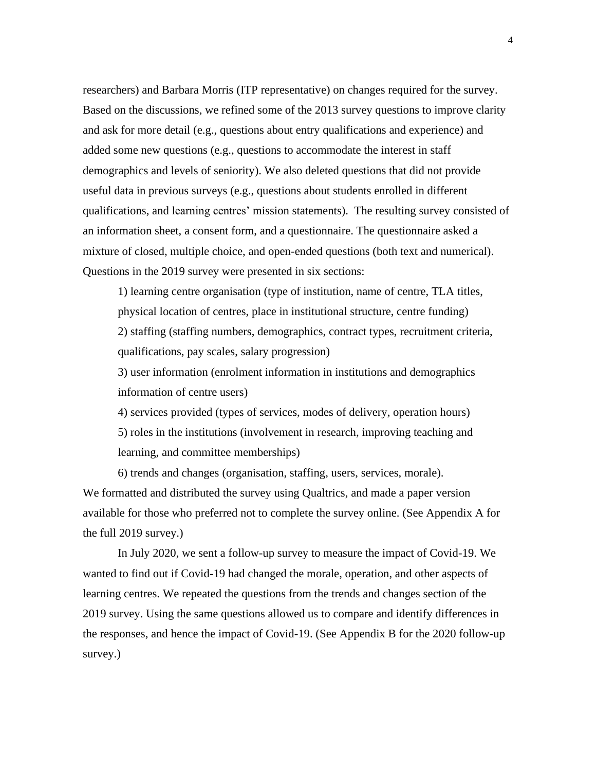researchers) and Barbara Morris (ITP representative) on changes required for the survey. Based on the discussions, we refined some of the 2013 survey questions to improve clarity and ask for more detail (e.g., questions about entry qualifications and experience) and added some new questions (e.g., questions to accommodate the interest in staff demographics and levels of seniority). We also deleted questions that did not provide useful data in previous surveys (e.g., questions about students enrolled in different qualifications, and learning centres' mission statements). The resulting survey consisted of an information sheet, a consent form, and a questionnaire. The questionnaire asked a mixture of closed, multiple choice, and open-ended questions (both text and numerical). Questions in the 2019 survey were presented in six sections:

1) learning centre organisation (type of institution, name of centre, TLA titles, physical location of centres, place in institutional structure, centre funding)

2) staffing (staffing numbers, demographics, contract types, recruitment criteria, qualifications, pay scales, salary progression)

3) user information (enrolment information in institutions and demographics information of centre users)

4) services provided (types of services, modes of delivery, operation hours)

5) roles in the institutions (involvement in research, improving teaching and learning, and committee memberships)

6) trends and changes (organisation, staffing, users, services, morale).

We formatted and distributed the survey using Qualtrics, and made a paper version available for those who preferred not to complete the survey online. (See Appendix A for the full 2019 survey.)

In July 2020, we sent a follow-up survey to measure the impact of Covid-19. We wanted to find out if Covid-19 had changed the morale, operation, and other aspects of learning centres. We repeated the questions from the trends and changes section of the 2019 survey. Using the same questions allowed us to compare and identify differences in the responses, and hence the impact of Covid-19. (See Appendix B for the 2020 follow-up survey.)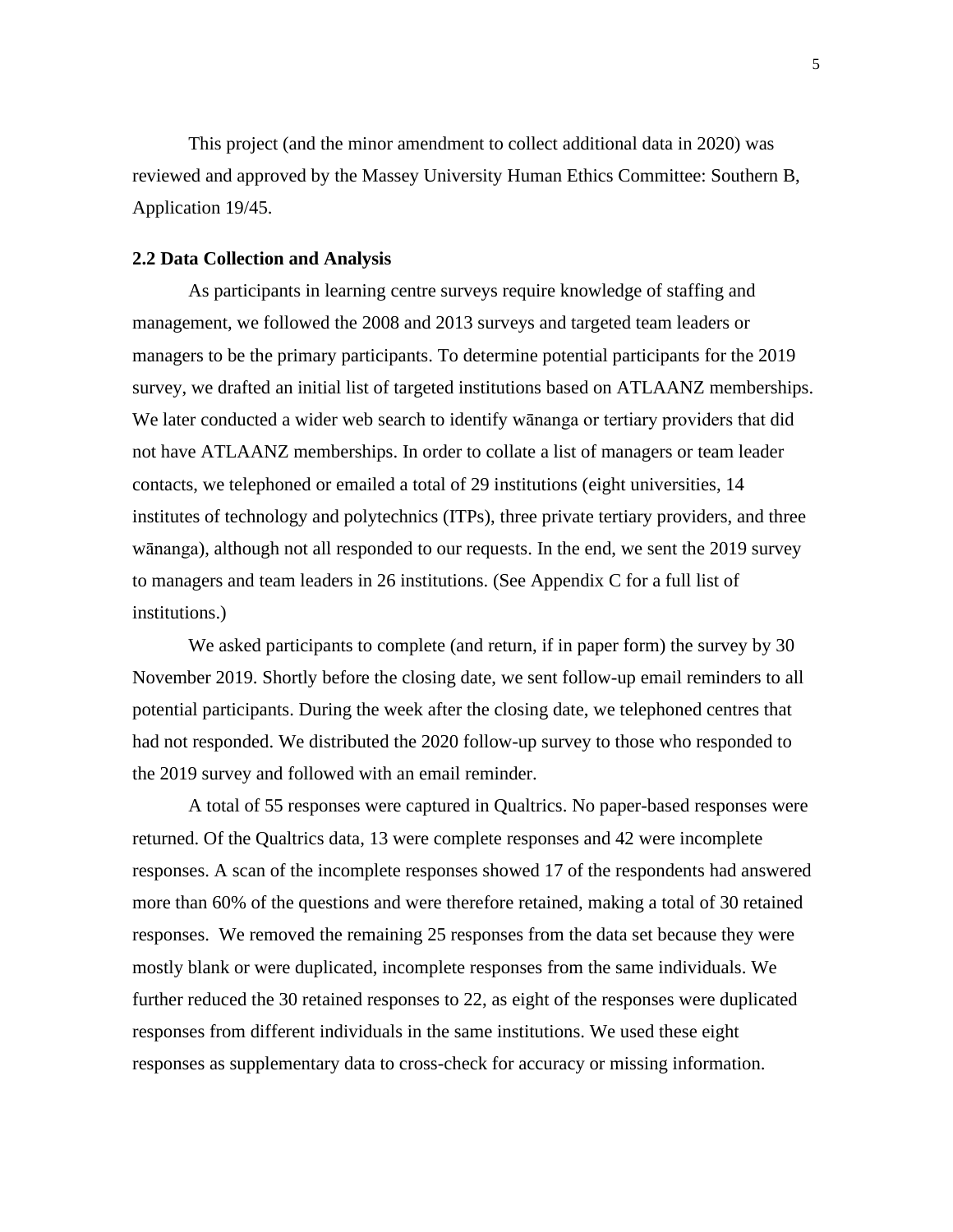This project (and the minor amendment to collect additional data in 2020) was reviewed and approved by the Massey University Human Ethics Committee: Southern B, Application 19/45.

### 2.2 Data Collection and Analysis

As participants in learning centre surveys require knowledge of staffing and management, we followed the 2008 and 2013 surveys and targeted team leaders or managers to be the primary participants. To determine potential participants for the 2019 survey, we drafted an initial list of targeted institutions based on ATLAANZ memberships. We later conducted a wider web search to identify wānanga or tertiary providers that did not have ATLAANZ memberships. In order to collate a list of managers or team leader contacts, we telephoned or emailed a total of 29 institutions (eight universities, 14 institutes of technology and polytechnics (ITPs), three private tertiary providers, and three wānanga), although not all responded to our requests. In the end, we sent the 2019 survey to managers and team leaders in 26 institutions. (See Appendix C for a full list of institutions.)

We asked participants to complete (and return, if in paper form) the survey by 30 November 2019. Shortly before the closing date, we sent follow-up email reminders to all potential participants. During the week after the closing date, we telephoned centres that had not responded. We distributed the 2020 follow-up survey to those who responded to the 2019 survey and followed with an email reminder.

A total of 55 responses were captured in Qualtrics. No paper-based responses were returned. Of the Qualtrics data, 13 were complete responses and 42 were incomplete responses. A scan of the incomplete responses showed 17 of the respondents had answered more than 60% of the questions and were therefore retained, making a total of 30 retained responses. We removed the remaining 25 responses from the data set because they were mostly blank or were duplicated, incomplete responses from the same individuals. We further reduced the 30 retained responses to 22, as eight of the responses were duplicated responses from different individuals in the same institutions. We used these eight responses as supplementary data to cross-check for accuracy or missing information.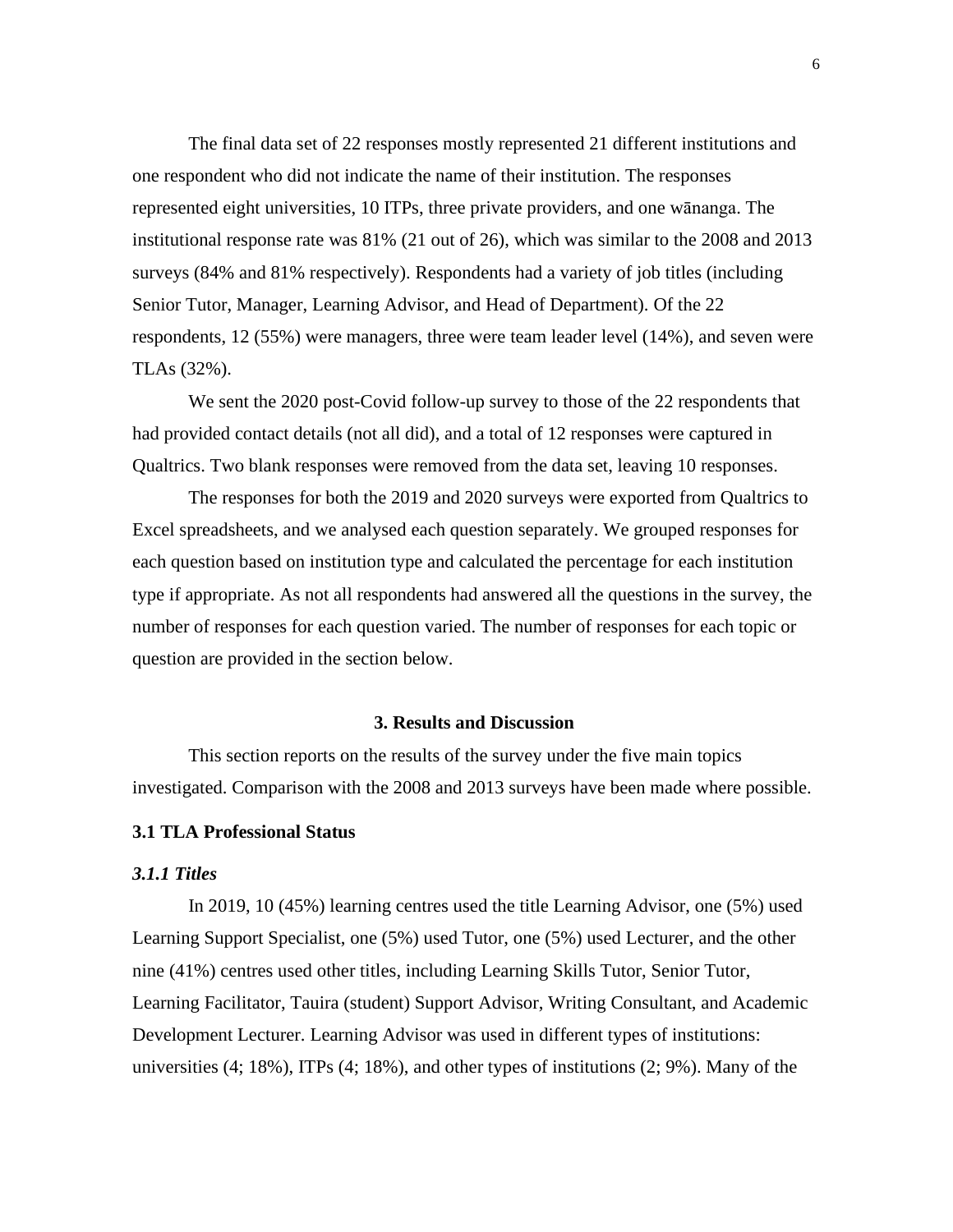The final data set of 22 responses mostly represented 21 different institutions and one respondent who did not indicate the name of their institution. The responses represented eight universities, 10 ITPs, three private providers, and one wānanga. The institutional response rate was 81% (21 out of 26), which was similar to the 2008 and 2013 surveys (84% and 81% respectively). Respondents had a variety of job titles (including Senior Tutor, Manager, Learning Advisor, and Head of Department). Of the 22 respondents, 12 (55%) were managers, three were team leader level (14%), and seven were TLAs (32%).

We sent the 2020 post-Covid follow-up survey to those of the 22 respondents that had provided contact details (not all did), and a total of 12 responses were captured in Qualtrics. Two blank responses were removed from the data set, leaving 10 responses.

The responses for both the 2019 and 2020 surveys were exported from Qualtrics to Excel spreadsheets, and we analysed each question separately. We grouped responses for each question based on institution type and calculated the percentage for each institution type if appropriate. As not all respondents had answered all the questions in the survey, the number of responses for each question varied. The number of responses for each topic or question are provided in the section below.

## 3. Results and Discussion

This section reports on the results of the survey under the five main topics investigated. Comparison with the 2008 and 2013 surveys have been made where possible.

### 3.1 TLA Professional Status

#### *3.1.1 Titles*

In 2019, 10 (45%) learning centres used the title Learning Advisor, one (5%) used Learning Support Specialist, one (5%) used Tutor, one (5%) used Lecturer, and the other nine (41%) centres used other titles, including Learning Skills Tutor, Senior Tutor, Learning Facilitator, Tauira (student) Support Advisor, Writing Consultant, and Academic Development Lecturer. Learning Advisor was used in different types of institutions: universities (4; 18%), ITPs (4; 18%), and other types of institutions (2; 9%). Many of the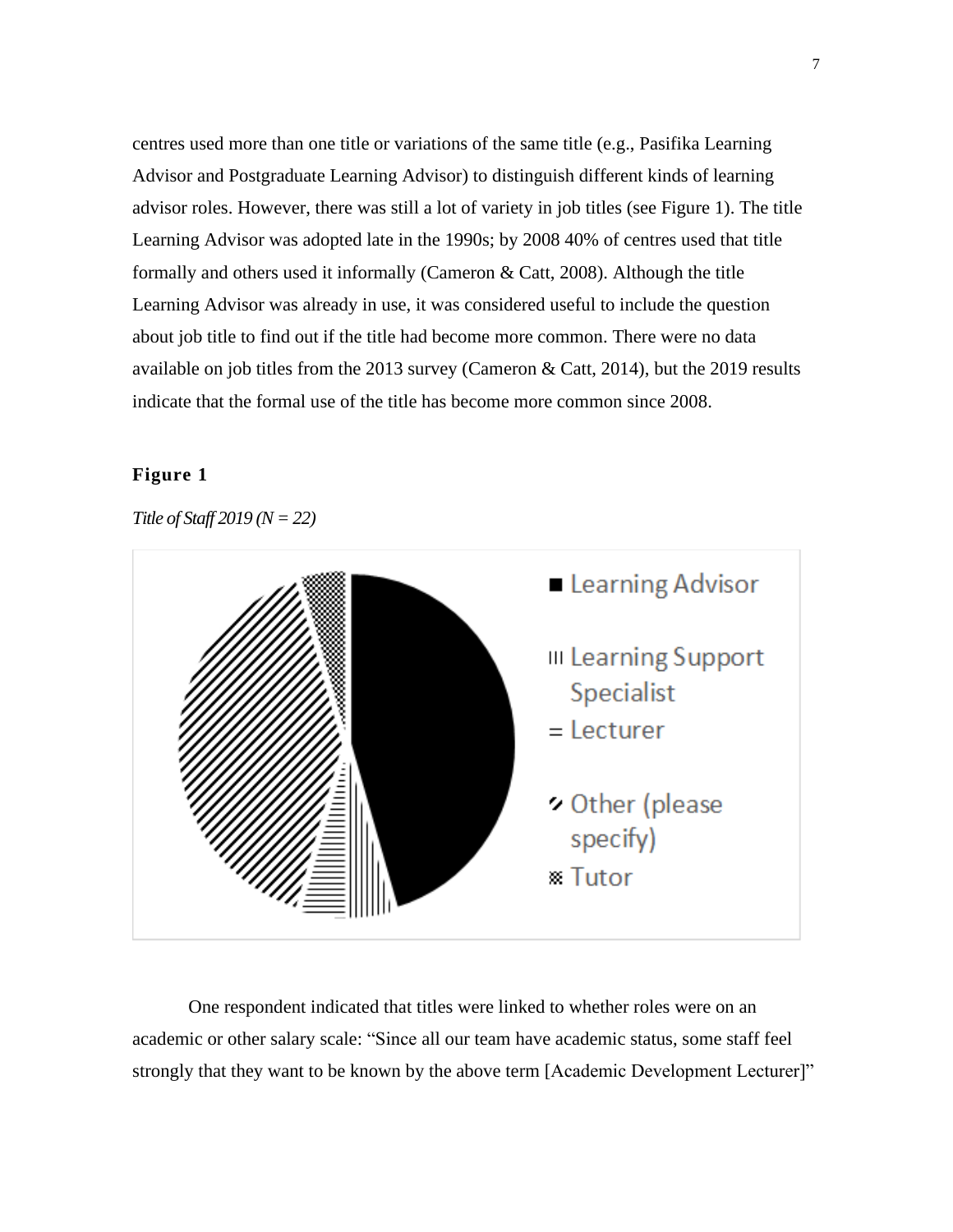centres used more than one title or variations of the same title (e.g., Pasifika Learning Advisor and Postgraduate Learning Advisor) to distinguish different kinds of learning advisor roles. However, there was still a lot of variety in job titles (see Figure 1). The title Learning Advisor was adopted late in the 1990s; by 2008 40% of centres used that title formally and others used it informally (Cameron & Catt, 2008). Although the title Learning Advisor was already in use, it was considered useful to include the question about job title to find out if the title had become more common. There were no data available on job titles from the 2013 survey (Cameron & Catt, 2014), but the 2019 results indicate that the formal use of the title has become more common since 2008.

**Figure 1**

*Title of Staff 2019 (N = 22)*

Learning Advisor
Learning Support Specialist
Lecturer
Other (please specify)
Tutor

One respondent indicated that titles were linked to whether roles were on an academic or other salary scale: "Since all our team have academic status, some staff feel strongly that they want to be known by the above term [Academic Development Lecturer]"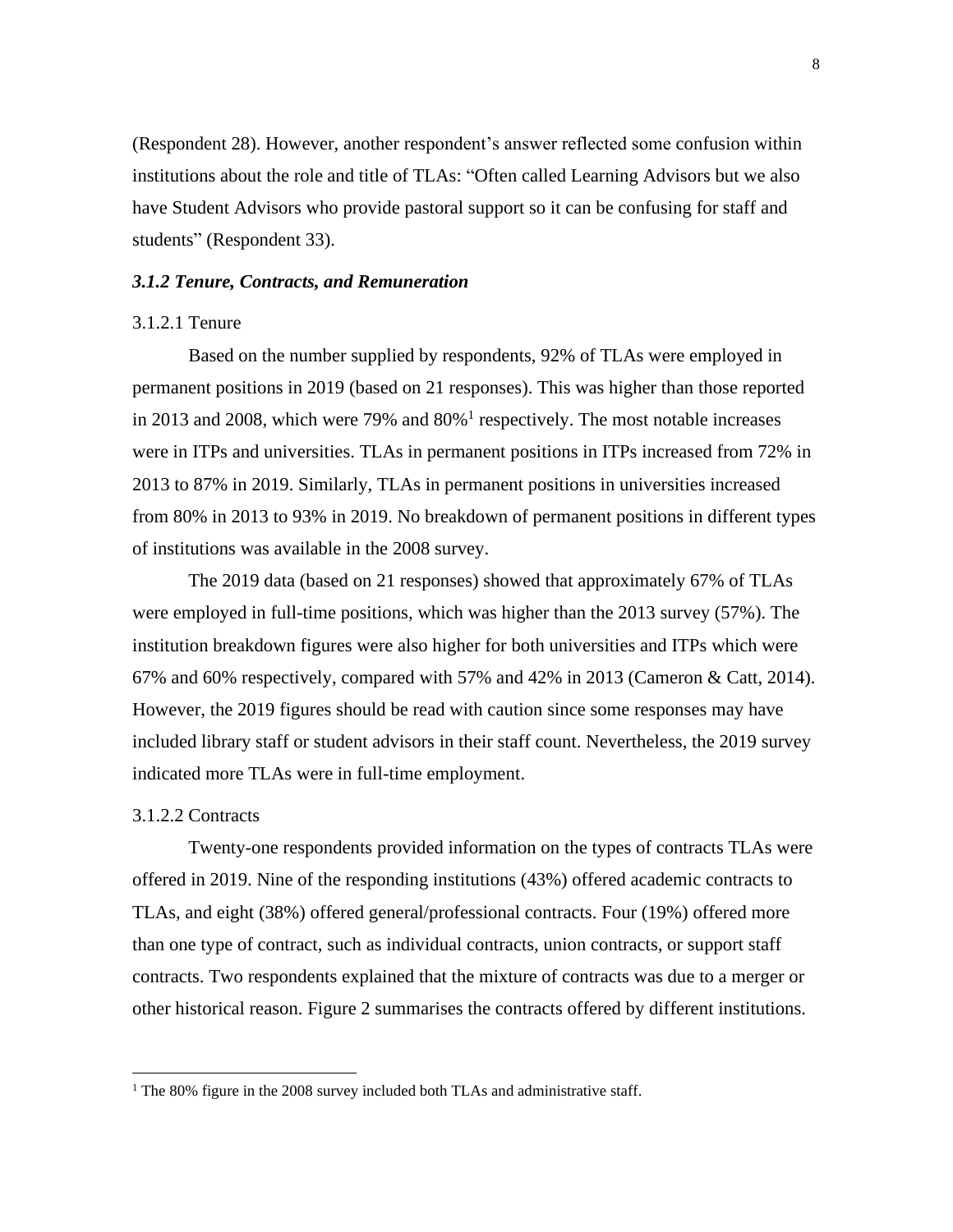(Respondent 28). However, another respondent's answer reflected some confusion within institutions about the role and title of TLAs: "Often called Learning Advisors but we also have Student Advisors who provide pastoral support so it can be confusing for staff and students" (Respondent 33).

### *3.1.2 Tenure, Contracts, and Remuneration*

#### 3.1.2.1 Tenure

Based on the number supplied by respondents, 92% of TLAs were employed in permanent positions in 2019 (based on 21 responses). This was higher than those reported in 2013 and 2008, which were 79% and 80%[1] respectively. The most notable increases were in ITPs and universities. TLAs in permanent positions in ITPs increased from 72% in 2013 to 87% in 2019. Similarly, TLAs in permanent positions in universities increased from 80% in 2013 to 93% in 2019. No breakdown of permanent positions in different types of institutions was available in the 2008 survey.

The 2019 data (based on 21 responses) showed that approximately 67% of TLAs were employed in full-time positions, which was higher than the 2013 survey (57%). The institution breakdown figures were also higher for both universities and ITPs which were 67% and 60% respectively, compared with 57% and 42% in 2013 (Cameron & Catt, 2014). However, the 2019 figures should be read with caution since some responses may have included library staff or student advisors in their staff count. Nevertheless, the 2019 survey indicated more TLAs were in full-time employment.

#### 3.1.2.2 Contracts

Twenty-one respondents provided information on the types of contracts TLAs were offered in 2019. Nine of the responding institutions (43%) offered academic contracts to TLAs, and eight (38%) offered general/professional contracts. Four (19%) offered more than one type of contract, such as individual contracts, union contracts, or support staff contracts. Two respondents explained that the mixture of contracts was due to a merger or other historical reason. Figure 2 summarises the contracts offered by different institutions.

---

[1] The 80% figure in the 2008 survey included both TLAs and administrative staff.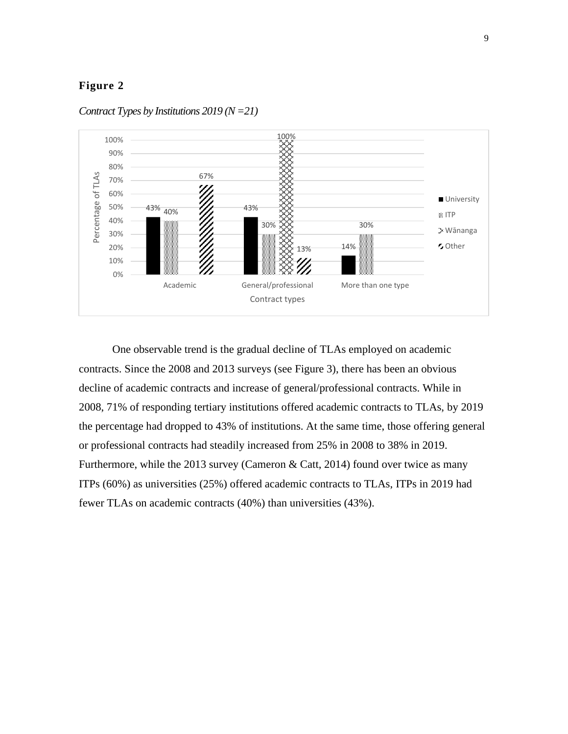**Figure 2**

*Contract Types by Institutions 2019 (N =21)*

| Contract types | University | ITP | Wānanga | Other |
|---|---|---|---|---|
| Academic | 43% | 40% | | 67% |
| General/professional | 43% | 30% | 100% | 13% |
| More than one type | 14% | 30% | | |

One observable trend is the gradual decline of TLAs employed on academic contracts. Since the 2008 and 2013 surveys (see Figure 3), there has been an obvious decline of academic contracts and increase of general/professional contracts. While in 2008, 71% of responding tertiary institutions offered academic contracts to TLAs, by 2019 the percentage had dropped to 43% of institutions. At the same time, those offering general or professional contracts had steadily increased from 25% in 2008 to 38% in 2019. Furthermore, while the 2013 survey (Cameron & Catt, 2014) found over twice as many ITPs (60%) as universities (25%) offered academic contracts to TLAs, ITPs in 2019 had fewer TLAs on academic contracts (40%) than universities (43%).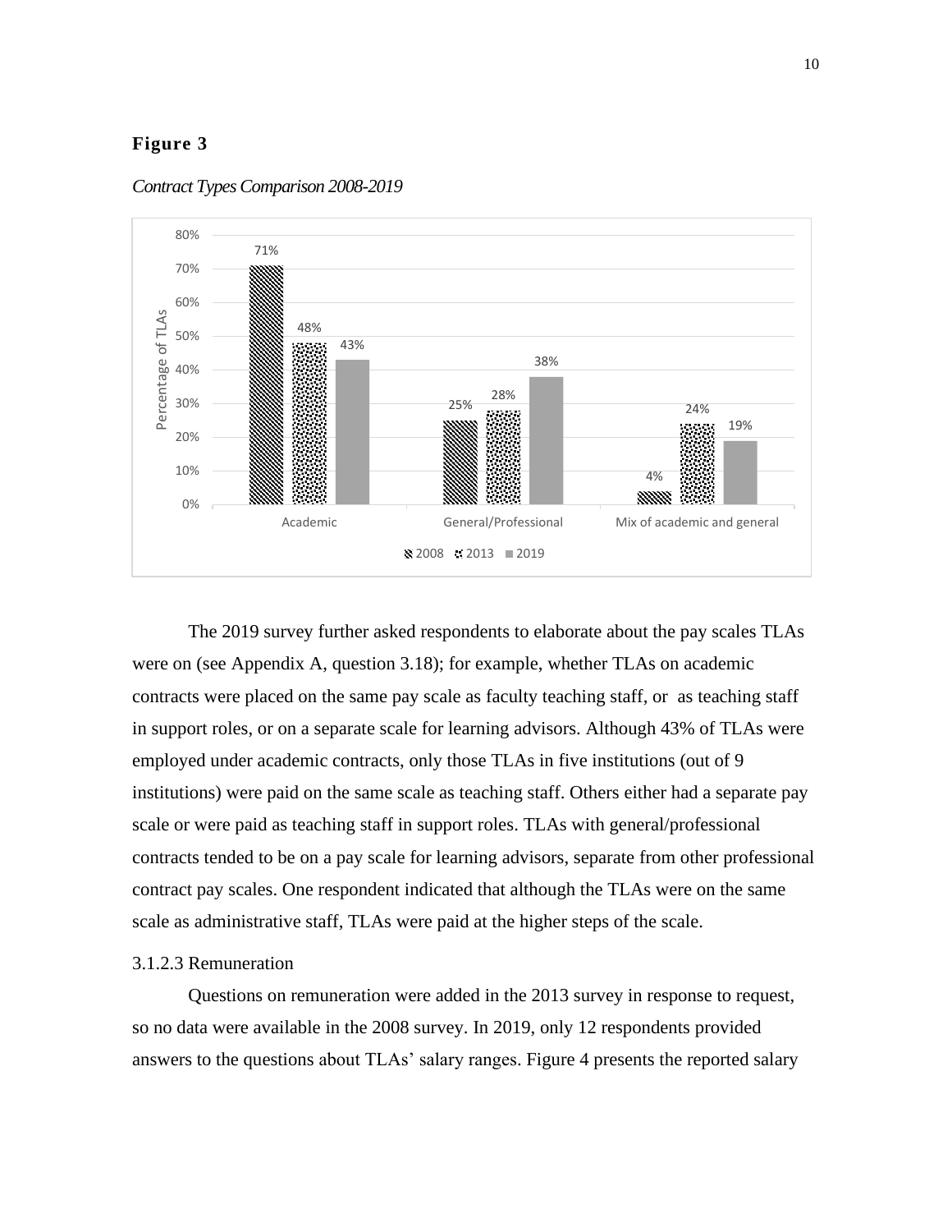**Figure 3**

*Contract Types Comparison 2008-2019*

| | 2008 | 2013 | 2019 |
|---|---|---|---|
| Academic | 71% | 48% | 43% |
| General/Professional | 25% | 28% | 38% |
| Mix of academic and general | 4% | 24% | 19% |

The 2019 survey further asked respondents to elaborate about the pay scales TLAs were on (see Appendix A, question 3.18); for example, whether TLAs on academic contracts were placed on the same pay scale as faculty teaching staff, or as teaching staff in support roles, or on a separate scale for learning advisors. Although 43% of TLAs were employed under academic contracts, only those TLAs in five institutions (out of 9 institutions) were paid on the same scale as teaching staff. Others either had a separate pay scale or were paid as teaching staff in support roles. TLAs with general/professional contracts tended to be on a pay scale for learning advisors, separate from other professional contract pay scales. One respondent indicated that although the TLAs were on the same scale as administrative staff, TLAs were paid at the higher steps of the scale.

3.1.2.3 Remuneration

Questions on remuneration were added in the 2013 survey in response to request, so no data were available in the 2008 survey. In 2019, only 12 respondents provided answers to the questions about TLAs' salary ranges. Figure 4 presents the reported salary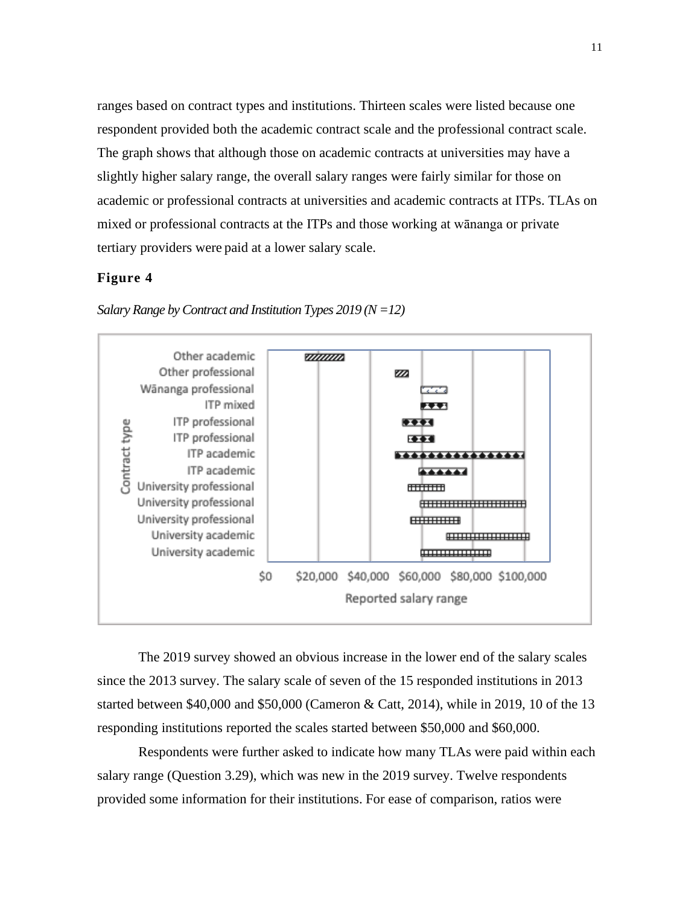ranges based on contract types and institutions. Thirteen scales were listed because one respondent provided both the academic contract scale and the professional contract scale. The graph shows that although those on academic contracts at universities may have a slightly higher salary range, the overall salary ranges were fairly similar for those on academic or professional contracts at universities and academic contracts at ITPs. TLAs on mixed or professional contracts at the ITPs and those working at wānanga or private tertiary providers were paid at a lower salary scale.

**Figure 4**

*Salary Range by Contract and Institution Types 2019 (N =12)*

The 2019 survey showed an obvious increase in the lower end of the salary scales since the 2013 survey. The salary scale of seven of the 15 responded institutions in 2013 started between $40,000 and $50,000 (Cameron & Catt, 2014), while in 2019, 10 of the 13 responding institutions reported the scales started between $50,000 and $60,000.

Respondents were further asked to indicate how many TLAs were paid within each salary range (Question 3.29), which was new in the 2019 survey. Twelve respondents provided some information for their institutions. For ease of comparison, ratios were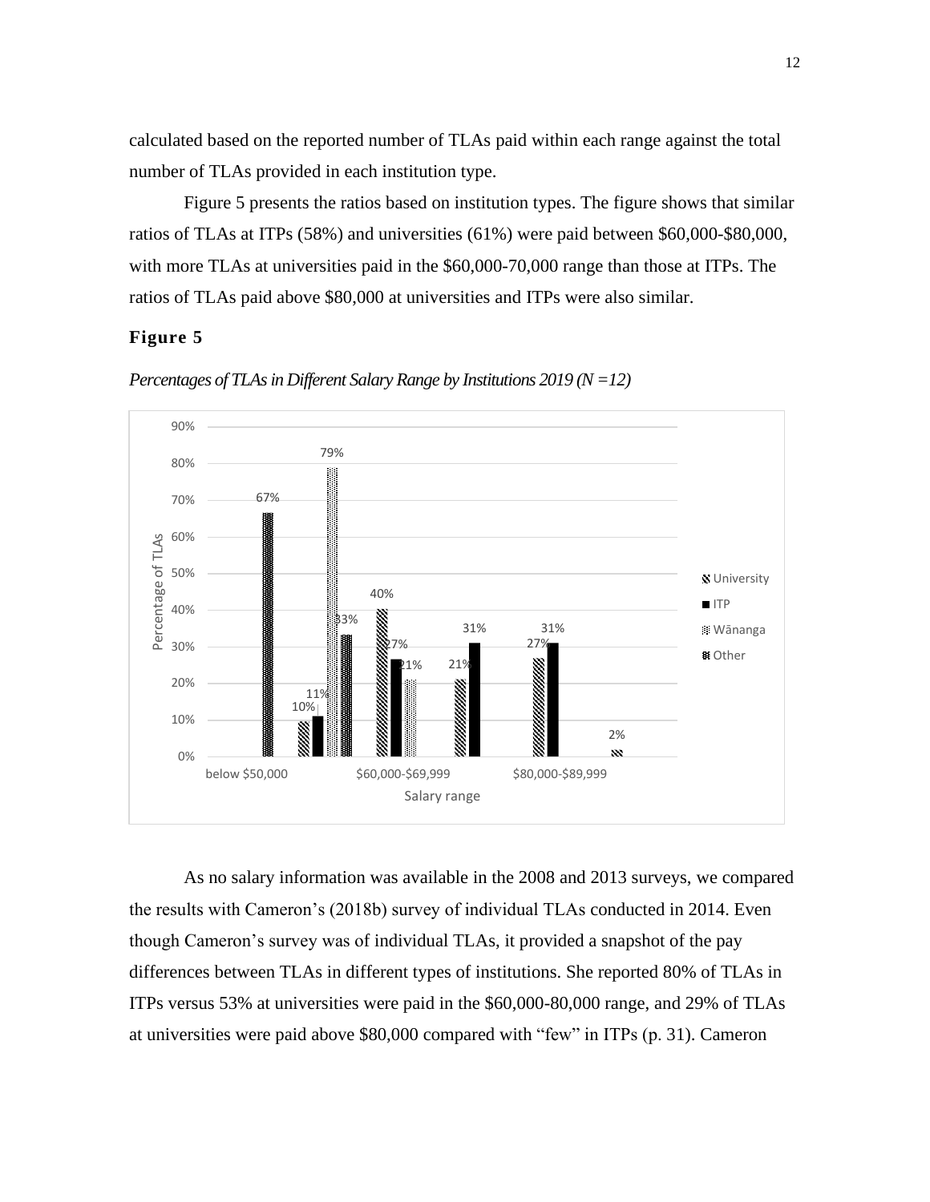calculated based on the reported number of TLAs paid within each range against the total number of TLAs provided in each institution type.

Figure 5 presents the ratios based on institution types. The figure shows that similar ratios of TLAs at ITPs (58%) and universities (61%) were paid between $60,000-$80,000, with more TLAs at universities paid in the $60,000-70,000 range than those at ITPs. The ratios of TLAs paid above $80,000 at universities and ITPs were also similar.

**Figure 5**

*Percentages of TLAs in Different Salary Range by Institutions 2019 (N =12)*

As no salary information was available in the 2008 and 2013 surveys, we compared the results with Cameron's (2018b) survey of individual TLAs conducted in 2014. Even though Cameron's survey was of individual TLAs, it provided a snapshot of the pay differences between TLAs in different types of institutions. She reported 80% of TLAs in ITPs versus 53% at universities were paid in the $60,000-80,000 range, and 29% of TLAs at universities were paid above $80,000 compared with "few" in ITPs (p. 31). Cameron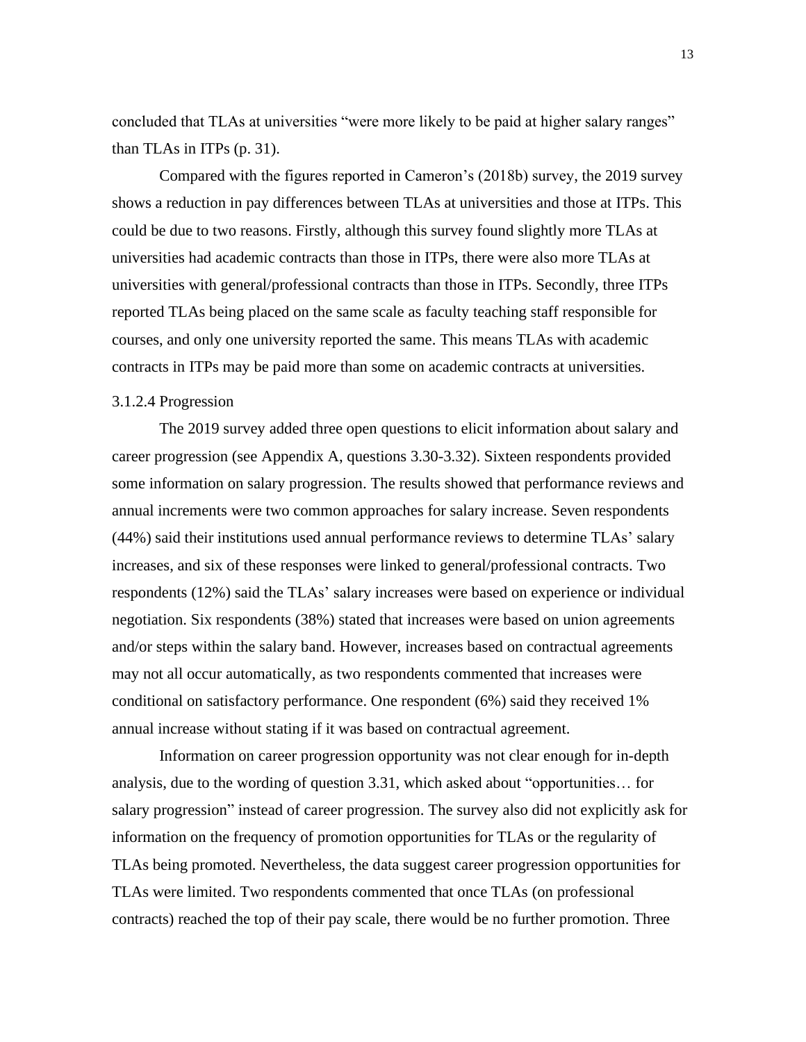concluded that TLAs at universities "were more likely to be paid at higher salary ranges" than TLAs in ITPs (p. 31).

Compared with the figures reported in Cameron's (2018b) survey, the 2019 survey shows a reduction in pay differences between TLAs at universities and those at ITPs. This could be due to two reasons. Firstly, although this survey found slightly more TLAs at universities had academic contracts than those in ITPs, there were also more TLAs at universities with general/professional contracts than those in ITPs. Secondly, three ITPs reported TLAs being placed on the same scale as faculty teaching staff responsible for courses, and only one university reported the same. This means TLAs with academic contracts in ITPs may be paid more than some on academic contracts at universities.

#### 3.1.2.4 Progression

The 2019 survey added three open questions to elicit information about salary and career progression (see Appendix A, questions 3.30-3.32). Sixteen respondents provided some information on salary progression. The results showed that performance reviews and annual increments were two common approaches for salary increase. Seven respondents (44%) said their institutions used annual performance reviews to determine TLAs' salary increases, and six of these responses were linked to general/professional contracts. Two respondents (12%) said the TLAs' salary increases were based on experience or individual negotiation. Six respondents (38%) stated that increases were based on union agreements and/or steps within the salary band. However, increases based on contractual agreements may not all occur automatically, as two respondents commented that increases were conditional on satisfactory performance. One respondent (6%) said they received 1% annual increase without stating if it was based on contractual agreement.

Information on career progression opportunity was not clear enough for in-depth analysis, due to the wording of question 3.31, which asked about "opportunities… for salary progression" instead of career progression. The survey also did not explicitly ask for information on the frequency of promotion opportunities for TLAs or the regularity of TLAs being promoted. Nevertheless, the data suggest career progression opportunities for TLAs were limited. Two respondents commented that once TLAs (on professional contracts) reached the top of their pay scale, there would be no further promotion. Three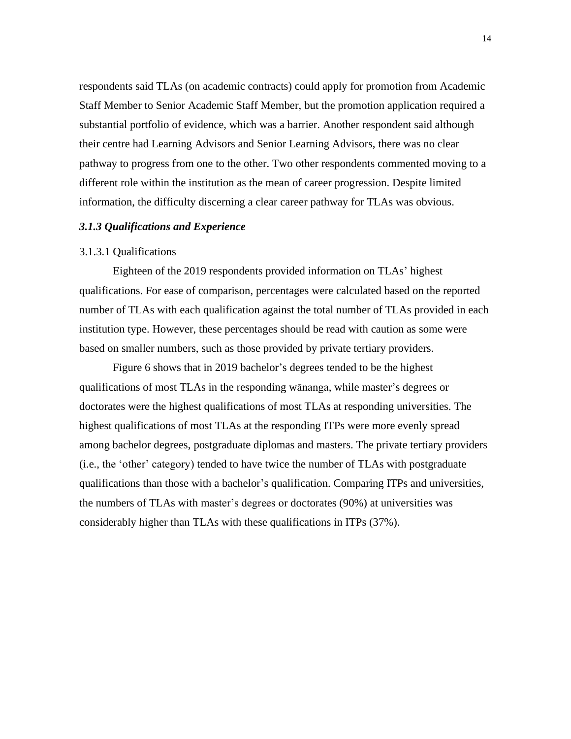respondents said TLAs (on academic contracts) could apply for promotion from Academic Staff Member to Senior Academic Staff Member, but the promotion application required a substantial portfolio of evidence, which was a barrier. Another respondent said although their centre had Learning Advisors and Senior Learning Advisors, there was no clear pathway to progress from one to the other. Two other respondents commented moving to a different role within the institution as the mean of career progression. Despite limited information, the difficulty discerning a clear career pathway for TLAs was obvious.

### *3.1.3 Qualifications and Experience*

#### 3.1.3.1 Qualifications

Eighteen of the 2019 respondents provided information on TLAs' highest qualifications. For ease of comparison, percentages were calculated based on the reported number of TLAs with each qualification against the total number of TLAs provided in each institution type. However, these percentages should be read with caution as some were based on smaller numbers, such as those provided by private tertiary providers.

Figure 6 shows that in 2019 bachelor's degrees tended to be the highest qualifications of most TLAs in the responding wānanga, while master's degrees or doctorates were the highest qualifications of most TLAs at responding universities. The highest qualifications of most TLAs at the responding ITPs were more evenly spread among bachelor degrees, postgraduate diplomas and masters. The private tertiary providers (i.e., the 'other' category) tended to have twice the number of TLAs with postgraduate qualifications than those with a bachelor's qualification. Comparing ITPs and universities, the numbers of TLAs with master's degrees or doctorates (90%) at universities was considerably higher than TLAs with these qualifications in ITPs (37%).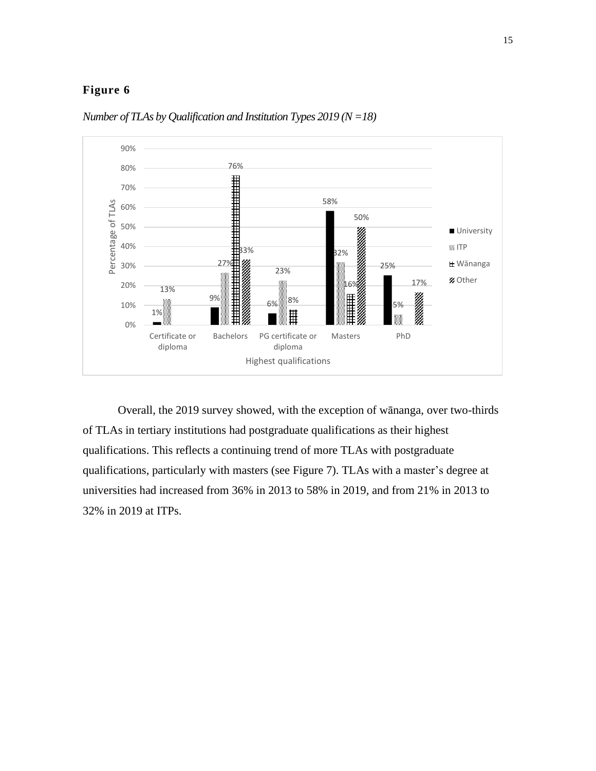**Figure 6**

*Number of TLAs by Qualification and Institution Types 2019 (N =18)*

| Highest qualifications | University | ITP | Wānanga | Other |
|---|---|---|---|---|
| Certificate or diploma | 1% | 13% | | |
| Bachelors | 9% | 27% | 76% | 33% |
| PG certificate or diploma | 6% | 23% | 8% | |
| Masters | 58% | 32% | 16% | 50% |
| PhD | 25% | 5% | | 17% |

Overall, the 2019 survey showed, with the exception of wānanga, over two-thirds of TLAs in tertiary institutions had postgraduate qualifications as their highest qualifications. This reflects a continuing trend of more TLAs with postgraduate qualifications, particularly with masters (see Figure 7). TLAs with a master's degree at universities had increased from 36% in 2013 to 58% in 2019, and from 21% in 2013 to 32% in 2019 at ITPs.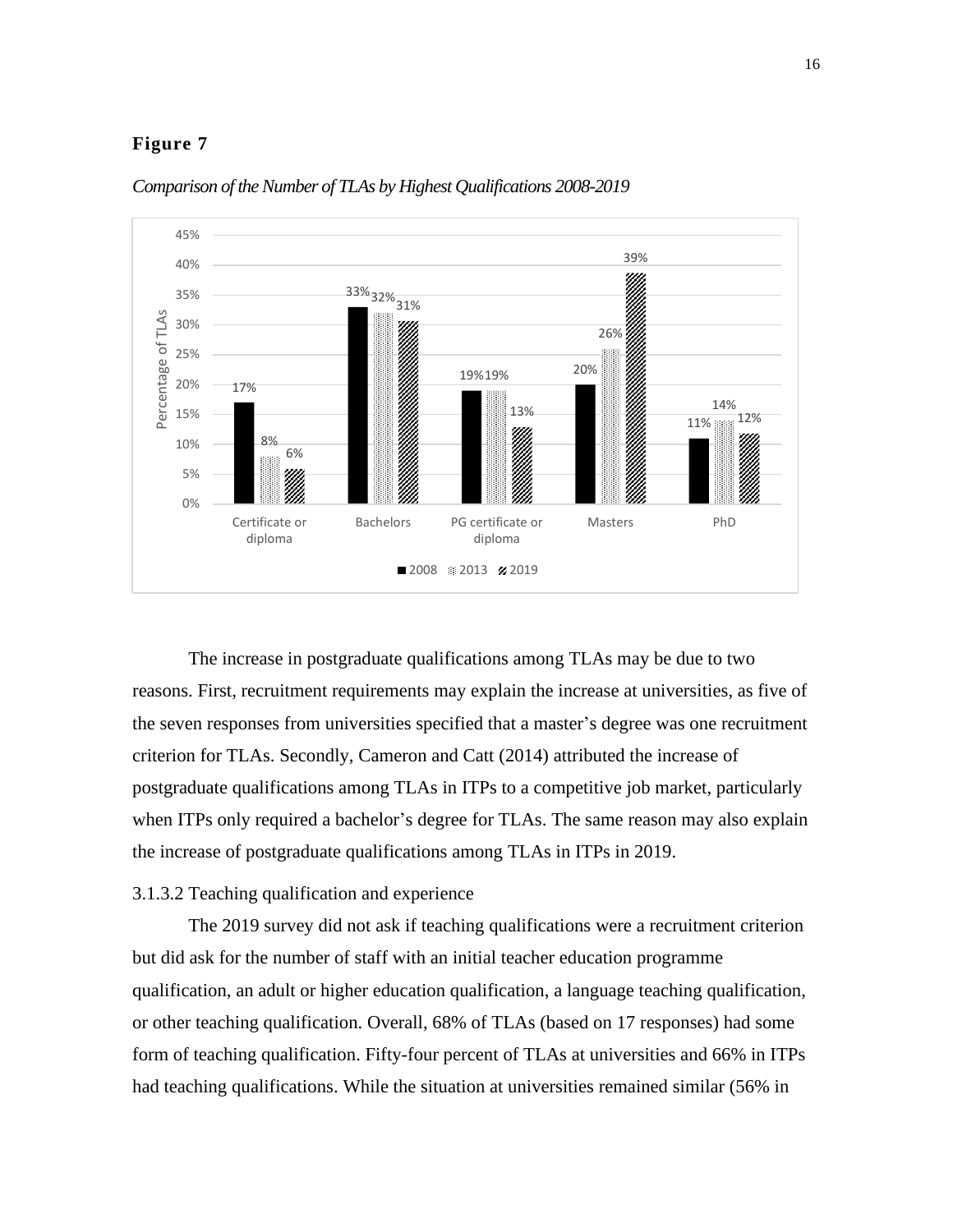**Figure 7**

*Comparison of the Number of TLAs by Highest Qualifications 2008-2019*

| | 2008 | 2013 | 2019 |
|---|---|---|---|
| Certificate or diploma | 17% | 8% | 6% |
| Bachelors | 33% | 32% | 31% |
| PG certificate or diploma | 19% | 19% | 13% |
| Masters | 20% | 26% | 39% |
| PhD | 11% | 14% | 12% |

The increase in postgraduate qualifications among TLAs may be due to two reasons. First, recruitment requirements may explain the increase at universities, as five of the seven responses from universities specified that a master's degree was one recruitment criterion for TLAs. Secondly, Cameron and Catt (2014) attributed the increase of postgraduate qualifications among TLAs in ITPs to a competitive job market, particularly when ITPs only required a bachelor's degree for TLAs. The same reason may also explain the increase of postgraduate qualifications among TLAs in ITPs in 2019.

### 3.1.3.2 Teaching qualification and experience

The 2019 survey did not ask if teaching qualifications were a recruitment criterion but did ask for the number of staff with an initial teacher education programme qualification, an adult or higher education qualification, a language teaching qualification, or other teaching qualification. Overall, 68% of TLAs (based on 17 responses) had some form of teaching qualification. Fifty-four percent of TLAs at universities and 66% in ITPs had teaching qualifications. While the situation at universities remained similar (56% in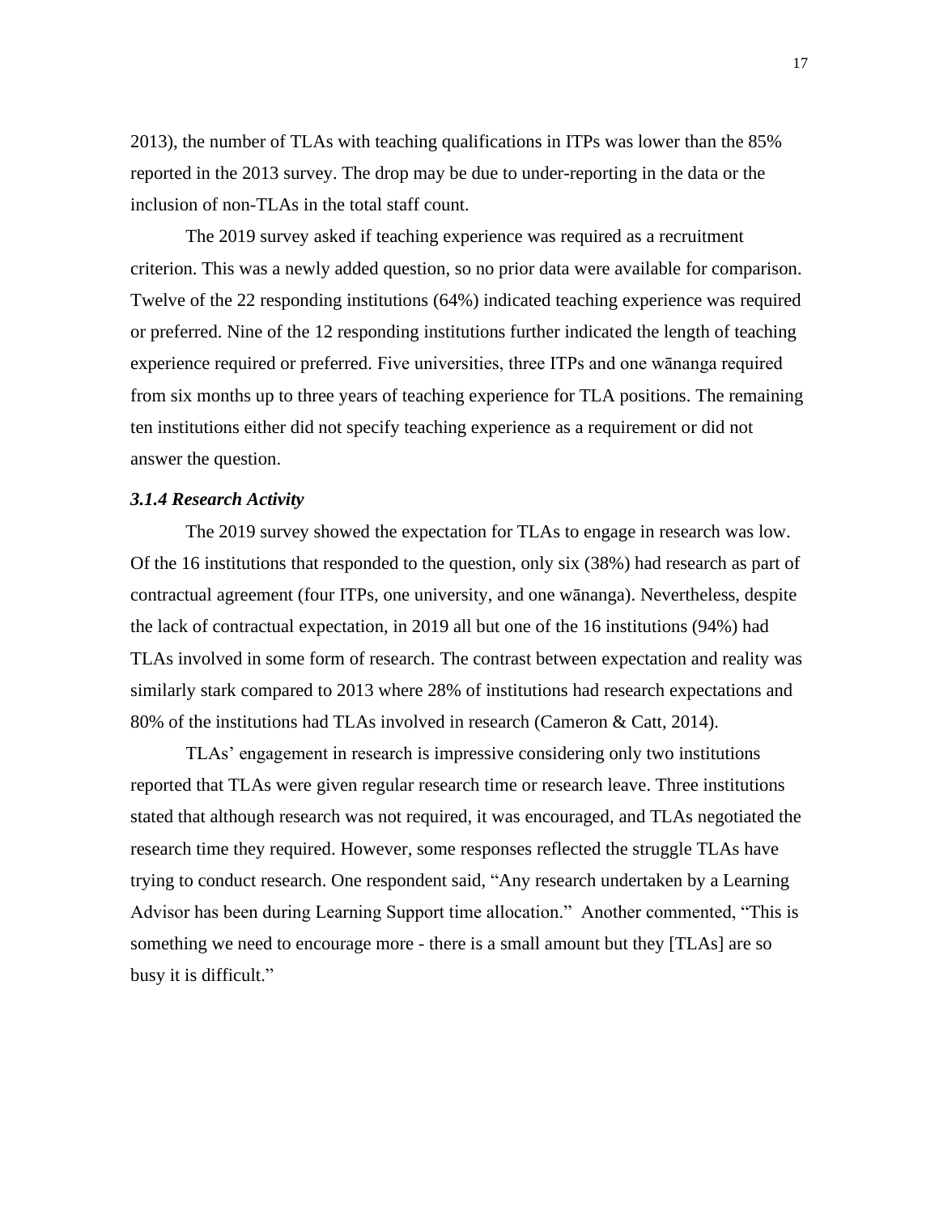2013), the number of TLAs with teaching qualifications in ITPs was lower than the 85% reported in the 2013 survey. The drop may be due to under-reporting in the data or the inclusion of non-TLAs in the total staff count.

The 2019 survey asked if teaching experience was required as a recruitment criterion. This was a newly added question, so no prior data were available for comparison. Twelve of the 22 responding institutions (64%) indicated teaching experience was required or preferred. Nine of the 12 responding institutions further indicated the length of teaching experience required or preferred. Five universities, three ITPs and one wānanga required from six months up to three years of teaching experience for TLA positions. The remaining ten institutions either did not specify teaching experience as a requirement or did not answer the question.

### *3.1.4 Research Activity*

The 2019 survey showed the expectation for TLAs to engage in research was low. Of the 16 institutions that responded to the question, only six (38%) had research as part of contractual agreement (four ITPs, one university, and one wānanga). Nevertheless, despite the lack of contractual expectation, in 2019 all but one of the 16 institutions (94%) had TLAs involved in some form of research. The contrast between expectation and reality was similarly stark compared to 2013 where 28% of institutions had research expectations and 80% of the institutions had TLAs involved in research (Cameron & Catt, 2014).

TLAs' engagement in research is impressive considering only two institutions reported that TLAs were given regular research time or research leave. Three institutions stated that although research was not required, it was encouraged, and TLAs negotiated the research time they required. However, some responses reflected the struggle TLAs have trying to conduct research. One respondent said, "Any research undertaken by a Learning Advisor has been during Learning Support time allocation." Another commented, "This is something we need to encourage more - there is a small amount but they [TLAs] are so busy it is difficult."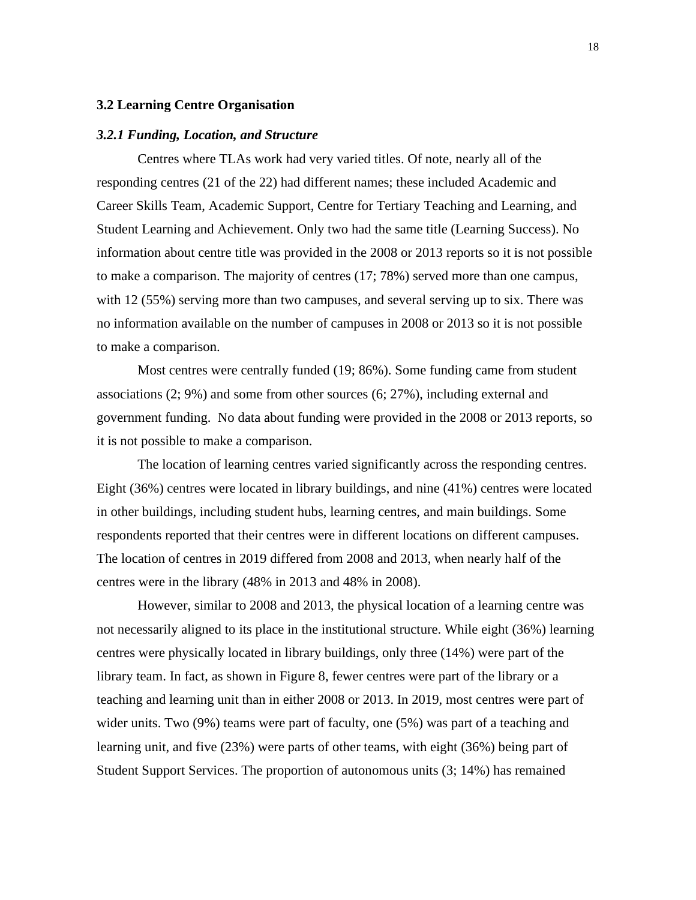## 3.2 Learning Centre Organisation

### *3.2.1 Funding, Location, and Structure*

Centres where TLAs work had very varied titles. Of note, nearly all of the responding centres (21 of the 22) had different names; these included Academic and Career Skills Team, Academic Support, Centre for Tertiary Teaching and Learning, and Student Learning and Achievement. Only two had the same title (Learning Success). No information about centre title was provided in the 2008 or 2013 reports so it is not possible to make a comparison. The majority of centres (17; 78%) served more than one campus, with 12 (55%) serving more than two campuses, and several serving up to six. There was no information available on the number of campuses in 2008 or 2013 so it is not possible to make a comparison.

Most centres were centrally funded (19; 86%). Some funding came from student associations (2; 9%) and some from other sources (6; 27%), including external and government funding. No data about funding were provided in the 2008 or 2013 reports, so it is not possible to make a comparison.

The location of learning centres varied significantly across the responding centres. Eight (36%) centres were located in library buildings, and nine (41%) centres were located in other buildings, including student hubs, learning centres, and main buildings. Some respondents reported that their centres were in different locations on different campuses. The location of centres in 2019 differed from 2008 and 2013, when nearly half of the centres were in the library (48% in 2013 and 48% in 2008).

However, similar to 2008 and 2013, the physical location of a learning centre was not necessarily aligned to its place in the institutional structure. While eight (36%) learning centres were physically located in library buildings, only three (14%) were part of the library team. In fact, as shown in Figure 8, fewer centres were part of the library or a teaching and learning unit than in either 2008 or 2013. In 2019, most centres were part of wider units. Two (9%) teams were part of faculty, one (5%) was part of a teaching and learning unit, and five (23%) were parts of other teams, with eight (36%) being part of Student Support Services. The proportion of autonomous units (3; 14%) has remained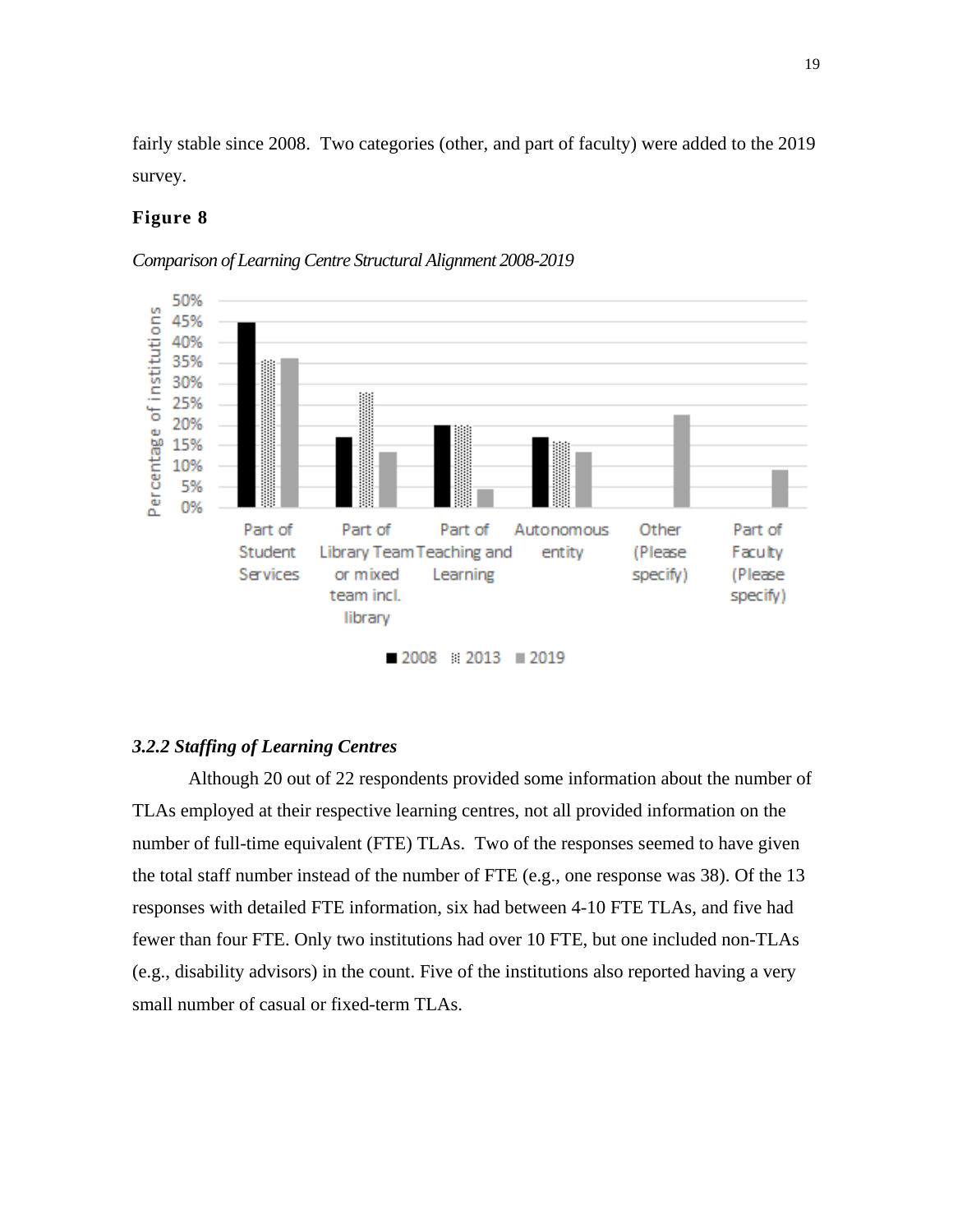fairly stable since 2008. Two categories (other, and part of faculty) were added to the 2019 survey.

**Figure 8**

*Comparison of Learning Centre Structural Alignment 2008-2019*

### *3.2.2 Staffing of Learning Centres*

Although 20 out of 22 respondents provided some information about the number of TLAs employed at their respective learning centres, not all provided information on the number of full-time equivalent (FTE) TLAs. Two of the responses seemed to have given the total staff number instead of the number of FTE (e.g., one response was 38). Of the 13 responses with detailed FTE information, six had between 4-10 FTE TLAs, and five had fewer than four FTE. Only two institutions had over 10 FTE, but one included non-TLAs (e.g., disability advisors) in the count. Five of the institutions also reported having a very small number of casual or fixed-term TLAs.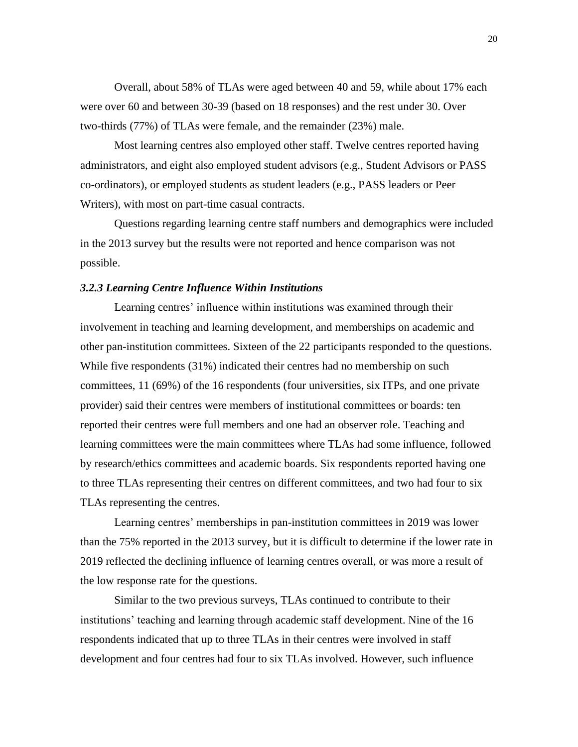Overall, about 58% of TLAs were aged between 40 and 59, while about 17% each were over 60 and between 30-39 (based on 18 responses) and the rest under 30. Over two-thirds (77%) of TLAs were female, and the remainder (23%) male.

Most learning centres also employed other staff. Twelve centres reported having administrators, and eight also employed student advisors (e.g., Student Advisors or PASS co-ordinators), or employed students as student leaders (e.g., PASS leaders or Peer Writers), with most on part-time casual contracts.

Questions regarding learning centre staff numbers and demographics were included in the 2013 survey but the results were not reported and hence comparison was not possible.

### *3.2.3 Learning Centre Influence Within Institutions*

Learning centres' influence within institutions was examined through their involvement in teaching and learning development, and memberships on academic and other pan-institution committees. Sixteen of the 22 participants responded to the questions. While five respondents (31%) indicated their centres had no membership on such committees, 11 (69%) of the 16 respondents (four universities, six ITPs, and one private provider) said their centres were members of institutional committees or boards: ten reported their centres were full members and one had an observer role. Teaching and learning committees were the main committees where TLAs had some influence, followed by research/ethics committees and academic boards. Six respondents reported having one to three TLAs representing their centres on different committees, and two had four to six TLAs representing the centres.

Learning centres' memberships in pan-institution committees in 2019 was lower than the 75% reported in the 2013 survey, but it is difficult to determine if the lower rate in 2019 reflected the declining influence of learning centres overall, or was more a result of the low response rate for the questions.

Similar to the two previous surveys, TLAs continued to contribute to their institutions' teaching and learning through academic staff development. Nine of the 16 respondents indicated that up to three TLAs in their centres were involved in staff development and four centres had four to six TLAs involved. However, such influence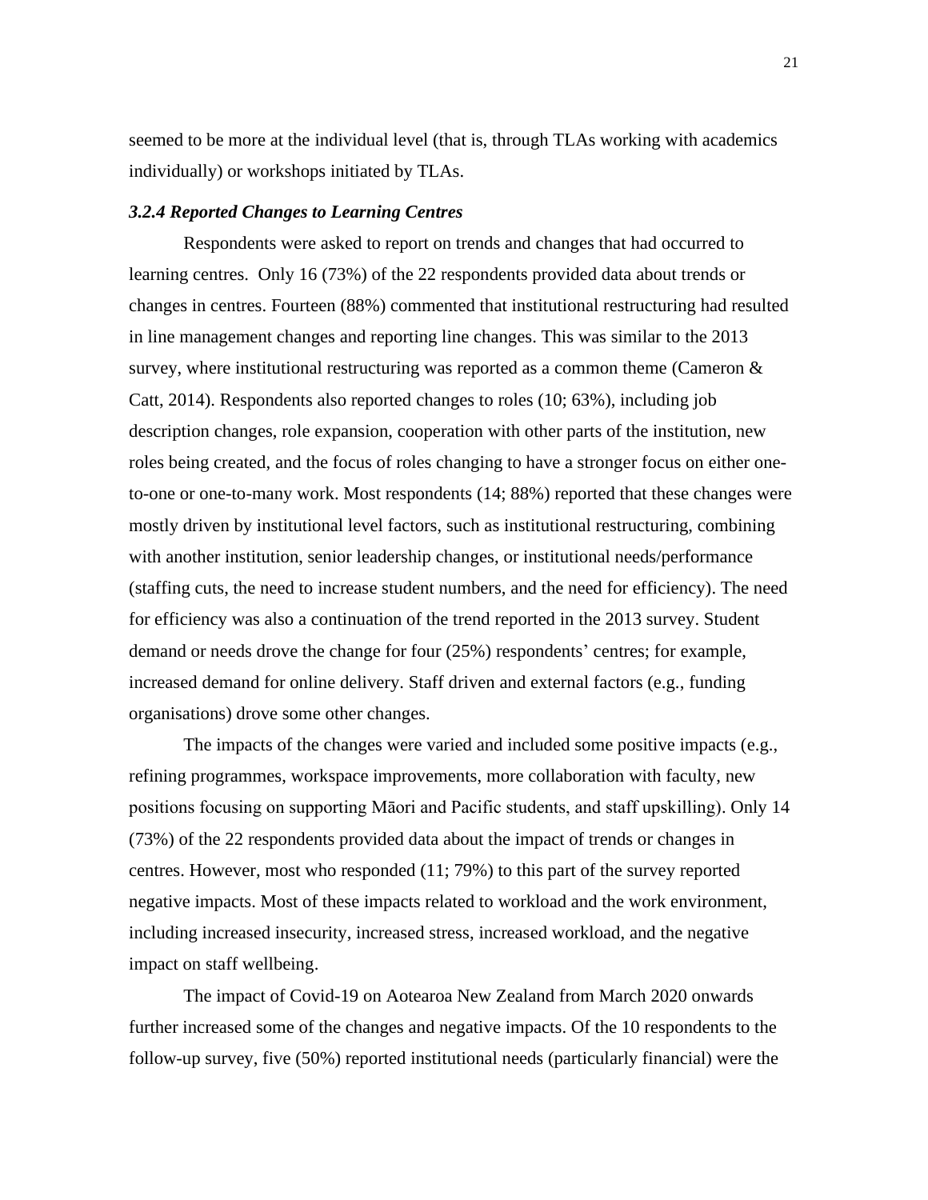seemed to be more at the individual level (that is, through TLAs working with academics individually) or workshops initiated by TLAs.

#### *3.2.4 Reported Changes to Learning Centres*

Respondents were asked to report on trends and changes that had occurred to learning centres. Only 16 (73%) of the 22 respondents provided data about trends or changes in centres. Fourteen (88%) commented that institutional restructuring had resulted in line management changes and reporting line changes. This was similar to the 2013 survey, where institutional restructuring was reported as a common theme (Cameron & Catt, 2014). Respondents also reported changes to roles (10; 63%), including job description changes, role expansion, cooperation with other parts of the institution, new roles being created, and the focus of roles changing to have a stronger focus on either one-to-one or one-to-many work. Most respondents (14; 88%) reported that these changes were mostly driven by institutional level factors, such as institutional restructuring, combining with another institution, senior leadership changes, or institutional needs/performance (staffing cuts, the need to increase student numbers, and the need for efficiency). The need for efficiency was also a continuation of the trend reported in the 2013 survey. Student demand or needs drove the change for four (25%) respondents' centres; for example, increased demand for online delivery. Staff driven and external factors (e.g., funding organisations) drove some other changes.

The impacts of the changes were varied and included some positive impacts (e.g., refining programmes, workspace improvements, more collaboration with faculty, new positions focusing on supporting Māori and Pacific students, and staff upskilling). Only 14 (73%) of the 22 respondents provided data about the impact of trends or changes in centres. However, most who responded (11; 79%) to this part of the survey reported negative impacts. Most of these impacts related to workload and the work environment, including increased insecurity, increased stress, increased workload, and the negative impact on staff wellbeing.

The impact of Covid-19 on Aotearoa New Zealand from March 2020 onwards further increased some of the changes and negative impacts. Of the 10 respondents to the follow-up survey, five (50%) reported institutional needs (particularly financial) were the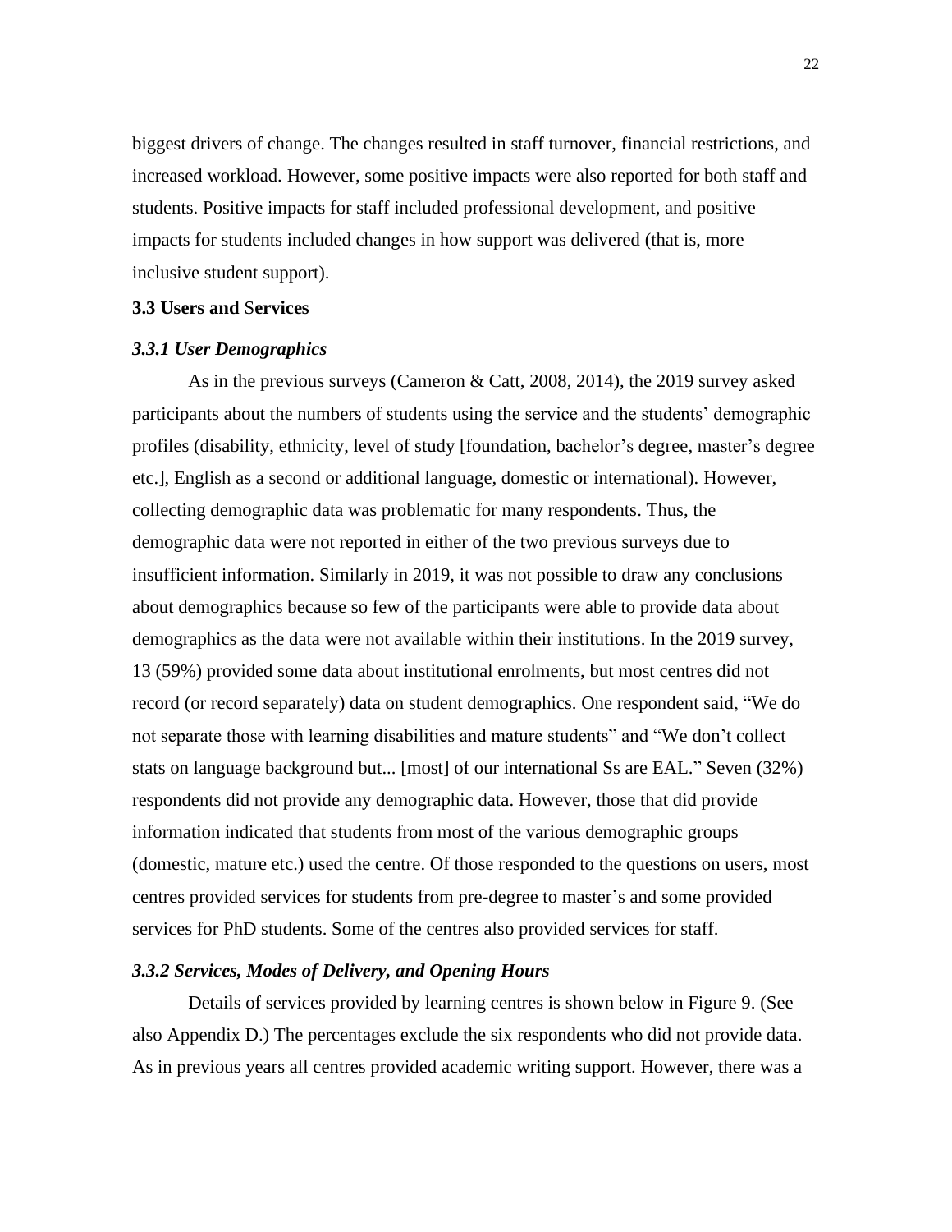biggest drivers of change. The changes resulted in staff turnover, financial restrictions, and increased workload. However, some positive impacts were also reported for both staff and students. Positive impacts for staff included professional development, and positive impacts for students included changes in how support was delivered (that is, more inclusive student support).

## 3.3 Users and Services

### *3.3.1 User Demographics*

As in the previous surveys (Cameron & Catt, 2008, 2014), the 2019 survey asked participants about the numbers of students using the service and the students' demographic profiles (disability, ethnicity, level of study [foundation, bachelor's degree, master's degree etc.], English as a second or additional language, domestic or international). However, collecting demographic data was problematic for many respondents. Thus, the demographic data were not reported in either of the two previous surveys due to insufficient information. Similarly in 2019, it was not possible to draw any conclusions about demographics because so few of the participants were able to provide data about demographics as the data were not available within their institutions. In the 2019 survey, 13 (59%) provided some data about institutional enrolments, but most centres did not record (or record separately) data on student demographics. One respondent said, "We do not separate those with learning disabilities and mature students" and "We don't collect stats on language background but... [most] of our international Ss are EAL." Seven (32%) respondents did not provide any demographic data. However, those that did provide information indicated that students from most of the various demographic groups (domestic, mature etc.) used the centre. Of those responded to the questions on users, most centres provided services for students from pre-degree to master's and some provided services for PhD students. Some of the centres also provided services for staff.

### *3.3.2 Services, Modes of Delivery, and Opening Hours*

Details of services provided by learning centres is shown below in Figure 9. (See also Appendix D.) The percentages exclude the six respondents who did not provide data. As in previous years all centres provided academic writing support. However, there was a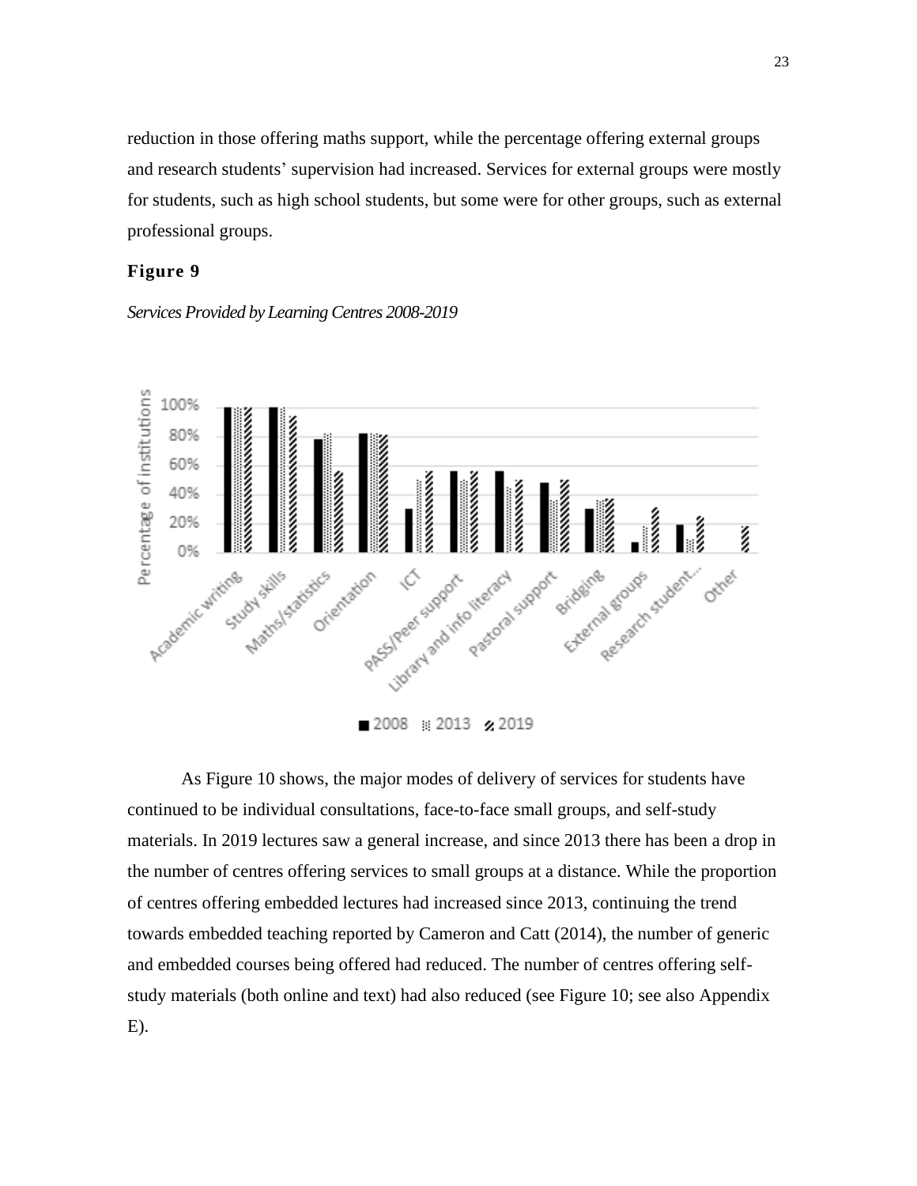reduction in those offering maths support, while the percentage offering external groups and research students' supervision had increased. Services for external groups were mostly for students, such as high school students, but some were for other groups, such as external professional groups.

**Figure 9**

*Services Provided by Learning Centres 2008-2019*

As Figure 10 shows, the major modes of delivery of services for students have continued to be individual consultations, face-to-face small groups, and self-study materials. In 2019 lectures saw a general increase, and since 2013 there has been a drop in the number of centres offering services to small groups at a distance. While the proportion of centres offering embedded lectures had increased since 2013, continuing the trend towards embedded teaching reported by Cameron and Catt (2014), the number of generic and embedded courses being offered had reduced. The number of centres offering self-study materials (both online and text) had also reduced (see Figure 10; see also Appendix E).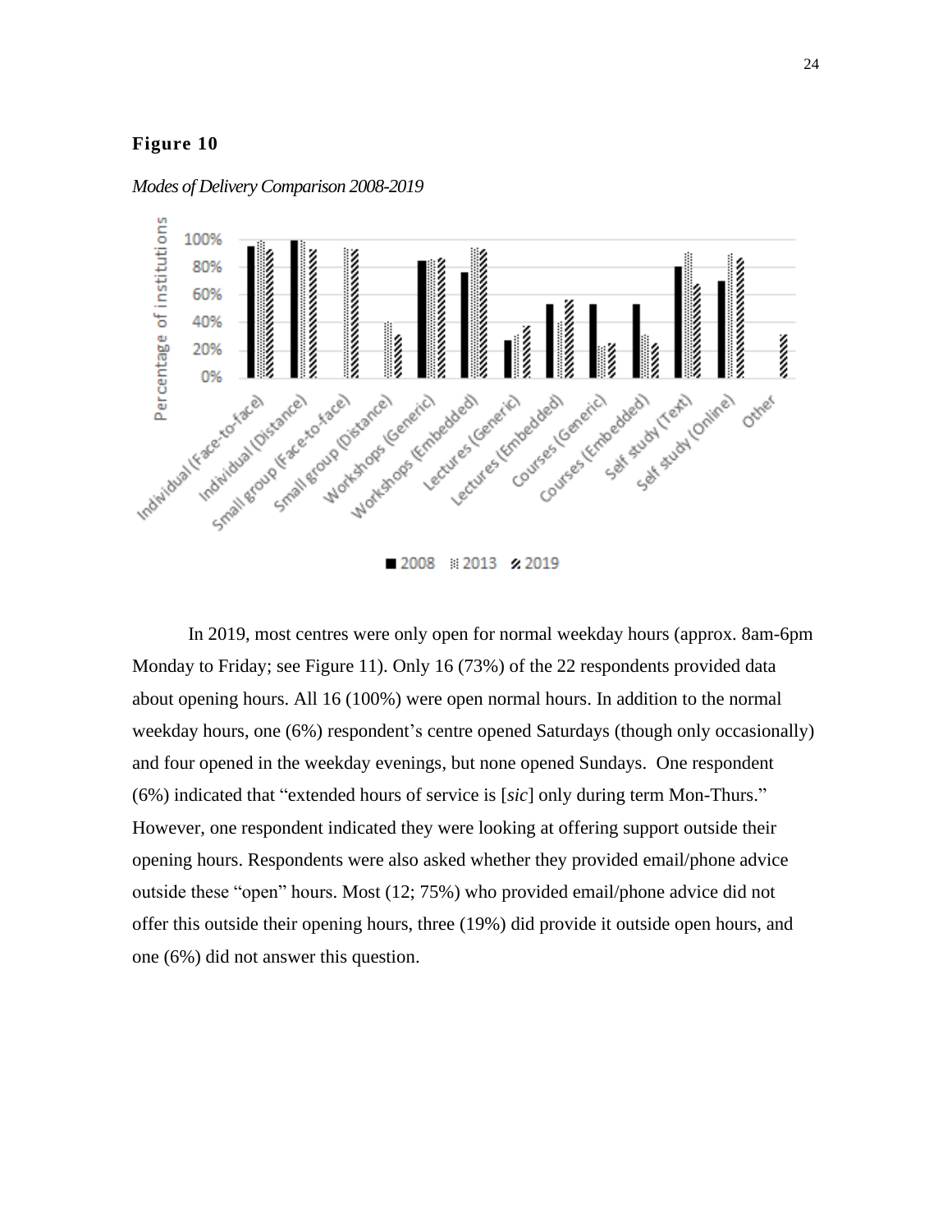**Figure 10**

*Modes of Delivery Comparison 2008-2019*

In 2019, most centres were only open for normal weekday hours (approx. 8am-6pm Monday to Friday; see Figure 11). Only 16 (73%) of the 22 respondents provided data about opening hours. All 16 (100%) were open normal hours. In addition to the normal weekday hours, one (6%) respondent's centre opened Saturdays (though only occasionally) and four opened in the weekday evenings, but none opened Sundays. One respondent (6%) indicated that "extended hours of service is [*sic*] only during term Mon-Thurs." However, one respondent indicated they were looking at offering support outside their opening hours. Respondents were also asked whether they provided email/phone advice outside these "open" hours. Most (12; 75%) who provided email/phone advice did not offer this outside their opening hours, three (19%) did provide it outside open hours, and one (6%) did not answer this question.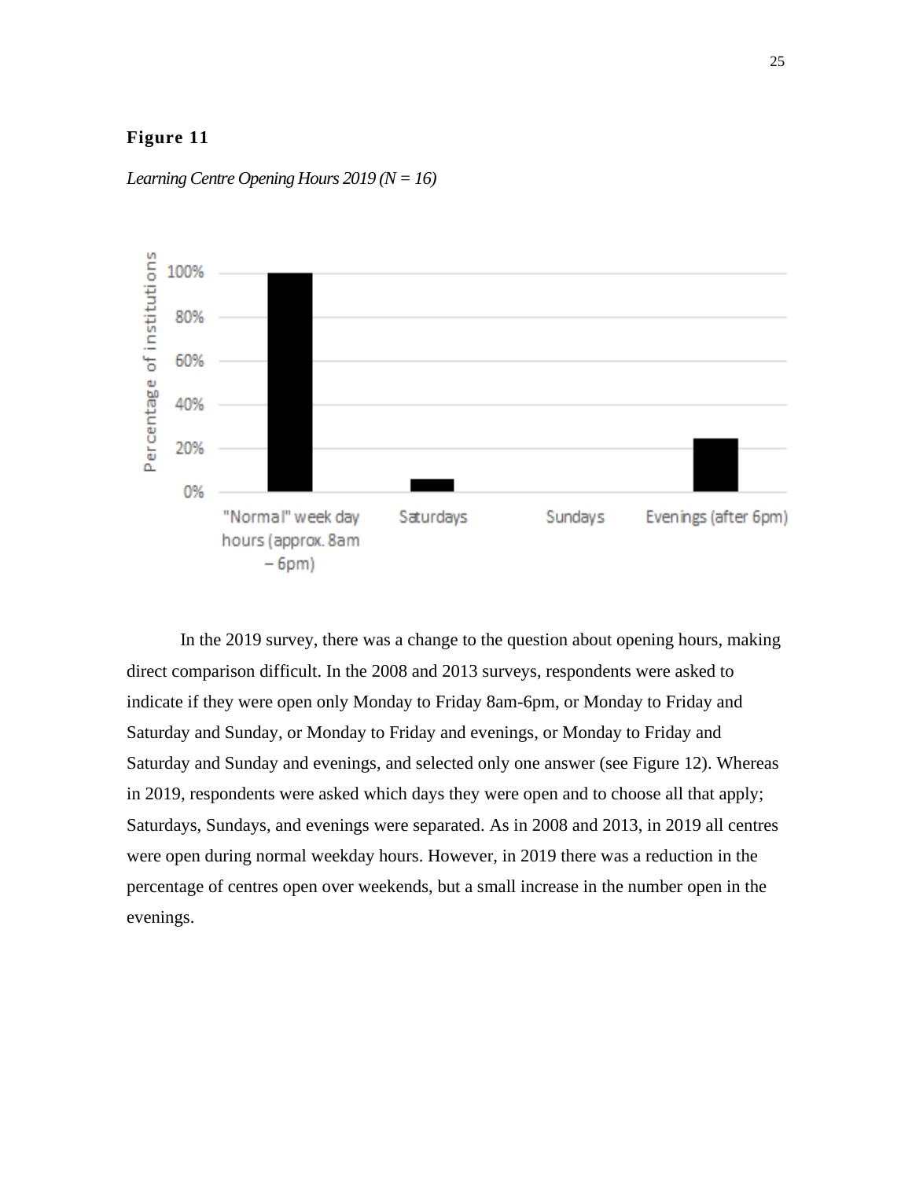**Figure 11**

*Learning Centre Opening Hours 2019 (N = 16)*

In the 2019 survey, there was a change to the question about opening hours, making direct comparison difficult. In the 2008 and 2013 surveys, respondents were asked to indicate if they were open only Monday to Friday 8am-6pm, or Monday to Friday and Saturday and Sunday, or Monday to Friday and evenings, or Monday to Friday and Saturday and Sunday and evenings, and selected only one answer (see Figure 12). Whereas in 2019, respondents were asked which days they were open and to choose all that apply; Saturdays, Sundays, and evenings were separated. As in 2008 and 2013, in 2019 all centres were open during normal weekday hours. However, in 2019 there was a reduction in the percentage of centres open over weekends, but a small increase in the number open in the evenings.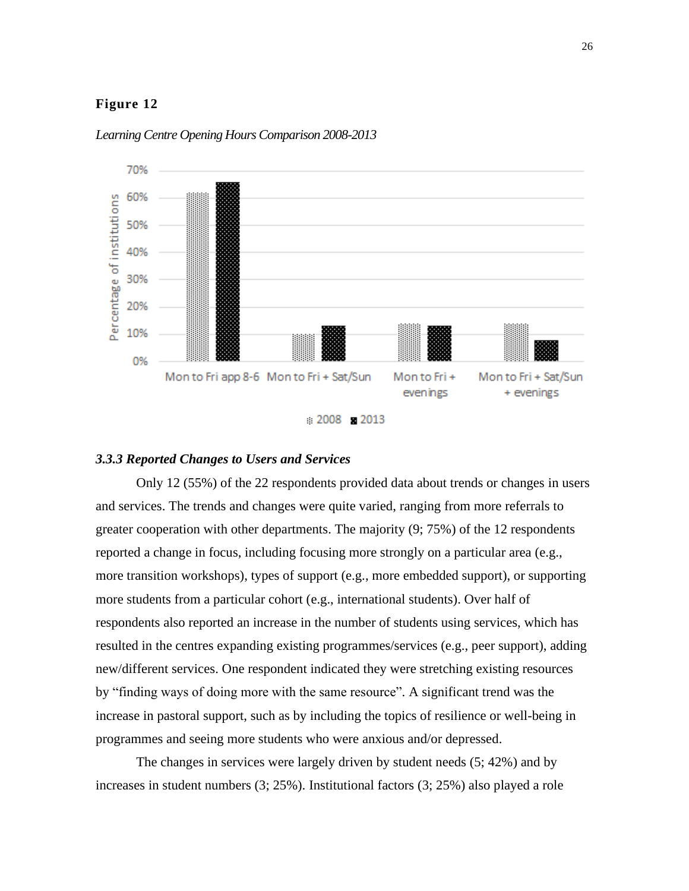**Figure 12**

*Learning Centre Opening Hours Comparison 2008-2013*

### *3.3.3 Reported Changes to Users and Services*

Only 12 (55%) of the 22 respondents provided data about trends or changes in users and services. The trends and changes were quite varied, ranging from more referrals to greater cooperation with other departments. The majority (9; 75%) of the 12 respondents reported a change in focus, including focusing more strongly on a particular area (e.g., more transition workshops), types of support (e.g., more embedded support), or supporting more students from a particular cohort (e.g., international students). Over half of respondents also reported an increase in the number of students using services, which has resulted in the centres expanding existing programmes/services (e.g., peer support), adding new/different services. One respondent indicated they were stretching existing resources by "finding ways of doing more with the same resource". A significant trend was the increase in pastoral support, such as by including the topics of resilience or well-being in programmes and seeing more students who were anxious and/or depressed.

The changes in services were largely driven by student needs (5; 42%) and by increases in student numbers (3; 25%). Institutional factors (3; 25%) also played a role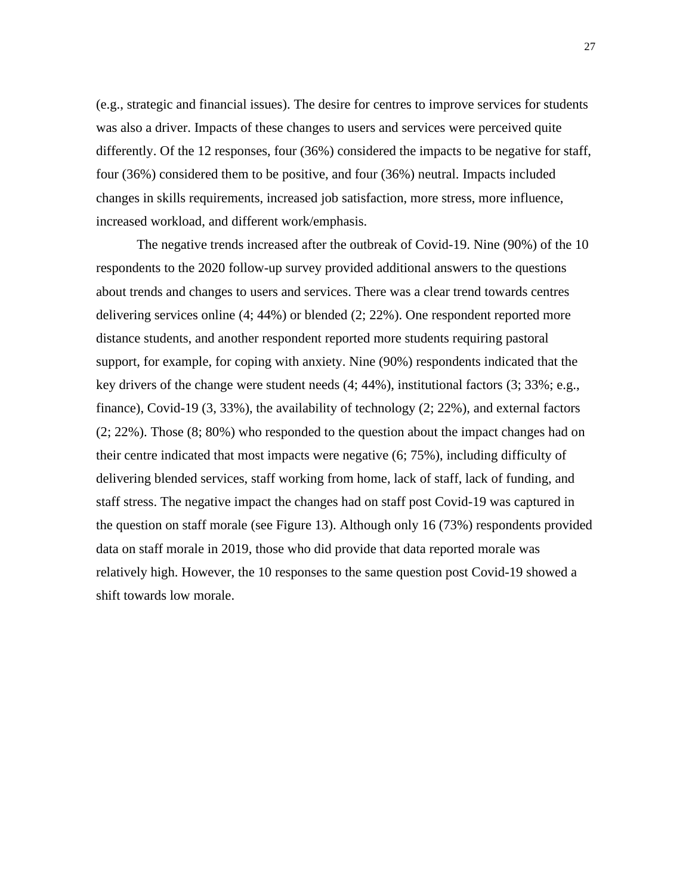(e.g., strategic and financial issues). The desire for centres to improve services for students was also a driver. Impacts of these changes to users and services were perceived quite differently. Of the 12 responses, four (36%) considered the impacts to be negative for staff, four (36%) considered them to be positive, and four (36%) neutral. Impacts included changes in skills requirements, increased job satisfaction, more stress, more influence, increased workload, and different work/emphasis.

The negative trends increased after the outbreak of Covid-19. Nine (90%) of the 10 respondents to the 2020 follow-up survey provided additional answers to the questions about trends and changes to users and services. There was a clear trend towards centres delivering services online (4; 44%) or blended (2; 22%). One respondent reported more distance students, and another respondent reported more students requiring pastoral support, for example, for coping with anxiety. Nine (90%) respondents indicated that the key drivers of the change were student needs (4; 44%), institutional factors (3; 33%; e.g., finance), Covid-19 (3, 33%), the availability of technology (2; 22%), and external factors (2; 22%). Those (8; 80%) who responded to the question about the impact changes had on their centre indicated that most impacts were negative (6; 75%), including difficulty of delivering blended services, staff working from home, lack of staff, lack of funding, and staff stress. The negative impact the changes had on staff post Covid-19 was captured in the question on staff morale (see Figure 13). Although only 16 (73%) respondents provided data on staff morale in 2019, those who did provide that data reported morale was relatively high. However, the 10 responses to the same question post Covid-19 showed a shift towards low morale.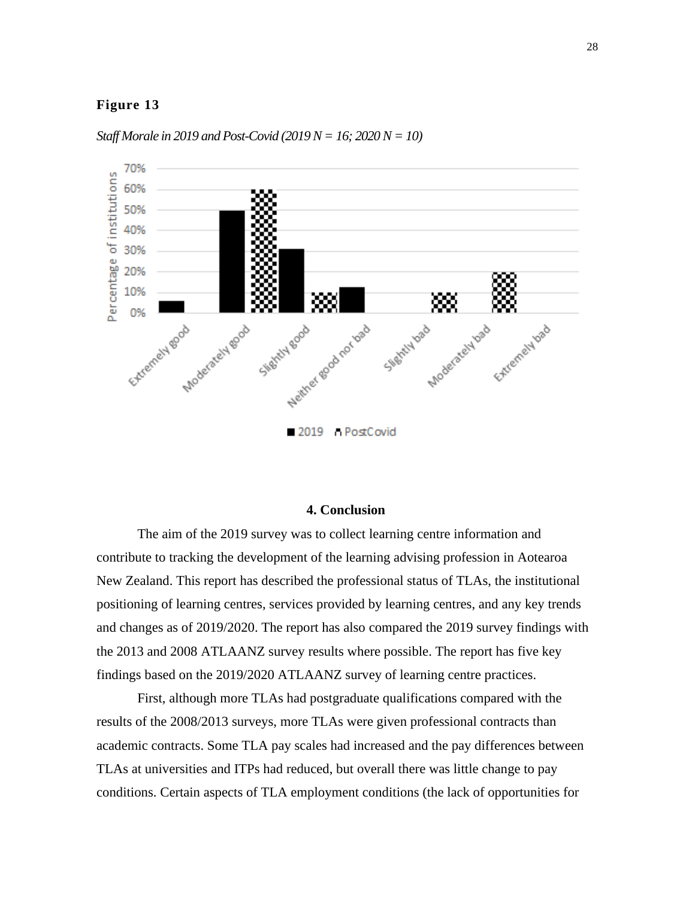**Figure 13**

*Staff Morale in 2019 and Post-Covid (2019 N = 16; 2020 N = 10)*

## 4. Conclusion

The aim of the 2019 survey was to collect learning centre information and contribute to tracking the development of the learning advising profession in Aotearoa New Zealand. This report has described the professional status of TLAs, the institutional positioning of learning centres, services provided by learning centres, and any key trends and changes as of 2019/2020. The report has also compared the 2019 survey findings with the 2013 and 2008 ATLAANZ survey results where possible. The report has five key findings based on the 2019/2020 ATLAANZ survey of learning centre practices.

First, although more TLAs had postgraduate qualifications compared with the results of the 2008/2013 surveys, more TLAs were given professional contracts than academic contracts. Some TLA pay scales had increased and the pay differences between TLAs at universities and ITPs had reduced, but overall there was little change to pay conditions. Certain aspects of TLA employment conditions (the lack of opportunities for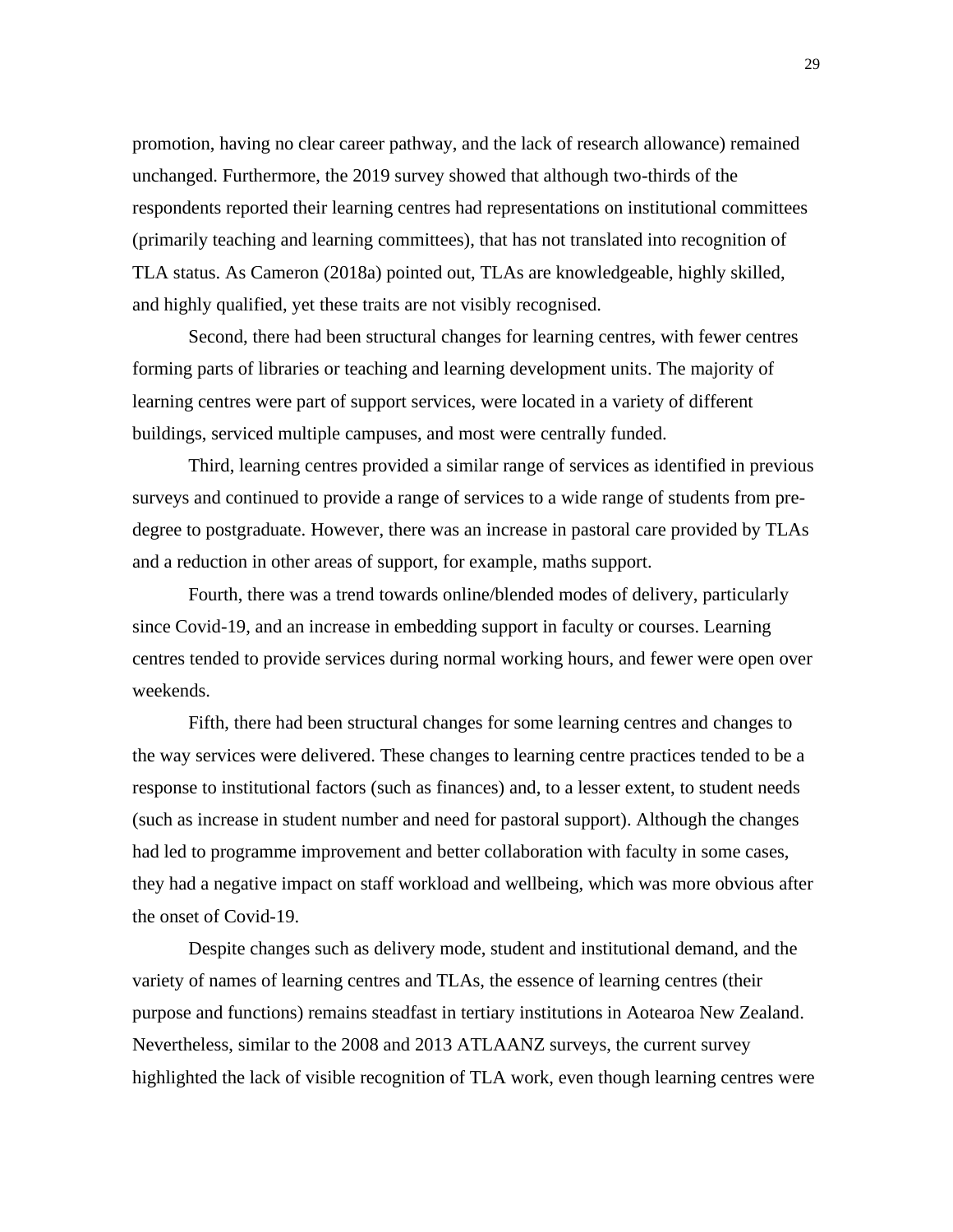promotion, having no clear career pathway, and the lack of research allowance) remained unchanged. Furthermore, the 2019 survey showed that although two-thirds of the respondents reported their learning centres had representations on institutional committees (primarily teaching and learning committees), that has not translated into recognition of TLA status. As Cameron (2018a) pointed out, TLAs are knowledgeable, highly skilled, and highly qualified, yet these traits are not visibly recognised.

Second, there had been structural changes for learning centres, with fewer centres forming parts of libraries or teaching and learning development units. The majority of learning centres were part of support services, were located in a variety of different buildings, serviced multiple campuses, and most were centrally funded.

Third, learning centres provided a similar range of services as identified in previous surveys and continued to provide a range of services to a wide range of students from pre-degree to postgraduate. However, there was an increase in pastoral care provided by TLAs and a reduction in other areas of support, for example, maths support.

Fourth, there was a trend towards online/blended modes of delivery, particularly since Covid-19, and an increase in embedding support in faculty or courses. Learning centres tended to provide services during normal working hours, and fewer were open over weekends.

Fifth, there had been structural changes for some learning centres and changes to the way services were delivered. These changes to learning centre practices tended to be a response to institutional factors (such as finances) and, to a lesser extent, to student needs (such as increase in student number and need for pastoral support). Although the changes had led to programme improvement and better collaboration with faculty in some cases, they had a negative impact on staff workload and wellbeing, which was more obvious after the onset of Covid-19.

Despite changes such as delivery mode, student and institutional demand, and the variety of names of learning centres and TLAs, the essence of learning centres (their purpose and functions) remains steadfast in tertiary institutions in Aotearoa New Zealand. Nevertheless, similar to the 2008 and 2013 ATLAANZ surveys, the current survey highlighted the lack of visible recognition of TLA work, even though learning centres were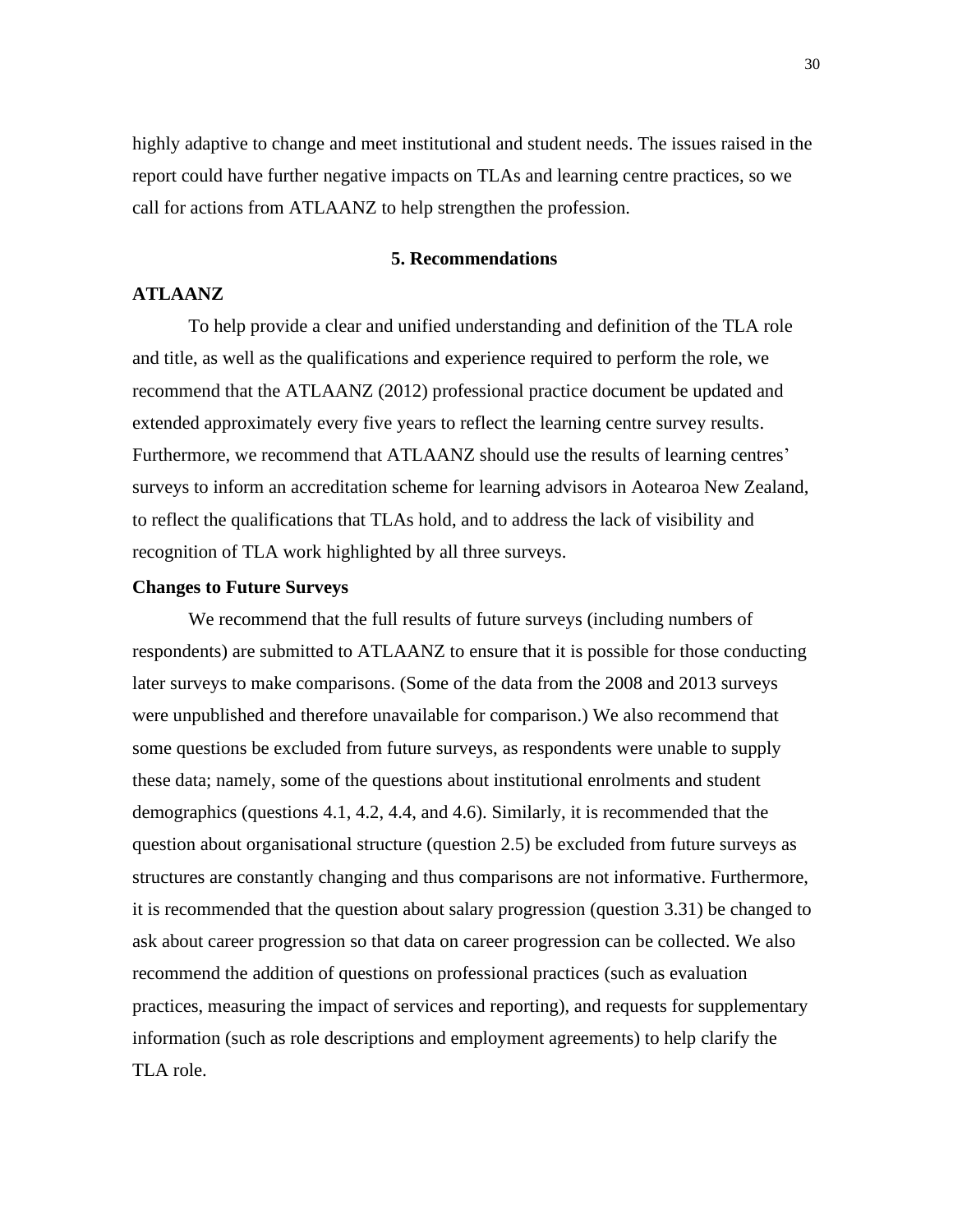highly adaptive to change and meet institutional and student needs. The issues raised in the report could have further negative impacts on TLAs and learning centre practices, so we call for actions from ATLAANZ to help strengthen the profession.

## 5. Recommendations

### ATLAANZ

To help provide a clear and unified understanding and definition of the TLA role and title, as well as the qualifications and experience required to perform the role, we recommend that the ATLAANZ (2012) professional practice document be updated and extended approximately every five years to reflect the learning centre survey results. Furthermore, we recommend that ATLAANZ should use the results of learning centres' surveys to inform an accreditation scheme for learning advisors in Aotearoa New Zealand, to reflect the qualifications that TLAs hold, and to address the lack of visibility and recognition of TLA work highlighted by all three surveys.

### Changes to Future Surveys

We recommend that the full results of future surveys (including numbers of respondents) are submitted to ATLAANZ to ensure that it is possible for those conducting later surveys to make comparisons. (Some of the data from the 2008 and 2013 surveys were unpublished and therefore unavailable for comparison.) We also recommend that some questions be excluded from future surveys, as respondents were unable to supply these data; namely, some of the questions about institutional enrolments and student demographics (questions 4.1, 4.2, 4.4, and 4.6). Similarly, it is recommended that the question about organisational structure (question 2.5) be excluded from future surveys as structures are constantly changing and thus comparisons are not informative. Furthermore, it is recommended that the question about salary progression (question 3.31) be changed to ask about career progression so that data on career progression can be collected. We also recommend the addition of questions on professional practices (such as evaluation practices, measuring the impact of services and reporting), and requests for supplementary information (such as role descriptions and employment agreements) to help clarify the TLA role.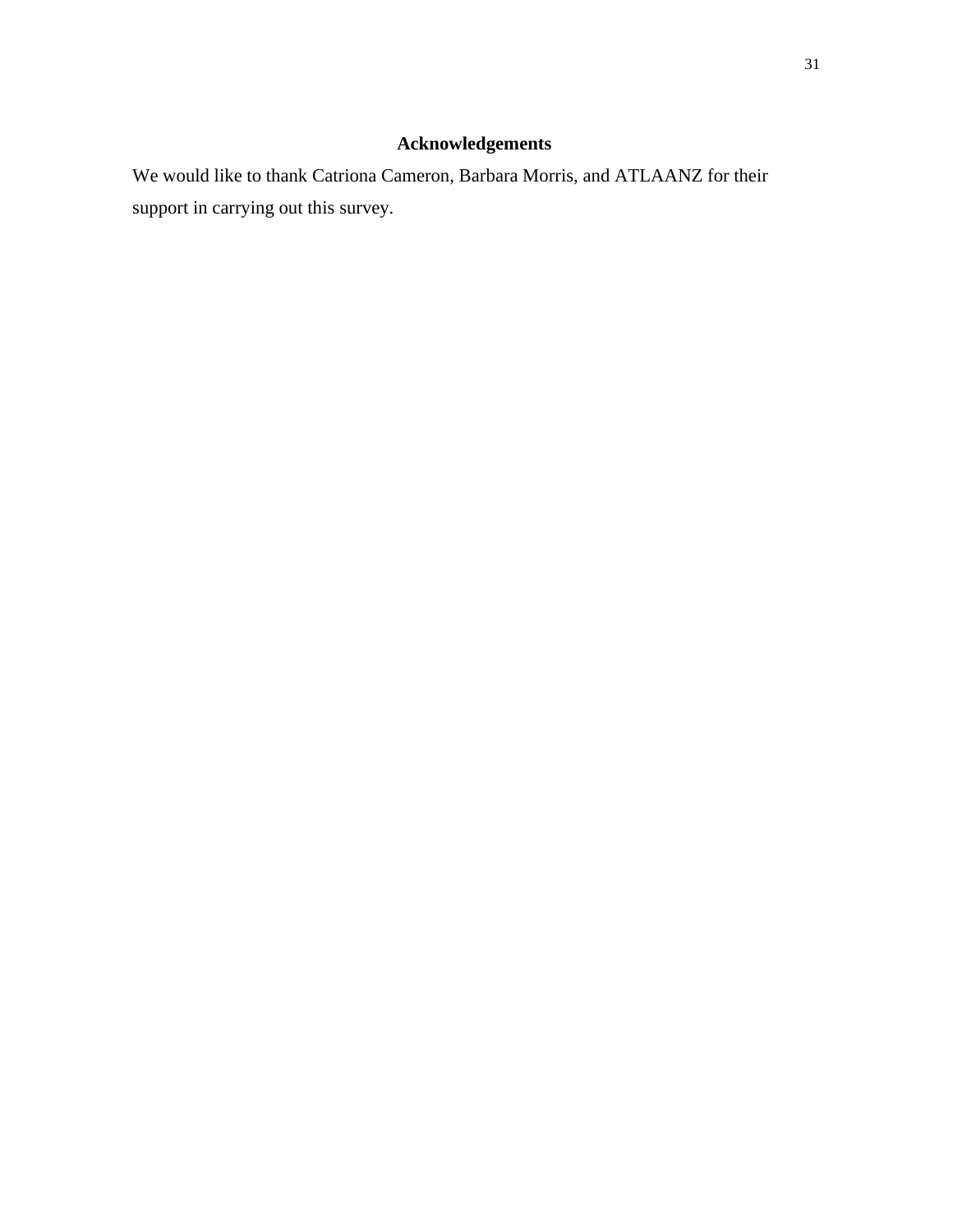## Acknowledgements

We would like to thank Catriona Cameron, Barbara Morris, and ATLAANZ for their support in carrying out this survey.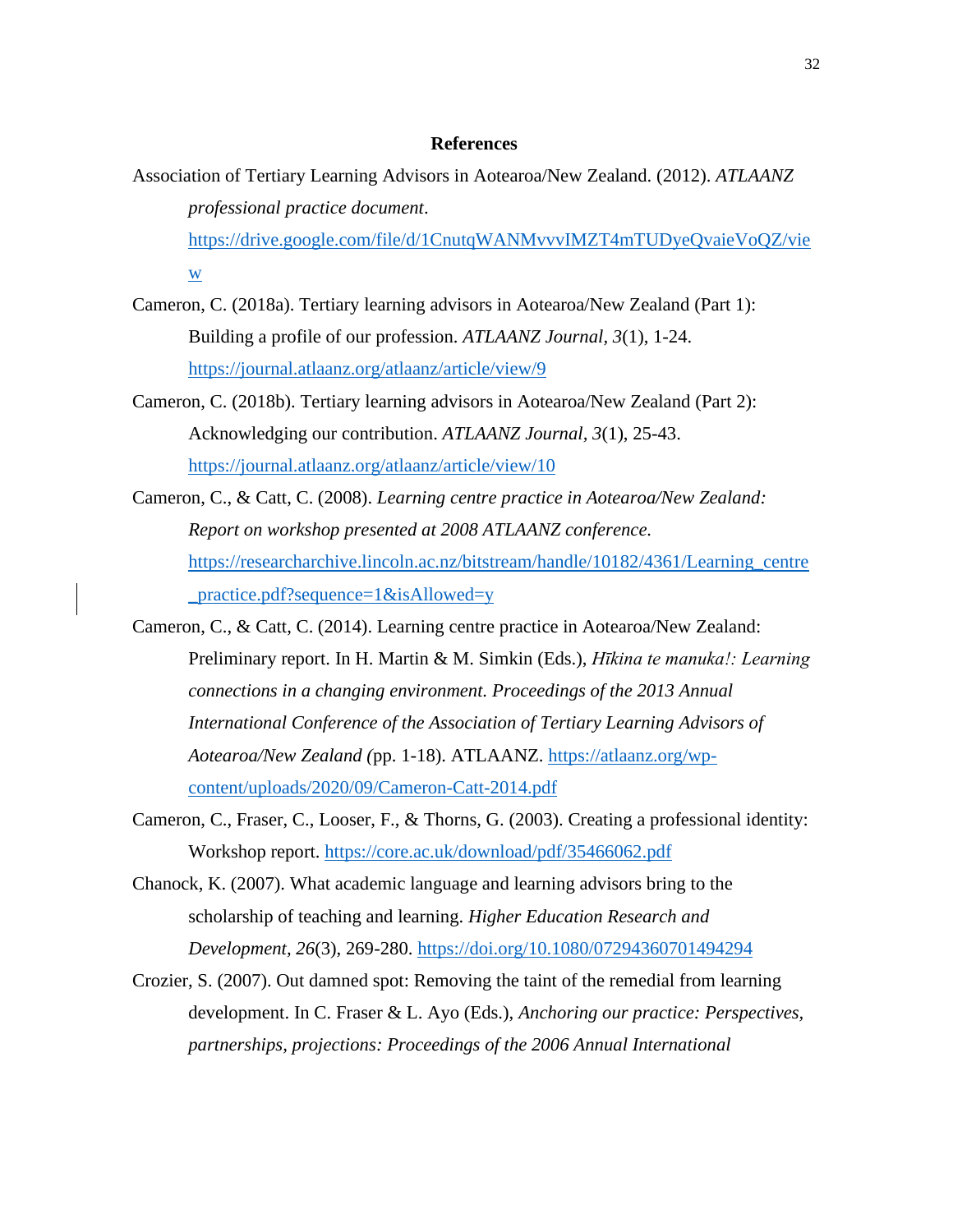## References

Association of Tertiary Learning Advisors in Aotearoa/New Zealand. (2012). *ATLAANZ professional practice document*. https://drive.google.com/file/d/1CnutqWANMvvvIMZT4mTUDyeQvaieVoQZ/view

Cameron, C. (2018a). Tertiary learning advisors in Aotearoa/New Zealand (Part 1): Building a profile of our profession. *ATLAANZ Journal*, *3*(1), 1-24. https://journal.atlaanz.org/atlaanz/article/view/9

Cameron, C. (2018b). Tertiary learning advisors in Aotearoa/New Zealand (Part 2): Acknowledging our contribution. *ATLAANZ Journal*, *3*(1), 25-43. https://journal.atlaanz.org/atlaanz/article/view/10

Cameron, C., & Catt, C. (2008). *Learning centre practice in Aotearoa/New Zealand: Report on workshop presented at 2008 ATLAANZ conference.* https://researcharchive.lincoln.ac.nz/bitstream/handle/10182/4361/Learning_centre_practice.pdf?sequence=1&isAllowed=y

Cameron, C., & Catt, C. (2014). Learning centre practice in Aotearoa/New Zealand: Preliminary report. In H. Martin & M. Simkin (Eds.), *Hīkina te manuka!: Learning connections in a changing environment. Proceedings of the 2013 Annual International Conference of the Association of Tertiary Learning Advisors of Aotearoa/New Zealand (*pp. 1-18). ATLAANZ. https://atlaanz.org/wp-content/uploads/2020/09/Cameron-Catt-2014.pdf

Cameron, C., Fraser, C., Looser, F., & Thorns, G. (2003). Creating a professional identity: Workshop report. https://core.ac.uk/download/pdf/35466062.pdf

Chanock, K. (2007). What academic language and learning advisors bring to the scholarship of teaching and learning. *Higher Education Research and Development*, *26*(3), 269-280. https://doi.org/10.1080/07294360701494294

Crozier, S. (2007). Out damned spot: Removing the taint of the remedial from learning development. In C. Fraser & L. Ayo (Eds.), *Anchoring our practice: Perspectives, partnerships, projections: Proceedings of the 2006 Annual International*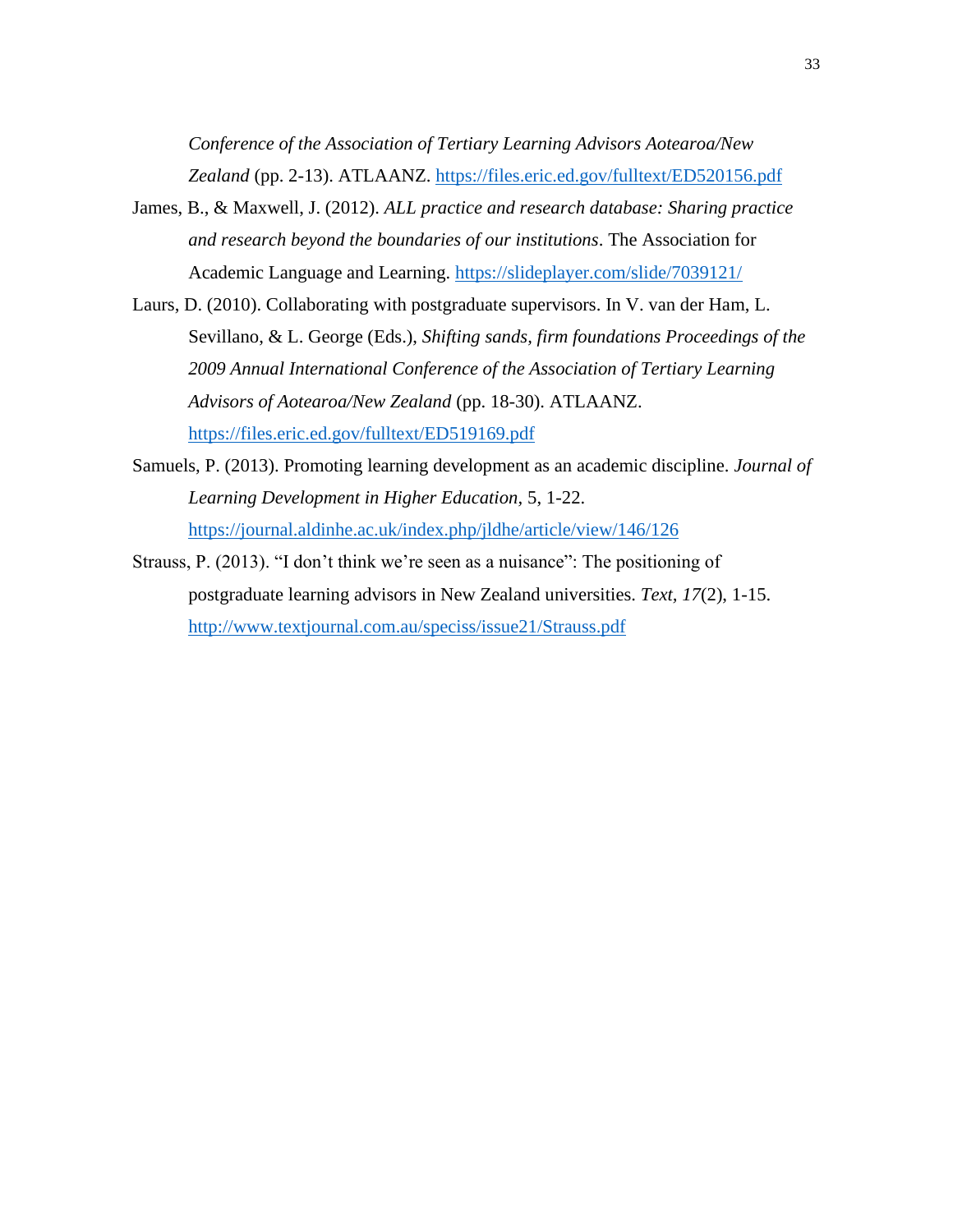*Conference of the Association of Tertiary Learning Advisors Aotearoa/New Zealand* (pp. 2-13). ATLAANZ. https://files.eric.ed.gov/fulltext/ED520156.pdf

James, B., & Maxwell, J. (2012). *ALL practice and research database: Sharing practice and research beyond the boundaries of our institutions*. The Association for Academic Language and Learning. https://slideplayer.com/slide/7039121/

Laurs, D. (2010). Collaborating with postgraduate supervisors. In V. van der Ham, L. Sevillano, & L. George (Eds.), *Shifting sands, firm foundations Proceedings of the 2009 Annual International Conference of the Association of Tertiary Learning Advisors of Aotearoa/New Zealand* (pp. 18-30). ATLAANZ. https://files.eric.ed.gov/fulltext/ED519169.pdf

Samuels, P. (2013). Promoting learning development as an academic discipline. *Journal of Learning Development in Higher Education*, 5, 1-22. https://journal.aldinhe.ac.uk/index.php/jldhe/article/view/146/126

Strauss, P. (2013). "I don't think we're seen as a nuisance": The positioning of postgraduate learning advisors in New Zealand universities. *Text, 17*(2), 1-15. http://www.textjournal.com.au/speciss/issue21/Strauss.pdf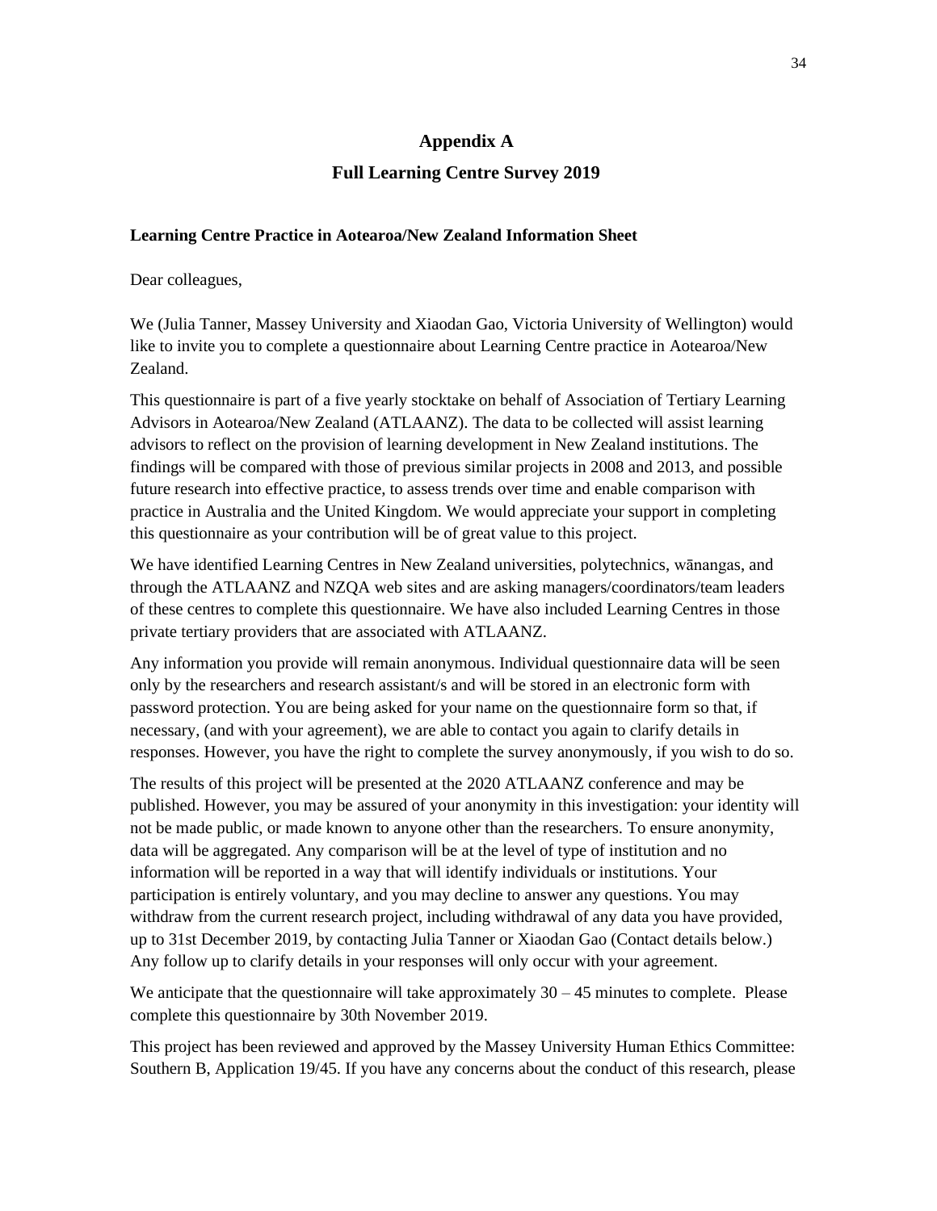# Appendix A

# Full Learning Centre Survey 2019

**Learning Centre Practice in Aotearoa/New Zealand Information Sheet**

Dear colleagues,

We (Julia Tanner, Massey University and Xiaodan Gao, Victoria University of Wellington) would like to invite you to complete a questionnaire about Learning Centre practice in Aotearoa/New Zealand.

This questionnaire is part of a five yearly stocktake on behalf of Association of Tertiary Learning Advisors in Aotearoa/New Zealand (ATLAANZ). The data to be collected will assist learning advisors to reflect on the provision of learning development in New Zealand institutions. The findings will be compared with those of previous similar projects in 2008 and 2013, and possible future research into effective practice, to assess trends over time and enable comparison with practice in Australia and the United Kingdom. We would appreciate your support in completing this questionnaire as your contribution will be of great value to this project.

We have identified Learning Centres in New Zealand universities, polytechnics, wānangas, and through the ATLAANZ and NZQA web sites and are asking managers/coordinators/team leaders of these centres to complete this questionnaire. We have also included Learning Centres in those private tertiary providers that are associated with ATLAANZ.

Any information you provide will remain anonymous. Individual questionnaire data will be seen only by the researchers and research assistant/s and will be stored in an electronic form with password protection. You are being asked for your name on the questionnaire form so that, if necessary, (and with your agreement), we are able to contact you again to clarify details in responses. However, you have the right to complete the survey anonymously, if you wish to do so.

The results of this project will be presented at the 2020 ATLAANZ conference and may be published. However, you may be assured of your anonymity in this investigation: your identity will not be made public, or made known to anyone other than the researchers. To ensure anonymity, data will be aggregated. Any comparison will be at the level of type of institution and no information will be reported in a way that will identify individuals or institutions. Your participation is entirely voluntary, and you may decline to answer any questions. You may withdraw from the current research project, including withdrawal of any data you have provided, up to 31st December 2019, by contacting Julia Tanner or Xiaodan Gao (Contact details below.) Any follow up to clarify details in your responses will only occur with your agreement.

We anticipate that the questionnaire will take approximately 30 – 45 minutes to complete. Please complete this questionnaire by 30th November 2019.

This project has been reviewed and approved by the Massey University Human Ethics Committee: Southern B, Application 19/45. If you have any concerns about the conduct of this research, please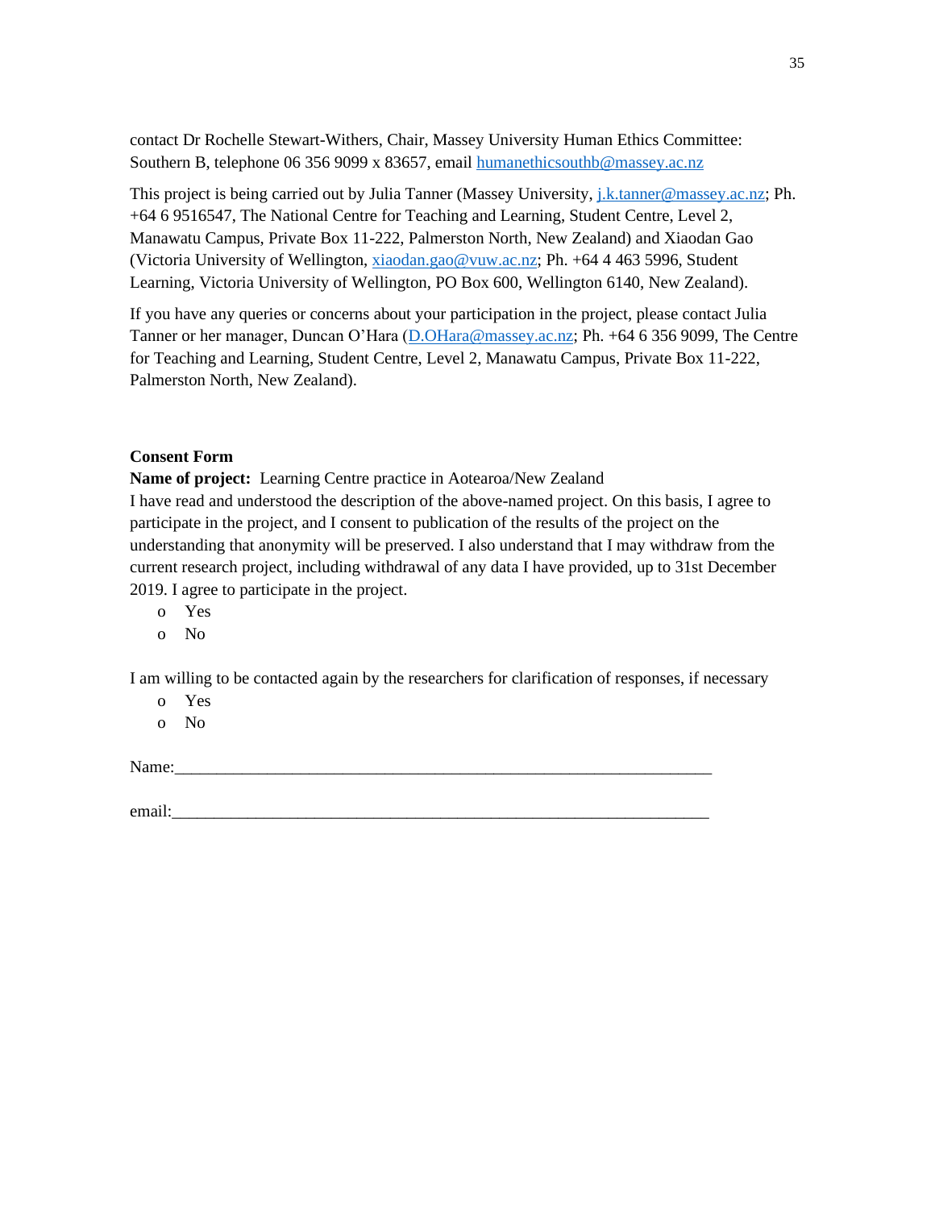contact Dr Rochelle Stewart-Withers, Chair, Massey University Human Ethics Committee: Southern B, telephone 06 356 9099 x 83657, email humanethicsouthb@massey.ac.nz

This project is being carried out by Julia Tanner (Massey University, j.k.tanner@massey.ac.nz; Ph. +64 6 9516547, The National Centre for Teaching and Learning, Student Centre, Level 2, Manawatu Campus, Private Box 11-222, Palmerston North, New Zealand) and Xiaodan Gao (Victoria University of Wellington, xiaodan.gao@vuw.ac.nz; Ph. +64 4 463 5996, Student Learning, Victoria University of Wellington, PO Box 600, Wellington 6140, New Zealand).

If you have any queries or concerns about your participation in the project, please contact Julia Tanner or her manager, Duncan O'Hara (D.OHara@massey.ac.nz; Ph. +64 6 356 9099, The Centre for Teaching and Learning, Student Centre, Level 2, Manawatu Campus, Private Box 11-222, Palmerston North, New Zealand).

**Consent Form**

**Name of project:** Learning Centre practice in Aotearoa/New Zealand

I have read and understood the description of the above-named project. On this basis, I agree to participate in the project, and I consent to publication of the results of the project on the understanding that anonymity will be preserved. I also understand that I may withdraw from the current research project, including withdrawal of any data I have provided, up to 31st December 2019. I agree to participate in the project.

- Yes
- No

I am willing to be contacted again by the researchers for clarification of responses, if necessary

- Yes
- No

Name:_______________________________________________________________

email:_______________________________________________________________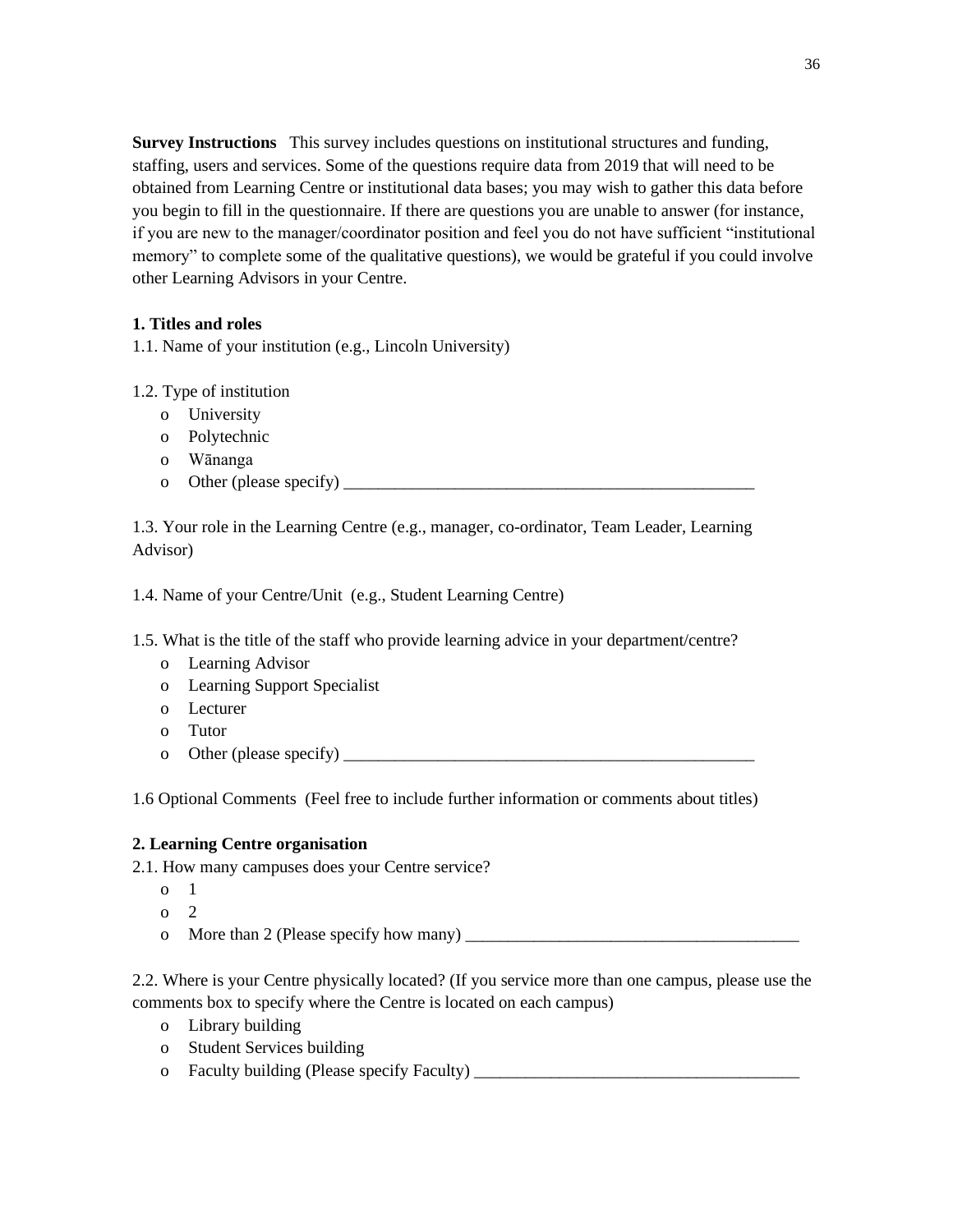**Survey Instructions** This survey includes questions on institutional structures and funding, staffing, users and services. Some of the questions require data from 2019 that will need to be obtained from Learning Centre or institutional data bases; you may wish to gather this data before you begin to fill in the questionnaire. If there are questions you are unable to answer (for instance, if you are new to the manager/coordinator position and feel you do not have sufficient "institutional memory" to complete some of the qualitative questions), we would be grateful if you could involve other Learning Advisors in your Centre.

**1. Titles and roles**

1.1. Name of your institution (e.g., Lincoln University)

1.2. Type of institution

- o University
- o Polytechnic
- o Wānanga
- o Other (please specify) __________________________________________________

1.3. Your role in the Learning Centre (e.g., manager, co-ordinator, Team Leader, Learning Advisor)

1.4. Name of your Centre/Unit (e.g., Student Learning Centre)

1.5. What is the title of the staff who provide learning advice in your department/centre?

- o Learning Advisor
- o Learning Support Specialist
- o Lecturer
- o Tutor
- o Other (please specify) __________________________________________________

1.6 Optional Comments (Feel free to include further information or comments about titles)

**2. Learning Centre organisation**

2.1. How many campuses does your Centre service?

- o 1
- o 2
- o More than 2 (Please specify how many) _______________________________________

2.2. Where is your Centre physically located? (If you service more than one campus, please use the comments box to specify where the Centre is located on each campus)

- o Library building
- o Student Services building
- o Faculty building (Please specify Faculty) ______________________________________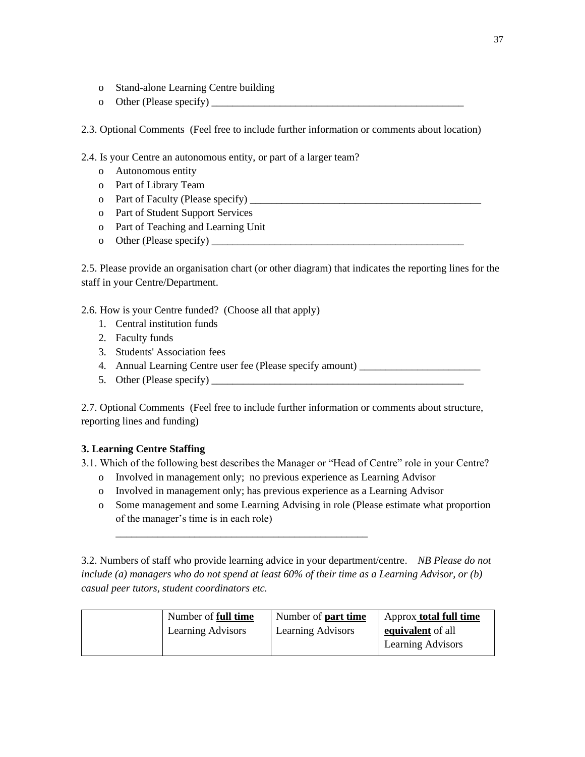- Stand-alone Learning Centre building
- Other (Please specify) _________________________________________________

2.3. Optional Comments (Feel free to include further information or comments about location)

2.4. Is your Centre an autonomous entity, or part of a larger team?

- Autonomous entity
- Part of Library Team
- Part of Faculty (Please specify) _____________________________________________
- Part of Student Support Services
- Part of Teaching and Learning Unit
- Other (Please specify) _________________________________________________

2.5. Please provide an organisation chart (or other diagram) that indicates the reporting lines for the staff in your Centre/Department.

2.6. How is your Centre funded? (Choose all that apply)

1. Central institution funds
2. Faculty funds
3. Students' Association fees
4. Annual Learning Centre user fee (Please specify amount) _______________________
5. Other (Please specify) _________________________________________________

2.7. Optional Comments (Feel free to include further information or comments about structure, reporting lines and funding)

**3. Learning Centre Staffing**

3.1. Which of the following best describes the Manager or "Head of Centre" role in your Centre?

- Involved in management only; no previous experience as Learning Advisor
- Involved in management only; has previous experience as a Learning Advisor
- Some management and some Learning Advising in role (Please estimate what proportion of the manager's time is in each role)

  _________________________________________________

3.2. Numbers of staff who provide learning advice in your department/centre. *NB Please do not include (a) managers who do not spend at least 60% of their time as a Learning Advisor, or (b) casual peer tutors, student coordinators etc.*

| | Number of **full time** Learning Advisors | Number of **part time** Learning Advisors | Approx **total full time equivalent** of all Learning Advisors |
|---|---|---|---|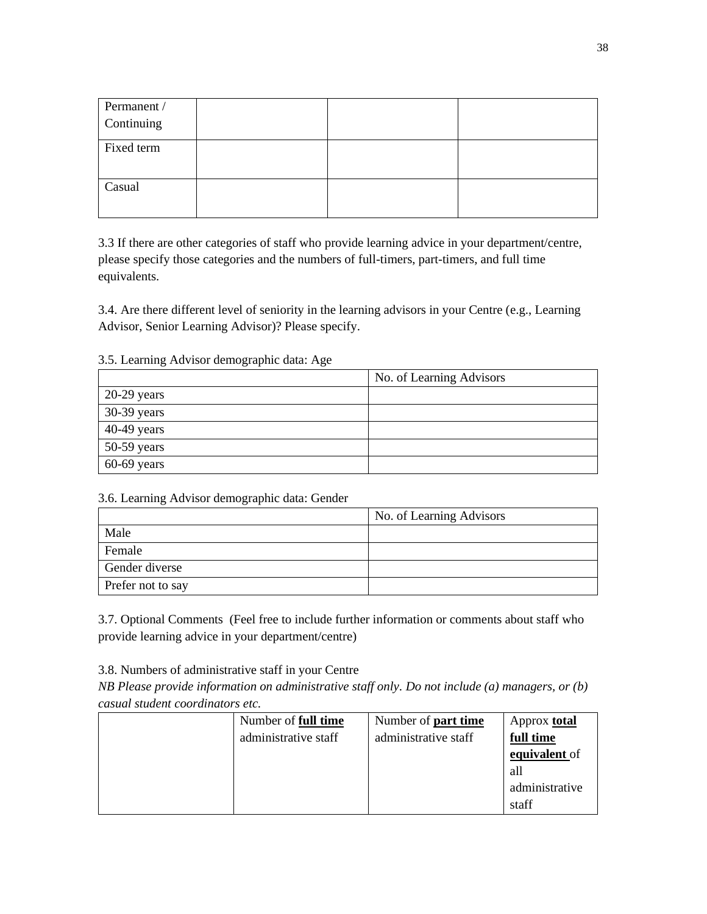| | | | |
|---|---|---|---|
| Permanent / Continuing | | | |
| Fixed term | | | |
| Casual | | | |

3.3 If there are other categories of staff who provide learning advice in your department/centre, please specify those categories and the numbers of full-timers, part-timers, and full time equivalents.

3.4. Are there different level of seniority in the learning advisors in your Centre (e.g., Learning Advisor, Senior Learning Advisor)? Please specify.

3.5. Learning Advisor demographic data: Age

| | No. of Learning Advisors |
|---|---|
| 20-29 years | |
| 30-39 years | |
| 40-49 years | |
| 50-59 years | |
| 60-69 years | |

3.6. Learning Advisor demographic data: Gender

| | No. of Learning Advisors |
|---|---|
| Male | |
| Female | |
| Gender diverse | |
| Prefer not to say | |

3.7. Optional Comments (Feel free to include further information or comments about staff who provide learning advice in your department/centre)

3.8. Numbers of administrative staff in your Centre
*NB Please provide information on administrative staff only. Do not include (a) managers, or (b) casual student coordinators etc.*

| | Number of **full time** administrative staff | Number of **part time** administrative staff | Approx **total full time equivalent** of all administrative staff |
|---|---|---|---|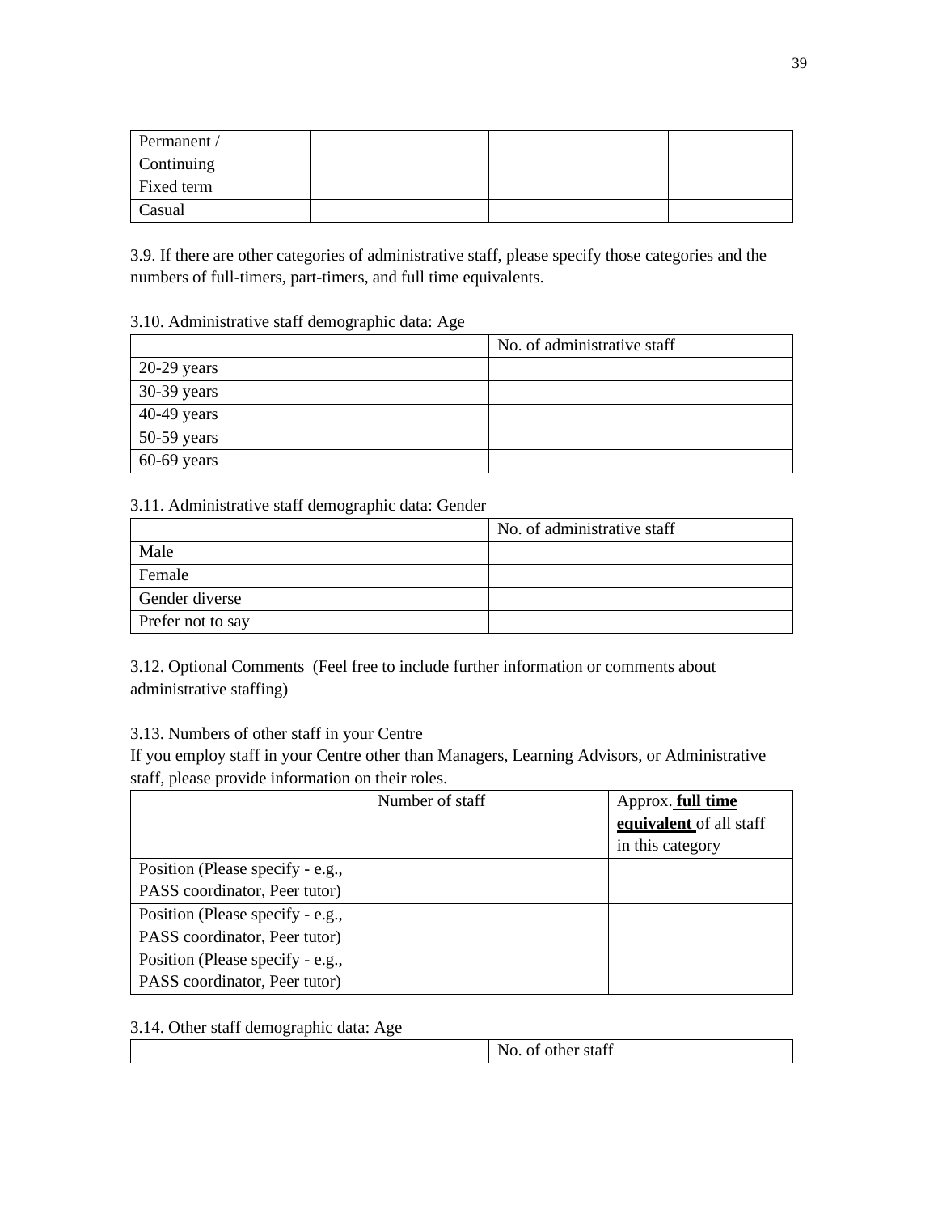| Permanent / Continuing | | | |
|---|---|---|---|
| Fixed term | | | |
| Casual | | | |

3.9. If there are other categories of administrative staff, please specify those categories and the numbers of full-timers, part-timers, and full time equivalents.

3.10. Administrative staff demographic data: Age

| | No. of administrative staff |
|---|---|
| 20-29 years | |
| 30-39 years | |
| 40-49 years | |
| 50-59 years | |
| 60-69 years | |

3.11. Administrative staff demographic data: Gender

| | No. of administrative staff |
|---|---|
| Male | |
| Female | |
| Gender diverse | |
| Prefer not to say | |

3.12. Optional Comments (Feel free to include further information or comments about administrative staffing)

3.13. Numbers of other staff in your Centre
If you employ staff in your Centre other than Managers, Learning Advisors, or Administrative staff, please provide information on their roles.

| | Number of staff | Approx. **full time equivalent** of all staff in this category |
|---|---|---|
| Position (Please specify - e.g., PASS coordinator, Peer tutor) | | |
| Position (Please specify - e.g., PASS coordinator, Peer tutor) | | |
| Position (Please specify - e.g., PASS coordinator, Peer tutor) | | |

3.14. Other staff demographic data: Age

| | No. of other staff |
|---|---|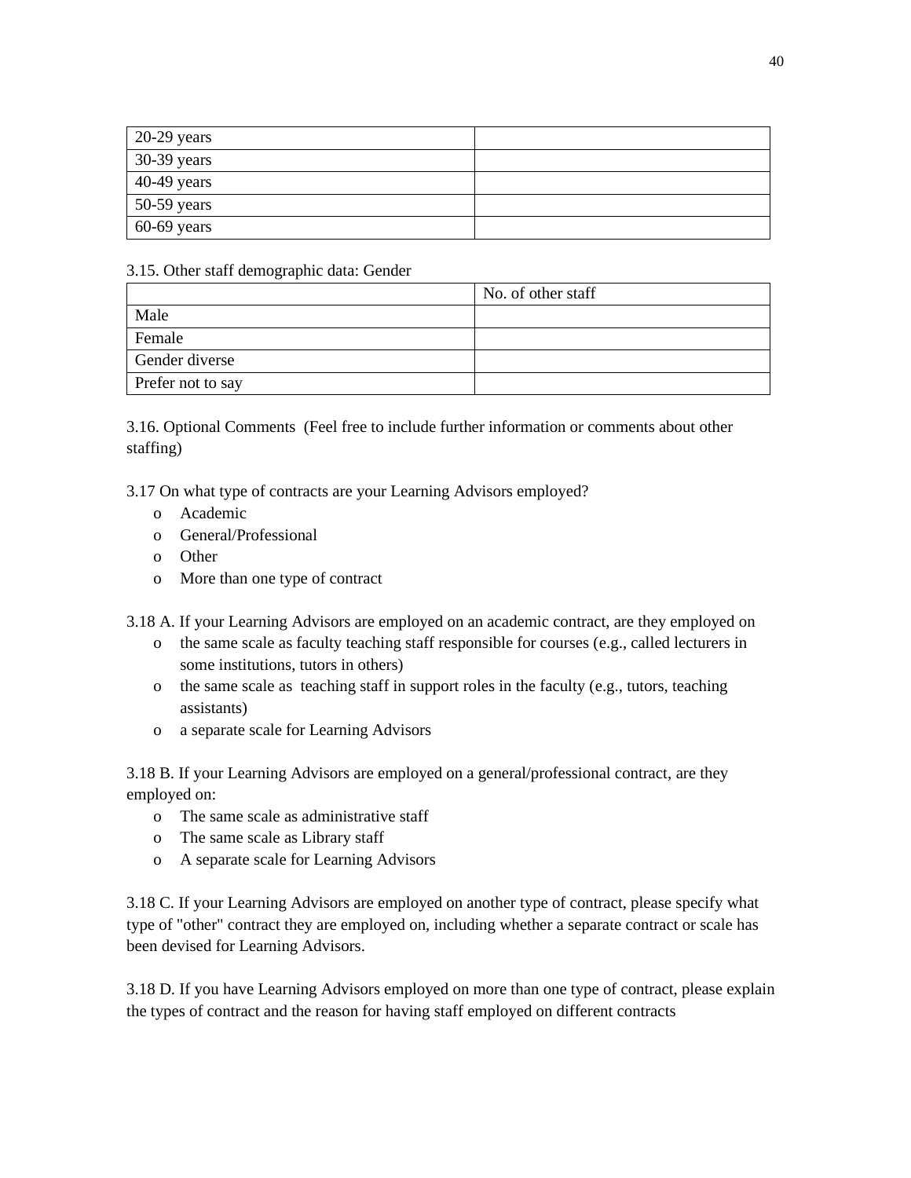| 20-29 years | |
| --- | --- |
| 30-39 years | |
| 40-49 years | |
| 50-59 years | |
| 60-69 years | |

3.15. Other staff demographic data: Gender

| | No. of other staff |
| --- | --- |
| Male | |
| Female | |
| Gender diverse | |
| Prefer not to say | |

3.16. Optional Comments (Feel free to include further information or comments about other staffing)

3.17 On what type of contracts are your Learning Advisors employed?

- o Academic
- o General/Professional
- o Other
- o More than one type of contract

3.18 A. If your Learning Advisors are employed on an academic contract, are they employed on

- o the same scale as faculty teaching staff responsible for courses (e.g., called lecturers in some institutions, tutors in others)
- o the same scale as teaching staff in support roles in the faculty (e.g., tutors, teaching assistants)
- o a separate scale for Learning Advisors

3.18 B. If your Learning Advisors are employed on a general/professional contract, are they employed on:

- o The same scale as administrative staff
- o The same scale as Library staff
- o A separate scale for Learning Advisors

3.18 C. If your Learning Advisors are employed on another type of contract, please specify what type of "other" contract they are employed on, including whether a separate contract or scale has been devised for Learning Advisors.

3.18 D. If you have Learning Advisors employed on more than one type of contract, please explain the types of contract and the reason for having staff employed on different contracts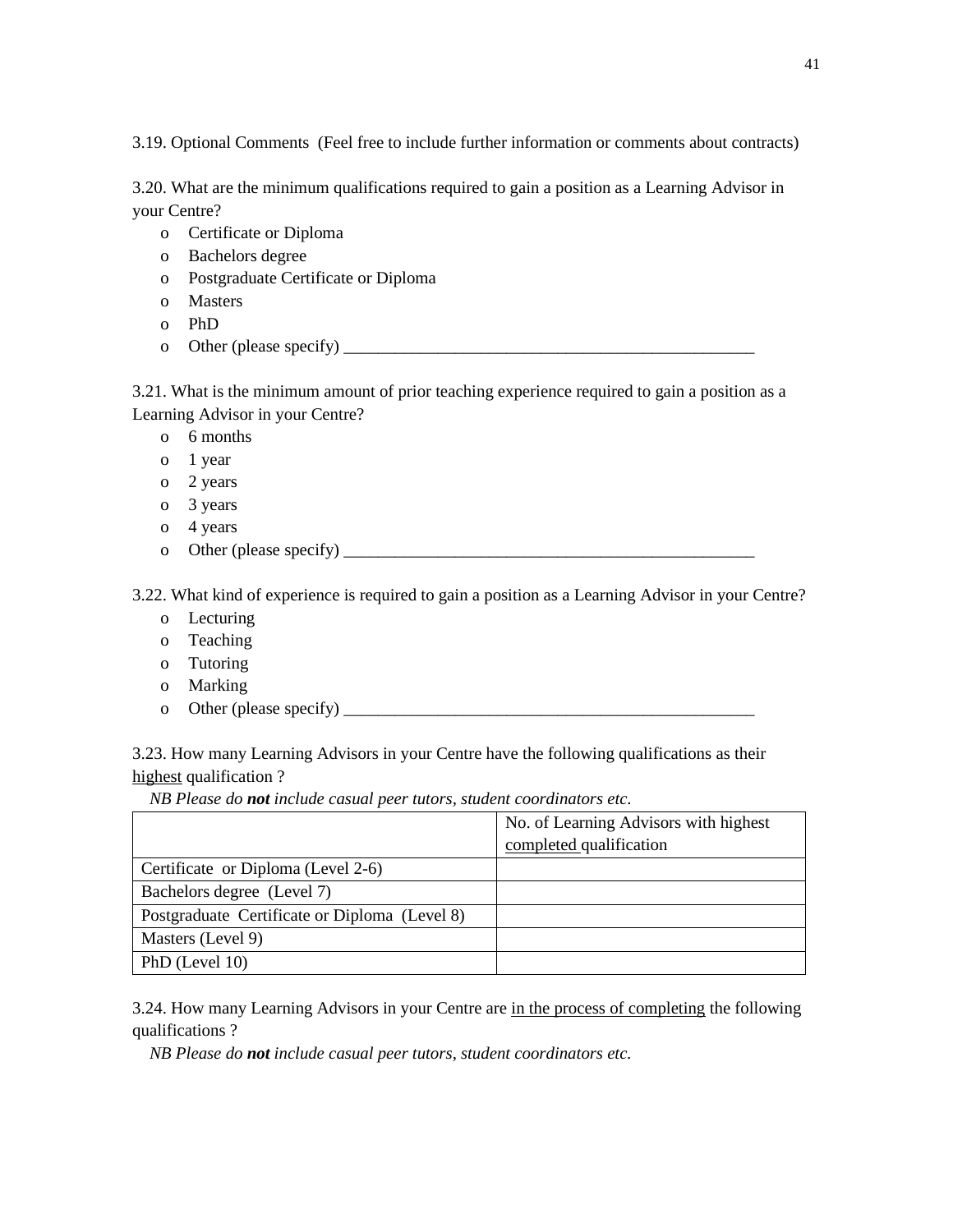3.19. Optional Comments (Feel free to include further information or comments about contracts)

3.20. What are the minimum qualifications required to gain a position as a Learning Advisor in your Centre?

- o Certificate or Diploma
- o Bachelors degree
- o Postgraduate Certificate or Diploma
- o Masters
- o PhD
- o Other (please specify) ___________________________________________________

3.21. What is the minimum amount of prior teaching experience required to gain a position as a Learning Advisor in your Centre?

- o 6 months
- o 1 year
- o 2 years
- o 3 years
- o 4 years
- o Other (please specify) ___________________________________________________

3.22. What kind of experience is required to gain a position as a Learning Advisor in your Centre?

- o Lecturing
- o Teaching
- o Tutoring
- o Marking
- o Other (please specify) ___________________________________________________

3.23. How many Learning Advisors in your Centre have the following qualifications as their <u>highest</u> qualification ?

*NB Please do **not** include casual peer tutors, student coordinators etc.*

| | No. of Learning Advisors with highest <u>completed</u> qualification |
|---|---|
| Certificate or Diploma (Level 2-6) | |
| Bachelors degree (Level 7) | |
| Postgraduate Certificate or Diploma (Level 8) | |
| Masters (Level 9) | |
| PhD (Level 10) | |

3.24. How many Learning Advisors in your Centre are <u>in the process of completing</u> the following qualifications ?

*NB Please do **not** include casual peer tutors, student coordinators etc.*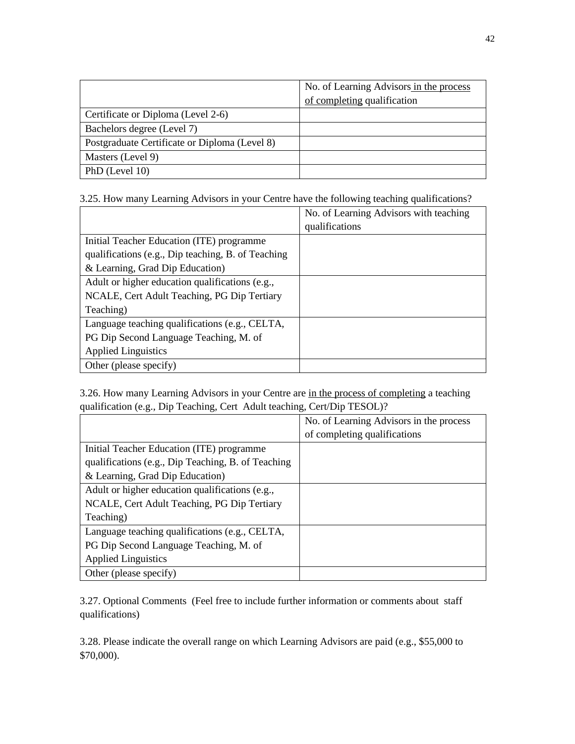| | No. of Learning Advisors in the process of completing qualification |
|---|---|
| Certificate or Diploma (Level 2-6) | |
| Bachelors degree (Level 7) | |
| Postgraduate Certificate or Diploma (Level 8) | |
| Masters (Level 9) | |
| PhD (Level 10) | |

3.25. How many Learning Advisors in your Centre have the following teaching qualifications?

| | No. of Learning Advisors with teaching qualifications |
|---|---|
| Initial Teacher Education (ITE) programme qualifications (e.g., Dip teaching, B. of Teaching & Learning, Grad Dip Education) | |
| Adult or higher education qualifications (e.g., NCALE, Cert Adult Teaching, PG Dip Tertiary Teaching) | |
| Language teaching qualifications (e.g., CELTA, PG Dip Second Language Teaching, M. of Applied Linguistics | |
| Other (please specify) | |

3.26. How many Learning Advisors in your Centre are in the process of completing a teaching qualification (e.g., Dip Teaching, Cert Adult teaching, Cert/Dip TESOL)?

| | No. of Learning Advisors in the process of completing qualifications |
|---|---|
| Initial Teacher Education (ITE) programme qualifications (e.g., Dip Teaching, B. of Teaching & Learning, Grad Dip Education) | |
| Adult or higher education qualifications (e.g., NCALE, Cert Adult Teaching, PG Dip Tertiary Teaching) | |
| Language teaching qualifications (e.g., CELTA, PG Dip Second Language Teaching, M. of Applied Linguistics | |
| Other (please specify) | |

3.27. Optional Comments (Feel free to include further information or comments about staff qualifications)

3.28. Please indicate the overall range on which Learning Advisors are paid (e.g., $55,000 to $70,000).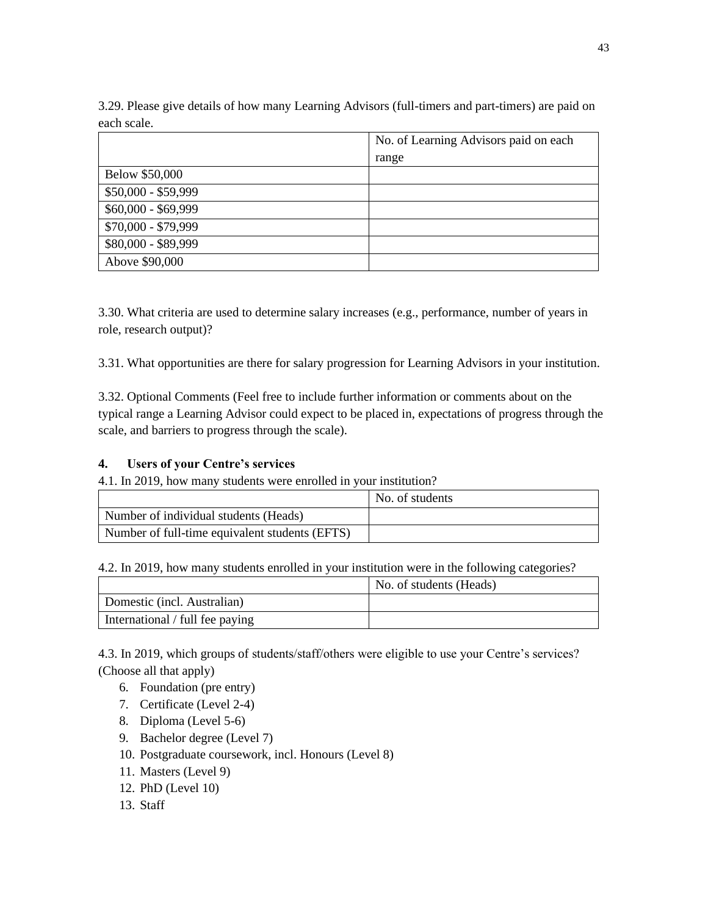3.29. Please give details of how many Learning Advisors (full-timers and part-timers) are paid on each scale.

| | No. of Learning Advisors paid on each range |
|---|---|
| Below $50,000 | |
| $50,000 - $59,999 | |
| $60,000 - $69,999 | |
| $70,000 - $79,999 | |
| $80,000 - $89,999 | |
| Above $90,000 | |

3.30. What criteria are used to determine salary increases (e.g., performance, number of years in role, research output)?

3.31. What opportunities are there for salary progression for Learning Advisors in your institution.

3.32. Optional Comments (Feel free to include further information or comments about on the typical range a Learning Advisor could expect to be placed in, expectations of progress through the scale, and barriers to progress through the scale).

## 4. Users of your Centre's services

4.1. In 2019, how many students were enrolled in your institution?

| | No. of students |
|---|---|
| Number of individual students (Heads) | |
| Number of full-time equivalent students (EFTS) | |

4.2. In 2019, how many students enrolled in your institution were in the following categories?

| | No. of students (Heads) |
|---|---|
| Domestic (incl. Australian) | |
| International / full fee paying | |

4.3. In 2019, which groups of students/staff/others were eligible to use your Centre's services? (Choose all that apply)

6. Foundation (pre entry)
7. Certificate (Level 2-4)
8. Diploma (Level 5-6)
9. Bachelor degree (Level 7)
10. Postgraduate coursework, incl. Honours (Level 8)
11. Masters (Level 9)
12. PhD (Level 10)
13. Staff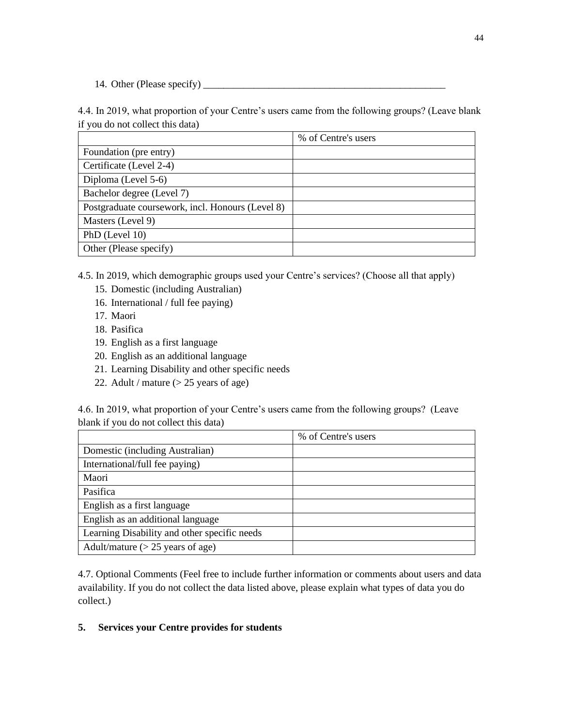14. Other (Please specify) __________________________________________________

4.4. In 2019, what proportion of your Centre's users came from the following groups? (Leave blank if you do not collect this data)

| | % of Centre's users |
|---|---|
| Foundation (pre entry) | |
| Certificate (Level 2-4) | |
| Diploma (Level 5-6) | |
| Bachelor degree (Level 7) | |
| Postgraduate coursework, incl. Honours (Level 8) | |
| Masters (Level 9) | |
| PhD (Level 10) | |
| Other (Please specify) | |

4.5. In 2019, which demographic groups used your Centre's services? (Choose all that apply)

15. Domestic (including Australian)
16. International / full fee paying)
17. Maori
18. Pasifica
19. English as a first language
20. English as an additional language
21. Learning Disability and other specific needs
22. Adult / mature (> 25 years of age)

4.6. In 2019, what proportion of your Centre's users came from the following groups? (Leave blank if you do not collect this data)

| | % of Centre's users |
|---|---|
| Domestic (including Australian) | |
| International/full fee paying) | |
| Maori | |
| Pasifica | |
| English as a first language | |
| English as an additional language | |
| Learning Disability and other specific needs | |
| Adult/mature (> 25 years of age) | |

4.7. Optional Comments (Feel free to include further information or comments about users and data availability. If you do not collect the data listed above, please explain what types of data you do collect.)

## 5. Services your Centre provides for students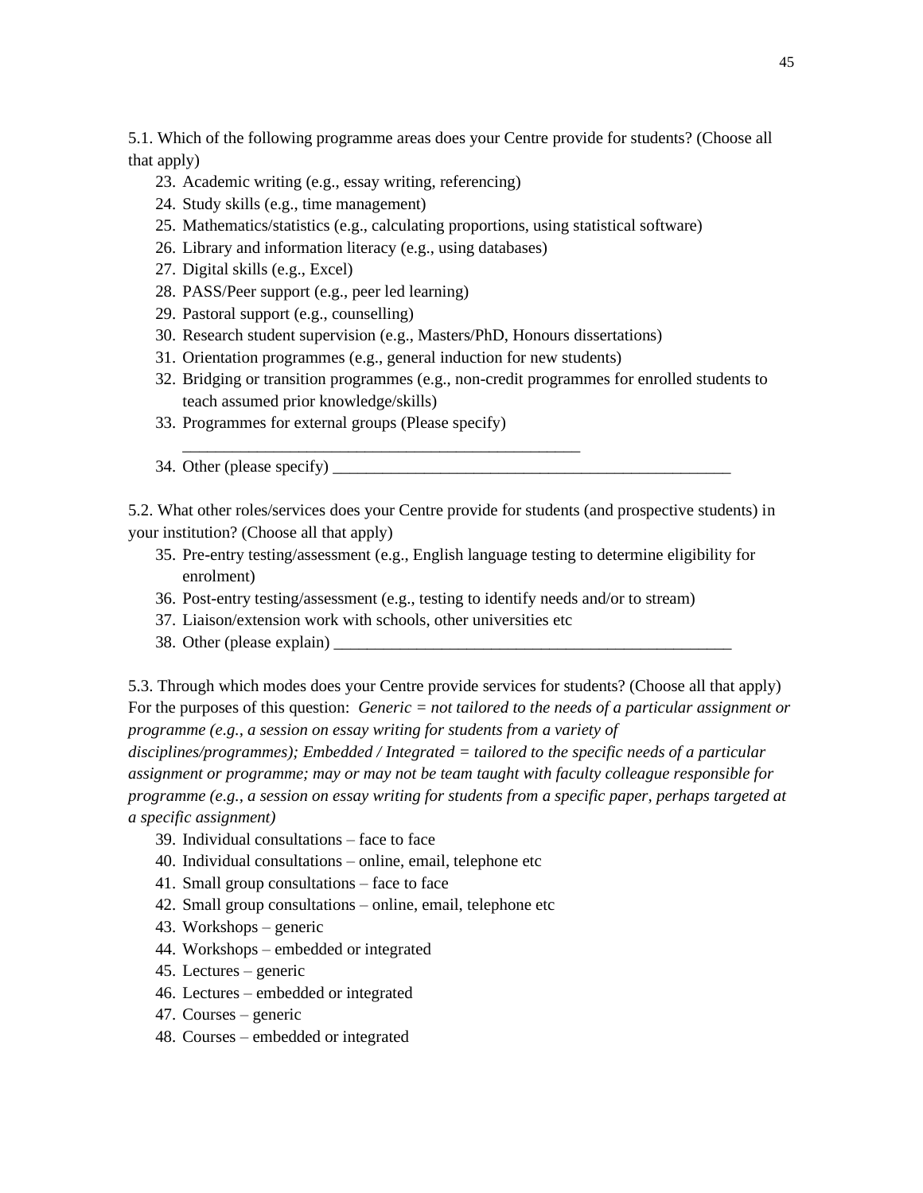5.1. Which of the following programme areas does your Centre provide for students? (Choose all that apply)

23. Academic writing (e.g., essay writing, referencing)
24. Study skills (e.g., time management)
25. Mathematics/statistics (e.g., calculating proportions, using statistical software)
26. Library and information literacy (e.g., using databases)
27. Digital skills (e.g., Excel)
28. PASS/Peer support (e.g., peer led learning)
29. Pastoral support (e.g., counselling)
30. Research student supervision (e.g., Masters/PhD, Honours dissertations)
31. Orientation programmes (e.g., general induction for new students)
32. Bridging or transition programmes (e.g., non-credit programmes for enrolled students to teach assumed prior knowledge/skills)
33. Programmes for external groups (Please specify) ______________________________________________
34. Other (please specify) ______________________________________________

5.2. What other roles/services does your Centre provide for students (and prospective students) in your institution? (Choose all that apply)

35. Pre-entry testing/assessment (e.g., English language testing to determine eligibility for enrolment)
36. Post-entry testing/assessment (e.g., testing to identify needs and/or to stream)
37. Liaison/extension work with schools, other universities etc
38. Other (please explain) ______________________________________________

5.3. Through which modes does your Centre provide services for students? (Choose all that apply) For the purposes of this question: *Generic = not tailored to the needs of a particular assignment or programme (e.g., a session on essay writing for students from a variety of disciplines/programmes); Embedded / Integrated = tailored to the specific needs of a particular assignment or programme; may or may not be team taught with faculty colleague responsible for programme (e.g., a session on essay writing for students from a specific paper, perhaps targeted at a specific assignment)*

39. Individual consultations – face to face
40. Individual consultations – online, email, telephone etc
41. Small group consultations – face to face
42. Small group consultations – online, email, telephone etc
43. Workshops – generic
44. Workshops – embedded or integrated
45. Lectures – generic
46. Lectures – embedded or integrated
47. Courses – generic
48. Courses – embedded or integrated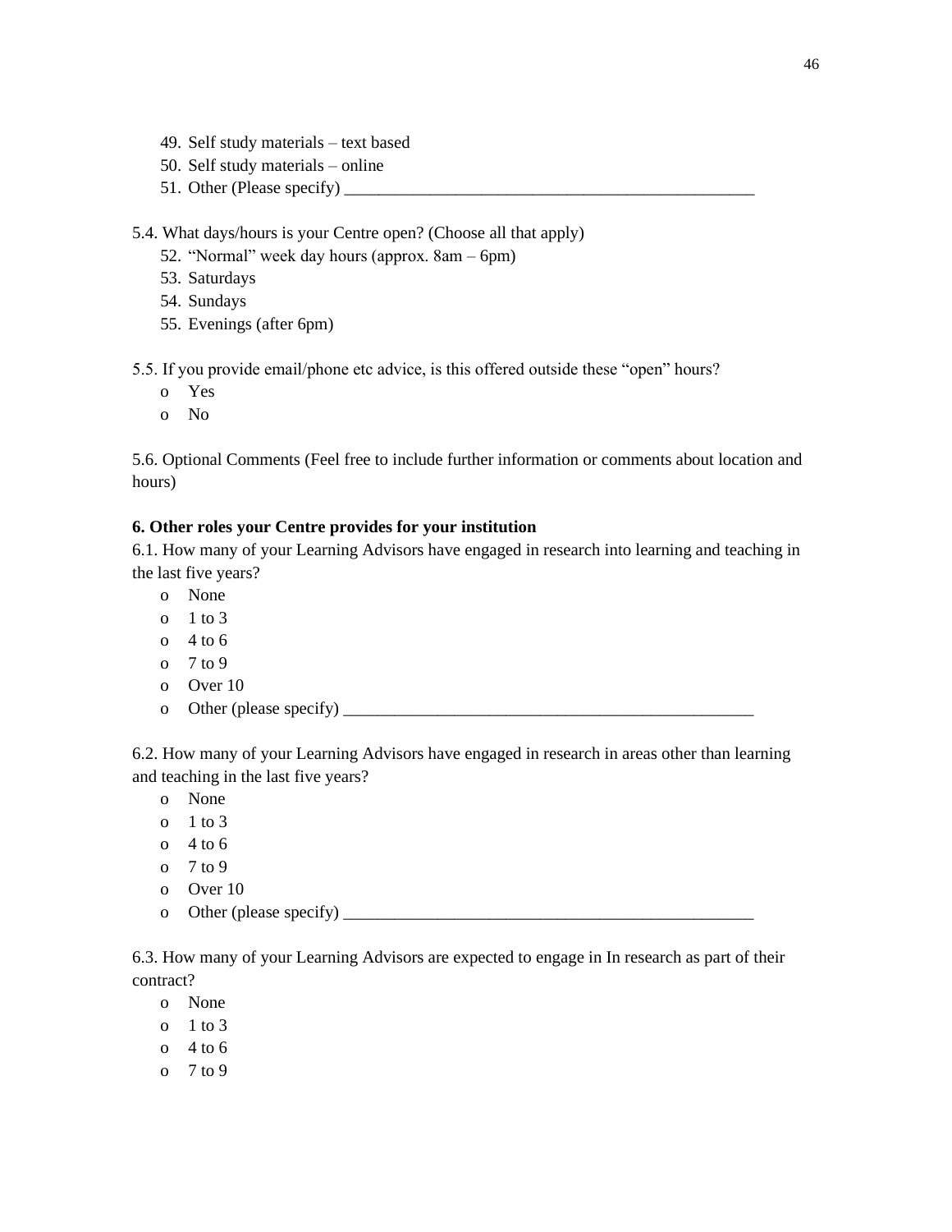49. Self study materials – text based
50. Self study materials – online
51. Other (Please specify) ___________________________________________________

5.4. What days/hours is your Centre open? (Choose all that apply)

52. "Normal" week day hours (approx. 8am – 6pm)
53. Saturdays
54. Sundays
55. Evenings (after 6pm)

5.5. If you provide email/phone etc advice, is this offered outside these "open" hours?

- Yes
- No

5.6. Optional Comments (Feel free to include further information or comments about location and hours)

**6. Other roles your Centre provides for your institution**

6.1. How many of your Learning Advisors have engaged in research into learning and teaching in the last five years?

- None
- 1 to 3
- 4 to 6
- 7 to 9
- Over 10
- Other (please specify) ___________________________________________________

6.2. How many of your Learning Advisors have engaged in research in areas other than learning and teaching in the last five years?

- None
- 1 to 3
- 4 to 6
- 7 to 9
- Over 10
- Other (please specify) ___________________________________________________

6.3. How many of your Learning Advisors are expected to engage in In research as part of their contract?

- None
- 1 to 3
- 4 to 6
- 7 to 9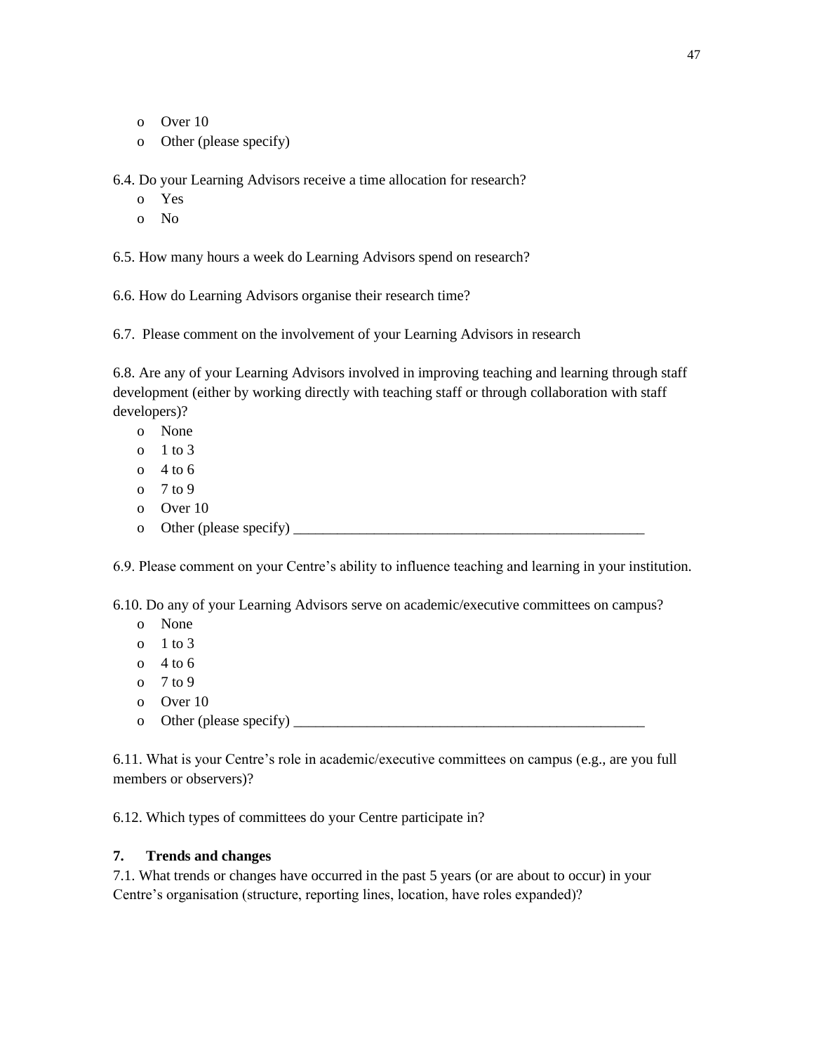- Over 10
- Other (please specify)

6.4. Do your Learning Advisors receive a time allocation for research?

- Yes
- No

6.5. How many hours a week do Learning Advisors spend on research?

6.6. How do Learning Advisors organise their research time?

6.7. Please comment on the involvement of your Learning Advisors in research

6.8. Are any of your Learning Advisors involved in improving teaching and learning through staff development (either by working directly with teaching staff or through collaboration with staff developers)?

- None
- 1 to 3
- 4 to 6
- 7 to 9
- Over 10
- Other (please specify) ___________________________________________________

6.9. Please comment on your Centre's ability to influence teaching and learning in your institution.

6.10. Do any of your Learning Advisors serve on academic/executive committees on campus?

- None
- 1 to 3
- 4 to 6
- 7 to 9
- Over 10
- Other (please specify) ___________________________________________________

6.11. What is your Centre's role in academic/executive committees on campus (e.g., are you full members or observers)?

6.12. Which types of committees do your Centre participate in?

## 7. Trends and changes

7.1. What trends or changes have occurred in the past 5 years (or are about to occur) in your Centre's organisation (structure, reporting lines, location, have roles expanded)?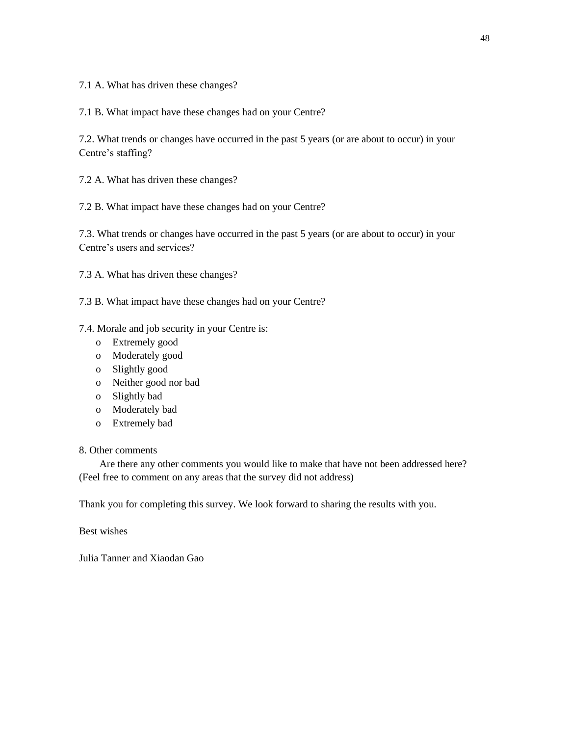7.1 A. What has driven these changes?

7.1 B. What impact have these changes had on your Centre?

7.2. What trends or changes have occurred in the past 5 years (or are about to occur) in your Centre's staffing?

7.2 A. What has driven these changes?

7.2 B. What impact have these changes had on your Centre?

7.3. What trends or changes have occurred in the past 5 years (or are about to occur) in your Centre's users and services?

7.3 A. What has driven these changes?

7.3 B. What impact have these changes had on your Centre?

7.4. Morale and job security in your Centre is:

- Extremely good
- Moderately good
- Slightly good
- Neither good nor bad
- Slightly bad
- Moderately bad
- Extremely bad

8. Other comments

Are there any other comments you would like to make that have not been addressed here? (Feel free to comment on any areas that the survey did not address)

Thank you for completing this survey. We look forward to sharing the results with you.

Best wishes

Julia Tanner and Xiaodan Gao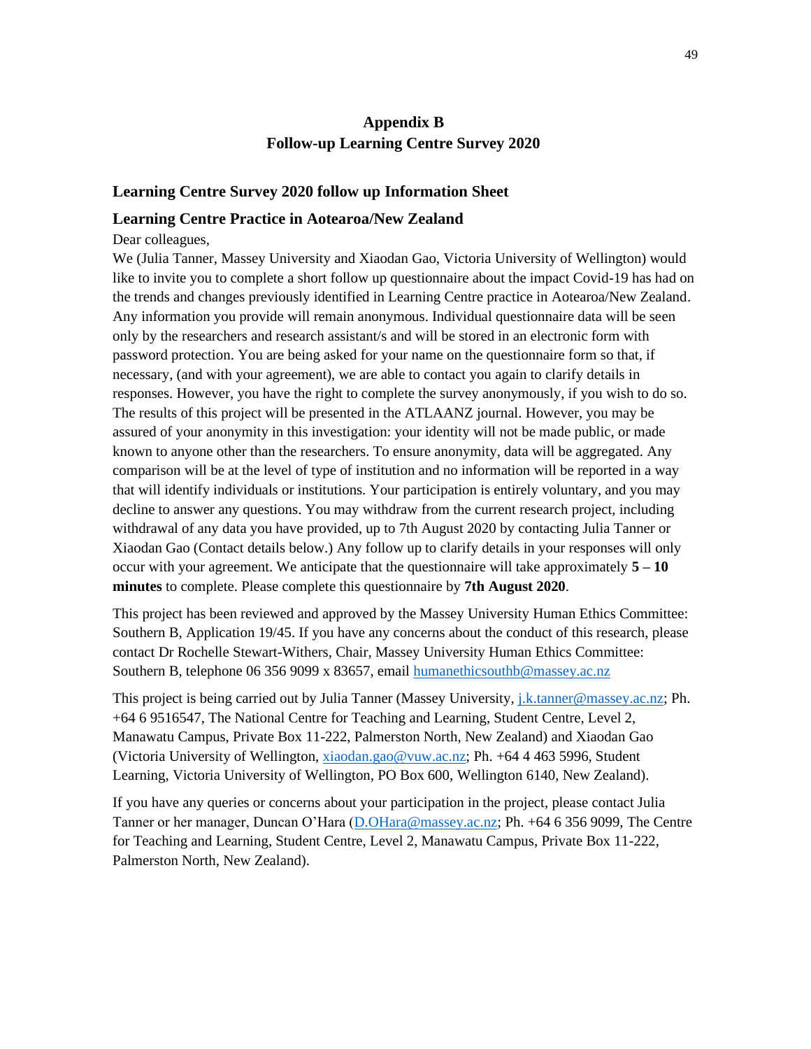# Appendix B
# Follow-up Learning Centre Survey 2020

## Learning Centre Survey 2020 follow up Information Sheet

## Learning Centre Practice in Aotearoa/New Zealand

Dear colleagues,

We (Julia Tanner, Massey University and Xiaodan Gao, Victoria University of Wellington) would like to invite you to complete a short follow up questionnaire about the impact Covid-19 has had on the trends and changes previously identified in Learning Centre practice in Aotearoa/New Zealand. Any information you provide will remain anonymous. Individual questionnaire data will be seen only by the researchers and research assistant/s and will be stored in an electronic form with password protection. You are being asked for your name on the questionnaire form so that, if necessary, (and with your agreement), we are able to contact you again to clarify details in responses. However, you have the right to complete the survey anonymously, if you wish to do so. The results of this project will be presented in the ATLAANZ journal. However, you may be assured of your anonymity in this investigation: your identity will not be made public, or made known to anyone other than the researchers. To ensure anonymity, data will be aggregated. Any comparison will be at the level of type of institution and no information will be reported in a way that will identify individuals or institutions. Your participation is entirely voluntary, and you may decline to answer any questions. You may withdraw from the current research project, including withdrawal of any data you have provided, up to 7th August 2020 by contacting Julia Tanner or Xiaodan Gao (Contact details below.) Any follow up to clarify details in your responses will only occur with your agreement. We anticipate that the questionnaire will take approximately **5 – 10 minutes** to complete. Please complete this questionnaire by **7th August 2020**.

This project has been reviewed and approved by the Massey University Human Ethics Committee: Southern B, Application 19/45. If you have any concerns about the conduct of this research, please contact Dr Rochelle Stewart-Withers, Chair, Massey University Human Ethics Committee: Southern B, telephone 06 356 9099 x 83657, email humanethicsouthb@massey.ac.nz

This project is being carried out by Julia Tanner (Massey University, j.k.tanner@massey.ac.nz; Ph. +64 6 9516547, The National Centre for Teaching and Learning, Student Centre, Level 2, Manawatu Campus, Private Box 11-222, Palmerston North, New Zealand) and Xiaodan Gao (Victoria University of Wellington, xiaodan.gao@vuw.ac.nz; Ph. +64 4 463 5996, Student Learning, Victoria University of Wellington, PO Box 600, Wellington 6140, New Zealand).

If you have any queries or concerns about your participation in the project, please contact Julia Tanner or her manager, Duncan O'Hara (D.OHara@massey.ac.nz; Ph. +64 6 356 9099, The Centre for Teaching and Learning, Student Centre, Level 2, Manawatu Campus, Private Box 11-222, Palmerston North, New Zealand).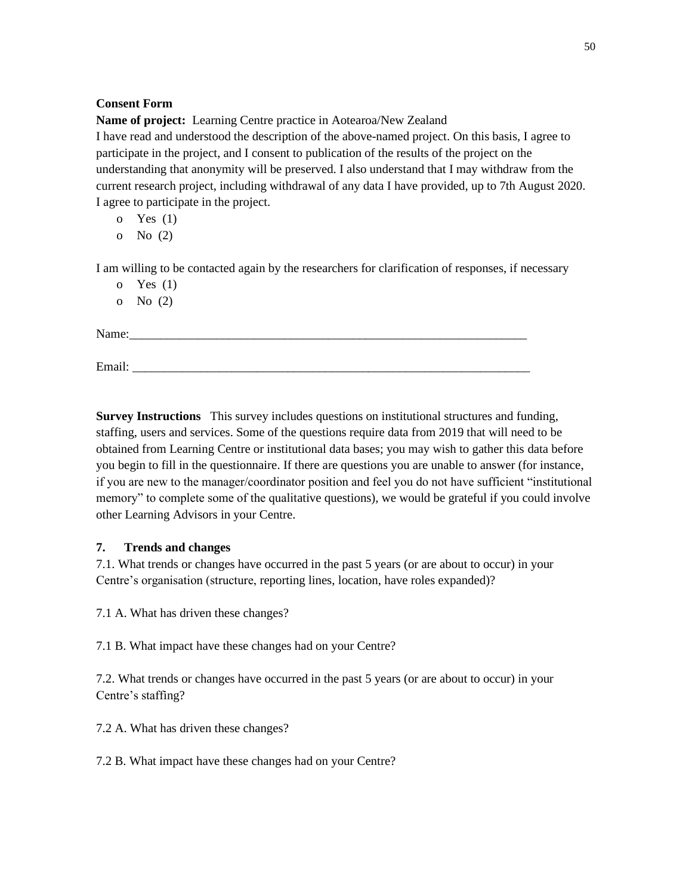**Consent Form**

**Name of project:** Learning Centre practice in Aotearoa/New Zealand

I have read and understood the description of the above-named project. On this basis, I agree to participate in the project, and I consent to publication of the results of the project on the understanding that anonymity will be preserved. I also understand that I may withdraw from the current research project, including withdrawal of any data I have provided, up to 7th August 2020.

I agree to participate in the project.

- o Yes (1)
- o No (2)

I am willing to be contacted again by the researchers for clarification of responses, if necessary

- o Yes (1)
- o No (2)

Name:________________________________________________________________

Email: ________________________________________________________________

**Survey Instructions** This survey includes questions on institutional structures and funding, staffing, users and services. Some of the questions require data from 2019 that will need to be obtained from Learning Centre or institutional data bases; you may wish to gather this data before you begin to fill in the questionnaire. If there are questions you are unable to answer (for instance, if you are new to the manager/coordinator position and feel you do not have sufficient "institutional memory" to complete some of the qualitative questions), we would be grateful if you could involve other Learning Advisors in your Centre.

**7. Trends and changes**

7.1. What trends or changes have occurred in the past 5 years (or are about to occur) in your Centre's organisation (structure, reporting lines, location, have roles expanded)?

7.1 A. What has driven these changes?

7.1 B. What impact have these changes had on your Centre?

7.2. What trends or changes have occurred in the past 5 years (or are about to occur) in your Centre's staffing?

7.2 A. What has driven these changes?

7.2 B. What impact have these changes had on your Centre?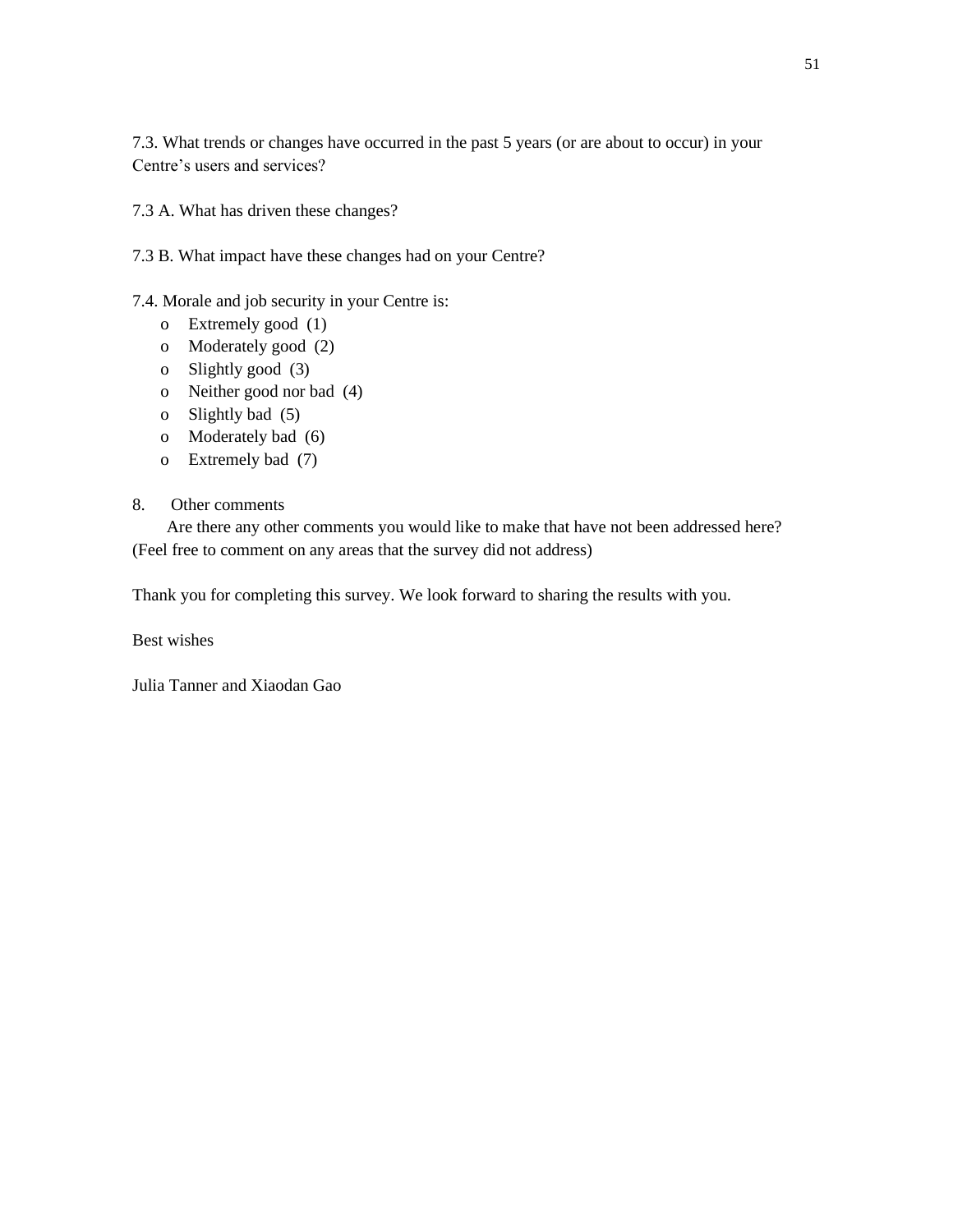7.3. What trends or changes have occurred in the past 5 years (or are about to occur) in your Centre's users and services?

7.3 A. What has driven these changes?

7.3 B. What impact have these changes had on your Centre?

7.4. Morale and job security in your Centre is:

- o Extremely good (1)
- o Moderately good (2)
- o Slightly good (3)
- o Neither good nor bad (4)
- o Slightly bad (5)
- o Moderately bad (6)
- o Extremely bad (7)

8. Other comments

Are there any other comments you would like to make that have not been addressed here? (Feel free to comment on any areas that the survey did not address)

Thank you for completing this survey. We look forward to sharing the results with you.

Best wishes

Julia Tanner and Xiaodan Gao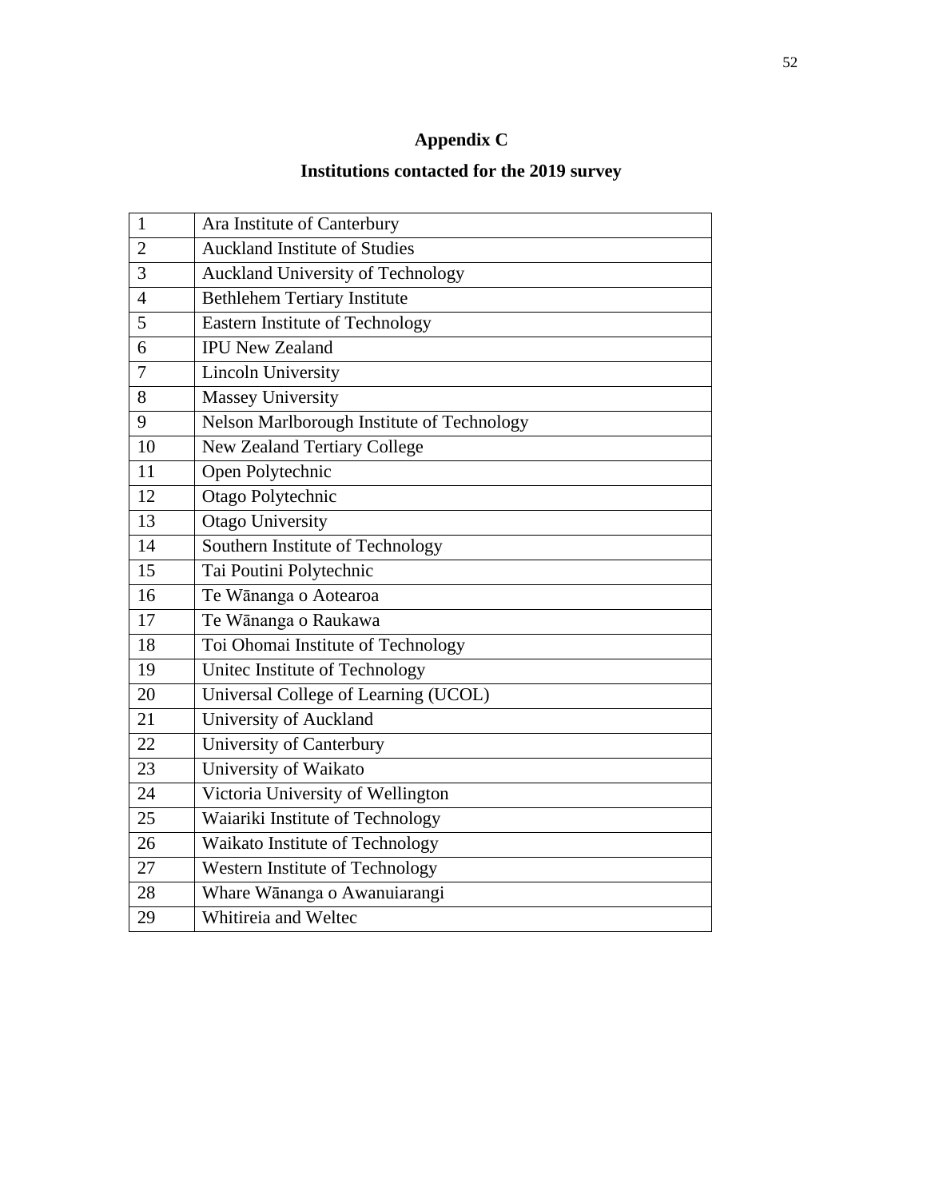# Appendix C

## Institutions contacted for the 2019 survey

| | |
|---|---|
| 1 | Ara Institute of Canterbury |
| 2 | Auckland Institute of Studies |
| 3 | Auckland University of Technology |
| 4 | Bethlehem Tertiary Institute |
| 5 | Eastern Institute of Technology |
| 6 | IPU New Zealand |
| 7 | Lincoln University |
| 8 | Massey University |
| 9 | Nelson Marlborough Institute of Technology |
| 10 | New Zealand Tertiary College |
| 11 | Open Polytechnic |
| 12 | Otago Polytechnic |
| 13 | Otago University |
| 14 | Southern Institute of Technology |
| 15 | Tai Poutini Polytechnic |
| 16 | Te Wānanga o Aotearoa |
| 17 | Te Wānanga o Raukawa |
| 18 | Toi Ohomai Institute of Technology |
| 19 | Unitec Institute of Technology |
| 20 | Universal College of Learning (UCOL) |
| 21 | University of Auckland |
| 22 | University of Canterbury |
| 23 | University of Waikato |
| 24 | Victoria University of Wellington |
| 25 | Waiariki Institute of Technology |
| 26 | Waikato Institute of Technology |
| 27 | Western Institute of Technology |
| 28 | Whare Wānanga o Awanuiarangi |
| 29 | Whitireia and Weltec |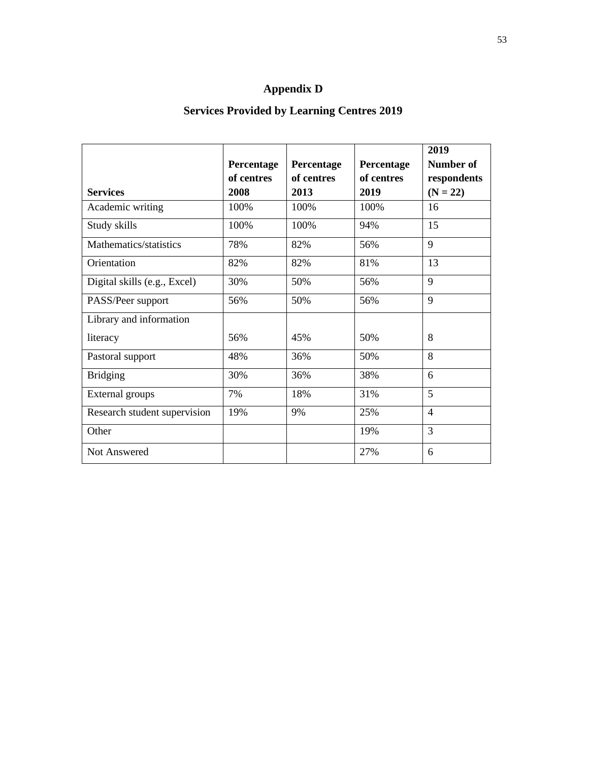# Appendix D

## Services Provided by Learning Centres 2019

| Services | Percentage of centres 2008 | Percentage of centres 2013 | Percentage of centres 2019 | 2019 Number of respondents (N = 22) |
|---|---|---|---|---|
| Academic writing | 100% | 100% | 100% | 16 |
| Study skills | 100% | 100% | 94% | 15 |
| Mathematics/statistics | 78% | 82% | 56% | 9 |
| Orientation | 82% | 82% | 81% | 13 |
| Digital skills (e.g., Excel) | 30% | 50% | 56% | 9 |
| PASS/Peer support | 56% | 50% | 56% | 9 |
| Library and information literacy | 56% | 45% | 50% | 8 |
| Pastoral support | 48% | 36% | 50% | 8 |
| Bridging | 30% | 36% | 38% | 6 |
| External groups | 7% | 18% | 31% | 5 |
| Research student supervision | 19% | 9% | 25% | 4 |
| Other | | | 19% | 3 |
| Not Answered | | | 27% | 6 |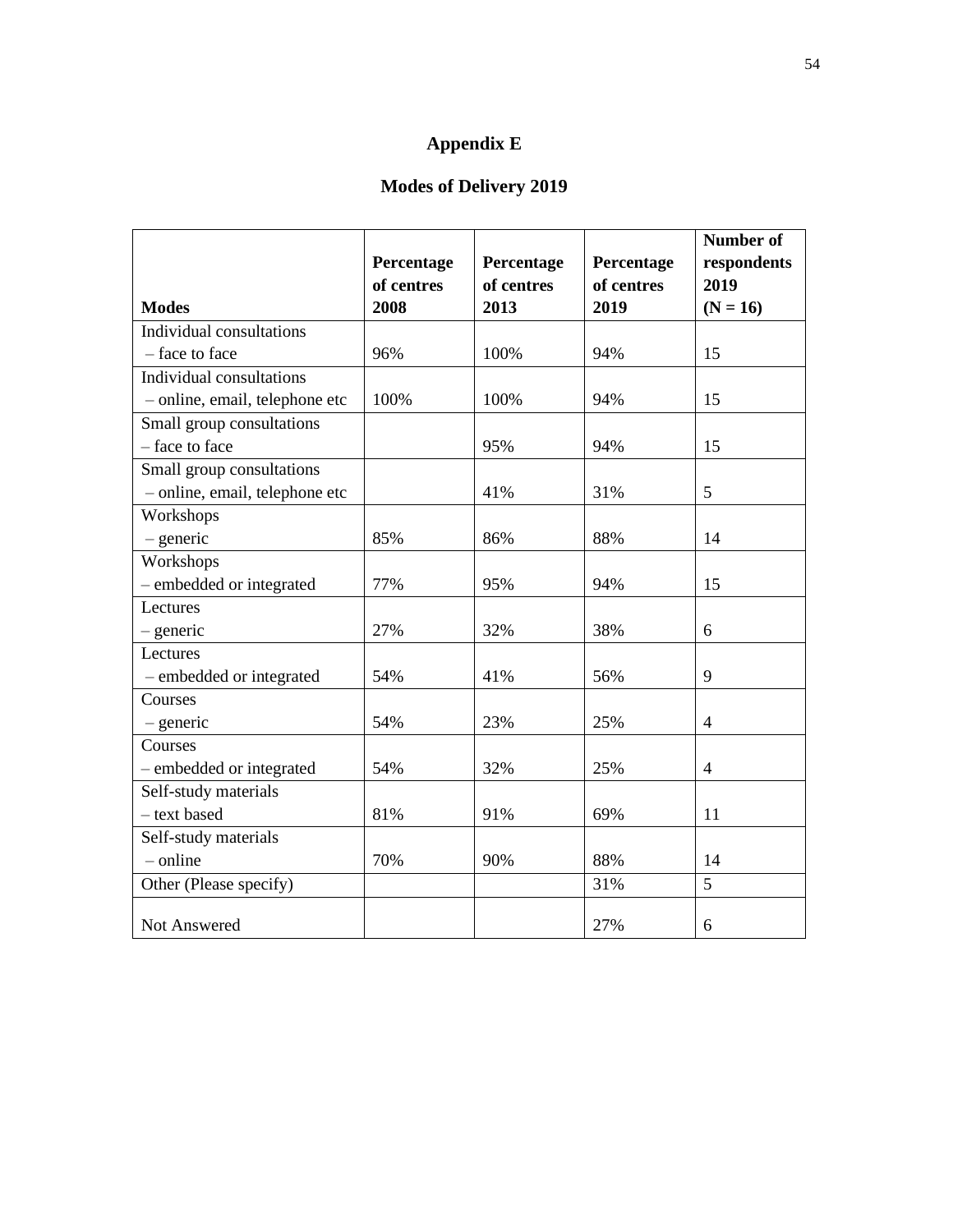# Appendix E

## Modes of Delivery 2019

| Modes | Percentage of centres 2008 | Percentage of centres 2013 | Percentage of centres 2019 | Number of respondents 2019 (N = 16) |
|---|---|---|---|---|
| Individual consultations – face to face | 96% | 100% | 94% | 15 |
| Individual consultations – online, email, telephone etc | 100% | 100% | 94% | 15 |
| Small group consultations – face to face | | 95% | 94% | 15 |
| Small group consultations – online, email, telephone etc | | 41% | 31% | 5 |
| Workshops – generic | 85% | 86% | 88% | 14 |
| Workshops – embedded or integrated | 77% | 95% | 94% | 15 |
| Lectures – generic | 27% | 32% | 38% | 6 |
| Lectures – embedded or integrated | 54% | 41% | 56% | 9 |
| Courses – generic | 54% | 23% | 25% | 4 |
| Courses – embedded or integrated | 54% | 32% | 25% | 4 |
| Self-study materials – text based | 81% | 91% | 69% | 11 |
| Self-study materials – online | 70% | 90% | 88% | 14 |
| Other (Please specify) | | | 31% | 5 |
| Not Answered | | | 27% | 6 |